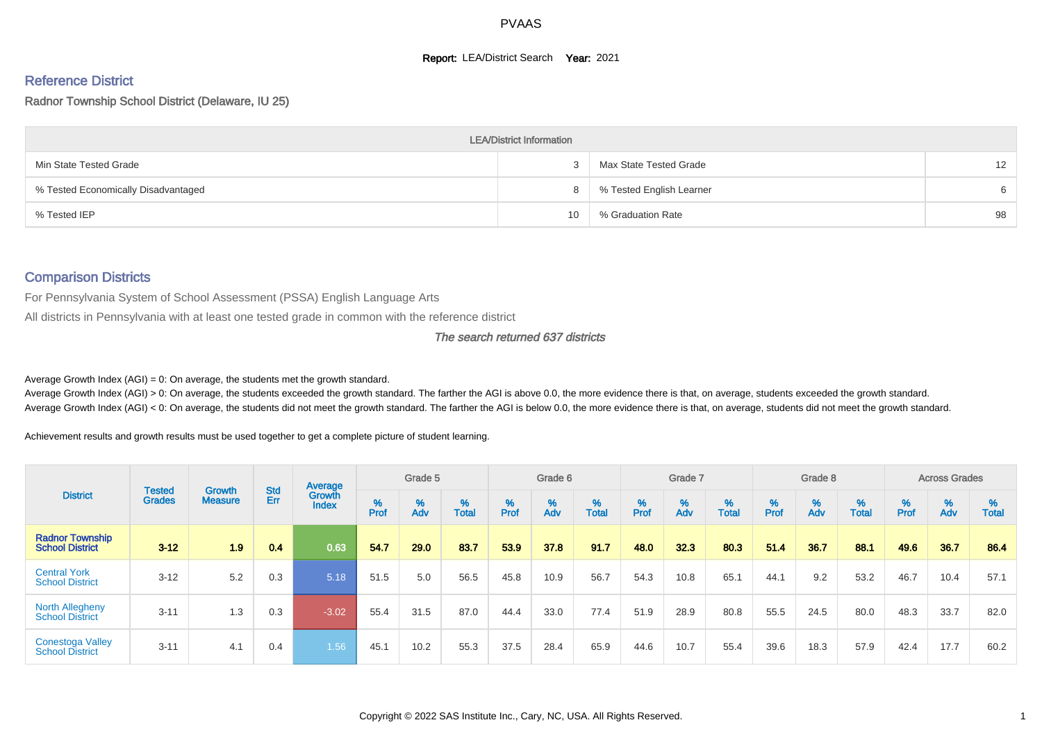PVAAS

**Report:** LEA/District Search **Year:** 2021

## Reference District

### Radnor Township School District (Delaware, IU 25)

| LEA/District Information | | | |
|---|---|---|---|
| Min State Tested Grade | 3 | Max State Tested Grade | 12 |
| % Tested Economically Disadvantaged | 8 | % Tested English Learner | 6 |
| % Tested IEP | 10 | % Graduation Rate | 98 |

## Comparison Districts

For Pennsylvania System of School Assessment (PSSA) English Language Arts

All districts in Pennsylvania with at least one tested grade in common with the reference district

*The search returned 637 districts*

Average Growth Index (AGI) = 0: On average, the students met the growth standard.

Average Growth Index (AGI) > 0: On average, the students exceeded the growth standard. The farther the AGI is above 0.0, the more evidence there is that, on average, students exceeded the growth standard.

Average Growth Index (AGI) < 0: On average, the students did not meet the growth standard. The farther the AGI is below 0.0, the more evidence there is that, on average, students did not meet the growth standard.

Achievement results and growth results must be used together to get a complete picture of student learning.

| District | Tested Grades | Growth Measure | Std Err | Average Growth Index | Grade 5 | | | Grade 6 | | | Grade 7 | | | Grade 8 | | | Across Grades | | |
|---|---|---|---|---|---|---|---|---|---|---|---|---|---|---|---|---|---|---|---|
| | | | | | % Prof | % Adv | % Total | % Prof | % Adv | % Total | % Prof | % Adv | % Total | % Prof | % Adv | % Total | % Prof | % Adv | % Total |
| **Radnor Township School District** | **3-12** | **1.9** | **0.4** | **0.63** | **54.7** | **29.0** | **83.7** | **53.9** | **37.8** | **91.7** | **48.0** | **32.3** | **80.3** | **51.4** | **36.7** | **88.1** | **49.6** | **36.7** | **86.4** |
| Central York School District | 3-12 | 5.2 | 0.3 | 5.18 | 51.5 | 5.0 | 56.5 | 45.8 | 10.9 | 56.7 | 54.3 | 10.8 | 65.1 | 44.1 | 9.2 | 53.2 | 46.7 | 10.4 | 57.1 |
| North Allegheny School District | 3-11 | 1.3 | 0.3 | -3.02 | 55.4 | 31.5 | 87.0 | 44.4 | 33.0 | 77.4 | 51.9 | 28.9 | 80.8 | 55.5 | 24.5 | 80.0 | 48.3 | 33.7 | 82.0 |
| Conestoga Valley School District | 3-11 | 4.1 | 0.4 | 1.56 | 45.1 | 10.2 | 55.3 | 37.5 | 28.4 | 65.9 | 44.6 | 10.7 | 55.4 | 39.6 | 18.3 | 57.9 | 42.4 | 17.7 | 60.2 |

Copyright © 2022 SAS Institute Inc., Cary, NC, USA. All Rights Reserved.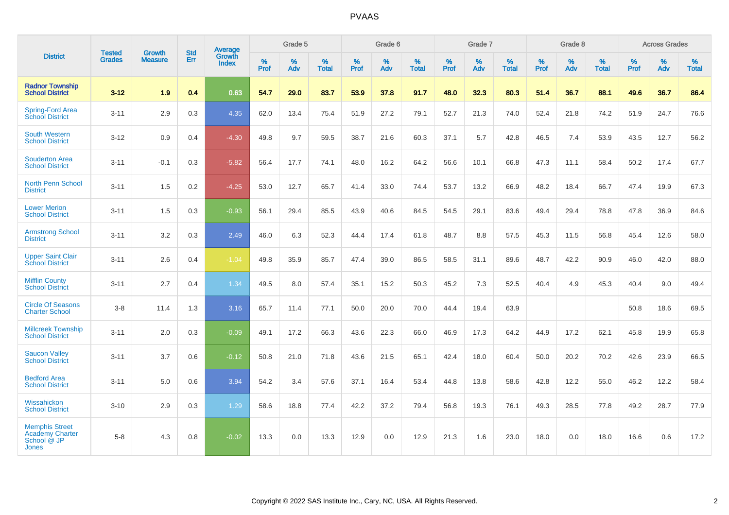| District | Tested Grades | Growth Measure | Std Err | Average Growth Index | Grade 5 | | | Grade 6 | | | Grade 7 | | | Grade 8 | | | Across Grades | | |
|---|---|---|---|---|---|---|---|---|---|---|---|---|---|---|---|---|---|---|---|
| | | | | | % Prof | % Adv | % Total | % Prof | % Adv | % Total | % Prof | % Adv | % Total | % Prof | % Adv | % Total | % Prof | % Adv | % Total |
| **Radnor Township School District** | **3-12** | **1.9** | **0.4** | **0.63** | **54.7** | **29.0** | **83.7** | **53.9** | **37.8** | **91.7** | **48.0** | **32.3** | **80.3** | **51.4** | **36.7** | **88.1** | **49.6** | **36.7** | **86.4** |
| Spring-Ford Area School District | 3-11 | 2.9 | 0.3 | 4.35 | 62.0 | 13.4 | 75.4 | 51.9 | 27.2 | 79.1 | 52.7 | 21.3 | 74.0 | 52.4 | 21.8 | 74.2 | 51.9 | 24.7 | 76.6 |
| South Western School District | 3-12 | 0.9 | 0.4 | -4.30 | 49.8 | 9.7 | 59.5 | 38.7 | 21.6 | 60.3 | 37.1 | 5.7 | 42.8 | 46.5 | 7.4 | 53.9 | 43.5 | 12.7 | 56.2 |
| Souderton Area School District | 3-11 | -0.1 | 0.3 | -5.82 | 56.4 | 17.7 | 74.1 | 48.0 | 16.2 | 64.2 | 56.6 | 10.1 | 66.8 | 47.3 | 11.1 | 58.4 | 50.2 | 17.4 | 67.7 |
| North Penn School District | 3-11 | 1.5 | 0.2 | -4.25 | 53.0 | 12.7 | 65.7 | 41.4 | 33.0 | 74.4 | 53.7 | 13.2 | 66.9 | 48.2 | 18.4 | 66.7 | 47.4 | 19.9 | 67.3 |
| Lower Merion School District | 3-11 | 1.5 | 0.3 | -0.93 | 56.1 | 29.4 | 85.5 | 43.9 | 40.6 | 84.5 | 54.5 | 29.1 | 83.6 | 49.4 | 29.4 | 78.8 | 47.8 | 36.9 | 84.6 |
| Armstrong School District | 3-11 | 3.2 | 0.3 | 2.49 | 46.0 | 6.3 | 52.3 | 44.4 | 17.4 | 61.8 | 48.7 | 8.8 | 57.5 | 45.3 | 11.5 | 56.8 | 45.4 | 12.6 | 58.0 |
| Upper Saint Clair School District | 3-11 | 2.6 | 0.4 | -1.04 | 49.8 | 35.9 | 85.7 | 47.4 | 39.0 | 86.5 | 58.5 | 31.1 | 89.6 | 48.7 | 42.2 | 90.9 | 46.0 | 42.0 | 88.0 |
| Mifflin County School District | 3-11 | 2.7 | 0.4 | 1.34 | 49.5 | 8.0 | 57.4 | 35.1 | 15.2 | 50.3 | 45.2 | 7.3 | 52.5 | 40.4 | 4.9 | 45.3 | 40.4 | 9.0 | 49.4 |
| Circle Of Seasons Charter School | 3-8 | 11.4 | 1.3 | 3.16 | 65.7 | 11.4 | 77.1 | 50.0 | 20.0 | 70.0 | 44.4 | 19.4 | 63.9 | | | | 50.8 | 18.6 | 69.5 |
| Millcreek Township School District | 3-11 | 2.0 | 0.3 | -0.09 | 49.1 | 17.2 | 66.3 | 43.6 | 22.3 | 66.0 | 46.9 | 17.3 | 64.2 | 44.9 | 17.2 | 62.1 | 45.8 | 19.9 | 65.8 |
| Saucon Valley School District | 3-11 | 3.7 | 0.6 | -0.12 | 50.8 | 21.0 | 71.8 | 43.6 | 21.5 | 65.1 | 42.4 | 18.0 | 60.4 | 50.0 | 20.2 | 70.2 | 42.6 | 23.9 | 66.5 |
| Bedford Area School District | 3-11 | 5.0 | 0.6 | 3.94 | 54.2 | 3.4 | 57.6 | 37.1 | 16.4 | 53.4 | 44.8 | 13.8 | 58.6 | 42.8 | 12.2 | 55.0 | 46.2 | 12.2 | 58.4 |
| Wissahickon School District | 3-10 | 2.9 | 0.3 | 1.29 | 58.6 | 18.8 | 77.4 | 42.2 | 37.2 | 79.4 | 56.8 | 19.3 | 76.1 | 49.3 | 28.5 | 77.8 | 49.2 | 28.7 | 77.9 |
| Memphis Street Academy Charter School @ JP Jones | 5-8 | 4.3 | 0.8 | -0.02 | 13.3 | 0.0 | 13.3 | 12.9 | 0.0 | 12.9 | 21.3 | 1.6 | 23.0 | 18.0 | 0.0 | 18.0 | 16.6 | 0.6 | 17.2 |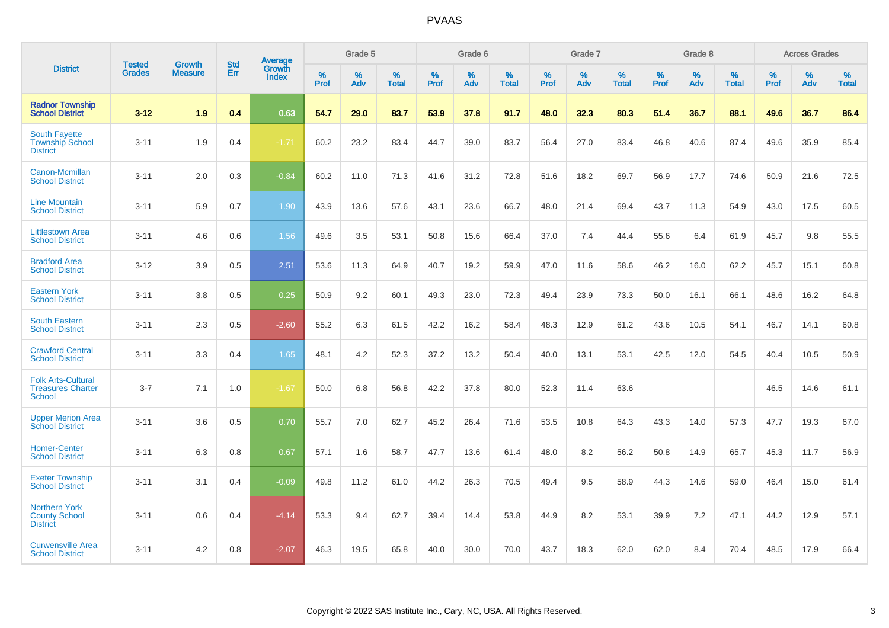# PVAAS

| District | Tested Grades | Growth Measure | Std Err | Average Growth Index | Grade 5 | | | Grade 6 | | | Grade 7 | | | Grade 8 | | | Across Grades | | |
|---|---|---|---|---|---|---|---|---|---|---|---|---|---|---|---|---|---|---|---|
| | | | | | % Prof | % Adv | % Total | % Prof | % Adv | % Total | % Prof | % Adv | % Total | % Prof | % Adv | % Total | % Prof | % Adv | % Total |
| **Radnor Township School District** | **3-12** | **1.9** | **0.4** | **0.63** | **54.7** | **29.0** | **83.7** | **53.9** | **37.8** | **91.7** | **48.0** | **32.3** | **80.3** | **51.4** | **36.7** | **88.1** | **49.6** | **36.7** | **86.4** |
| South Fayette Township School District | 3-11 | 1.9 | 0.4 | -1.71 | 60.2 | 23.2 | 83.4 | 44.7 | 39.0 | 83.7 | 56.4 | 27.0 | 83.4 | 46.8 | 40.6 | 87.4 | 49.6 | 35.9 | 85.4 |
| Canon-Mcmillan School District | 3-11 | 2.0 | 0.3 | -0.84 | 60.2 | 11.0 | 71.3 | 41.6 | 31.2 | 72.8 | 51.6 | 18.2 | 69.7 | 56.9 | 17.7 | 74.6 | 50.9 | 21.6 | 72.5 |
| Line Mountain School District | 3-11 | 5.9 | 0.7 | 1.90 | 43.9 | 13.6 | 57.6 | 43.1 | 23.6 | 66.7 | 48.0 | 21.4 | 69.4 | 43.7 | 11.3 | 54.9 | 43.0 | 17.5 | 60.5 |
| Littlestown Area School District | 3-11 | 4.6 | 0.6 | 1.56 | 49.6 | 3.5 | 53.1 | 50.8 | 15.6 | 66.4 | 37.0 | 7.4 | 44.4 | 55.6 | 6.4 | 61.9 | 45.7 | 9.8 | 55.5 |
| Bradford Area School District | 3-12 | 3.9 | 0.5 | 2.51 | 53.6 | 11.3 | 64.9 | 40.7 | 19.2 | 59.9 | 47.0 | 11.6 | 58.6 | 46.2 | 16.0 | 62.2 | 45.7 | 15.1 | 60.8 |
| Eastern York School District | 3-11 | 3.8 | 0.5 | 0.25 | 50.9 | 9.2 | 60.1 | 49.3 | 23.0 | 72.3 | 49.4 | 23.9 | 73.3 | 50.0 | 16.1 | 66.1 | 48.6 | 16.2 | 64.8 |
| South Eastern School District | 3-11 | 2.3 | 0.5 | -2.60 | 55.2 | 6.3 | 61.5 | 42.2 | 16.2 | 58.4 | 48.3 | 12.9 | 61.2 | 43.6 | 10.5 | 54.1 | 46.7 | 14.1 | 60.8 |
| Crawford Central School District | 3-11 | 3.3 | 0.4 | 1.65 | 48.1 | 4.2 | 52.3 | 37.2 | 13.2 | 50.4 | 40.0 | 13.1 | 53.1 | 42.5 | 12.0 | 54.5 | 40.4 | 10.5 | 50.9 |
| Folk Arts-Cultural Treasures Charter School | 3-7 | 7.1 | 1.0 | -1.67 | 50.0 | 6.8 | 56.8 | 42.2 | 37.8 | 80.0 | 52.3 | 11.4 | 63.6 | | | | 46.5 | 14.6 | 61.1 |
| Upper Merion Area School District | 3-11 | 3.6 | 0.5 | 0.70 | 55.7 | 7.0 | 62.7 | 45.2 | 26.4 | 71.6 | 53.5 | 10.8 | 64.3 | 43.3 | 14.0 | 57.3 | 47.7 | 19.3 | 67.0 |
| Homer-Center School District | 3-11 | 6.3 | 0.8 | 0.67 | 57.1 | 1.6 | 58.7 | 47.7 | 13.6 | 61.4 | 48.0 | 8.2 | 56.2 | 50.8 | 14.9 | 65.7 | 45.3 | 11.7 | 56.9 |
| Exeter Township School District | 3-11 | 3.1 | 0.4 | -0.09 | 49.8 | 11.2 | 61.0 | 44.2 | 26.3 | 70.5 | 49.4 | 9.5 | 58.9 | 44.3 | 14.6 | 59.0 | 46.4 | 15.0 | 61.4 |
| Northern York County School District | 3-11 | 0.6 | 0.4 | -4.14 | 53.3 | 9.4 | 62.7 | 39.4 | 14.4 | 53.8 | 44.9 | 8.2 | 53.1 | 39.9 | 7.2 | 47.1 | 44.2 | 12.9 | 57.1 |
| Curwensville Area School District | 3-11 | 4.2 | 0.8 | -2.07 | 46.3 | 19.5 | 65.8 | 40.0 | 30.0 | 70.0 | 43.7 | 18.3 | 62.0 | 62.0 | 8.4 | 70.4 | 48.5 | 17.9 | 66.4 |

Copyright © 2022 SAS Institute Inc., Cary, NC, USA. All Rights Reserved.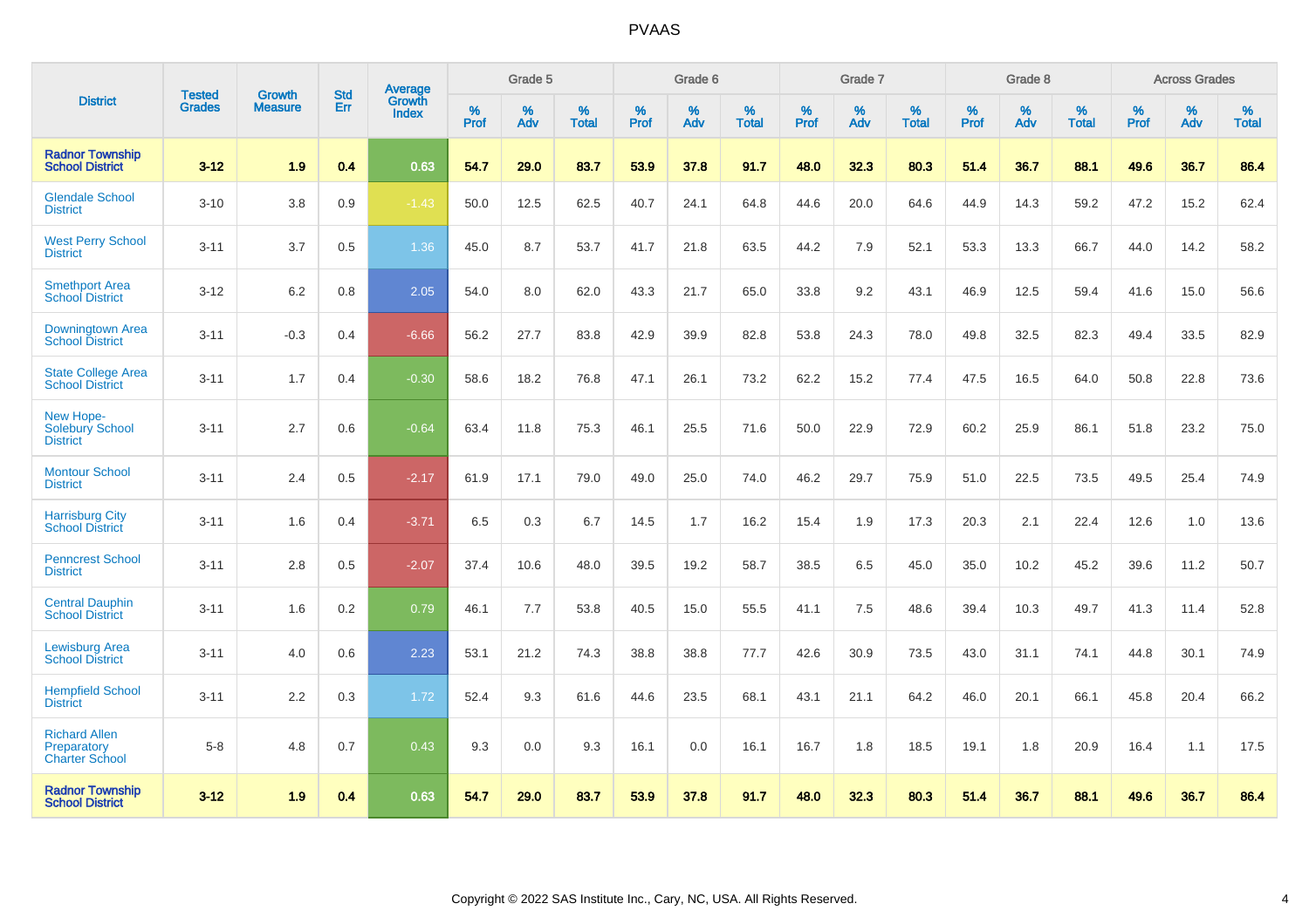# PVAAS

| District | Tested Grades | Growth Measure | Std Err | Average Growth Index | Grade 5 | | | Grade 6 | | | Grade 7 | | | Grade 8 | | | Across Grades | | |
|---|---|---|---|---|---|---|---|---|---|---|---|---|---|---|---|---|---|---|---|
| | | | | | % Prof | % Adv | % Total | % Prof | % Adv | % Total | % Prof | % Adv | % Total | % Prof | % Adv | % Total | % Prof | % Adv | % Total |
| **Radnor Township School District** | **3-12** | **1.9** | **0.4** | **0.63** | **54.7** | **29.0** | **83.7** | **53.9** | **37.8** | **91.7** | **48.0** | **32.3** | **80.3** | **51.4** | **36.7** | **88.1** | **49.6** | **36.7** | **86.4** |
| Glendale School District | 3-10 | 3.8 | 0.9 | -1.43 | 50.0 | 12.5 | 62.5 | 40.7 | 24.1 | 64.8 | 44.6 | 20.0 | 64.6 | 44.9 | 14.3 | 59.2 | 47.2 | 15.2 | 62.4 |
| West Perry School District | 3-11 | 3.7 | 0.5 | 1.36 | 45.0 | 8.7 | 53.7 | 41.7 | 21.8 | 63.5 | 44.2 | 7.9 | 52.1 | 53.3 | 13.3 | 66.7 | 44.0 | 14.2 | 58.2 |
| Smethport Area School District | 3-12 | 6.2 | 0.8 | 2.05 | 54.0 | 8.0 | 62.0 | 43.3 | 21.7 | 65.0 | 33.8 | 9.2 | 43.1 | 46.9 | 12.5 | 59.4 | 41.6 | 15.0 | 56.6 |
| Downingtown Area School District | 3-11 | -0.3 | 0.4 | -6.66 | 56.2 | 27.7 | 83.8 | 42.9 | 39.9 | 82.8 | 53.8 | 24.3 | 78.0 | 49.8 | 32.5 | 82.3 | 49.4 | 33.5 | 82.9 |
| State College Area School District | 3-11 | 1.7 | 0.4 | -0.30 | 58.6 | 18.2 | 76.8 | 47.1 | 26.1 | 73.2 | 62.2 | 15.2 | 77.4 | 47.5 | 16.5 | 64.0 | 50.8 | 22.8 | 73.6 |
| New Hope-Solebury School District | 3-11 | 2.7 | 0.6 | -0.64 | 63.4 | 11.8 | 75.3 | 46.1 | 25.5 | 71.6 | 50.0 | 22.9 | 72.9 | 60.2 | 25.9 | 86.1 | 51.8 | 23.2 | 75.0 |
| Montour School District | 3-11 | 2.4 | 0.5 | -2.17 | 61.9 | 17.1 | 79.0 | 49.0 | 25.0 | 74.0 | 46.2 | 29.7 | 75.9 | 51.0 | 22.5 | 73.5 | 49.5 | 25.4 | 74.9 |
| Harrisburg City School District | 3-11 | 1.6 | 0.4 | -3.71 | 6.5 | 0.3 | 6.7 | 14.5 | 1.7 | 16.2 | 15.4 | 1.9 | 17.3 | 20.3 | 2.1 | 22.4 | 12.6 | 1.0 | 13.6 |
| Penncrest School District | 3-11 | 2.8 | 0.5 | -2.07 | 37.4 | 10.6 | 48.0 | 39.5 | 19.2 | 58.7 | 38.5 | 6.5 | 45.0 | 35.0 | 10.2 | 45.2 | 39.6 | 11.2 | 50.7 |
| Central Dauphin School District | 3-11 | 1.6 | 0.2 | 0.79 | 46.1 | 7.7 | 53.8 | 40.5 | 15.0 | 55.5 | 41.1 | 7.5 | 48.6 | 39.4 | 10.3 | 49.7 | 41.3 | 11.4 | 52.8 |
| Lewisburg Area School District | 3-11 | 4.0 | 0.6 | 2.23 | 53.1 | 21.2 | 74.3 | 38.8 | 38.8 | 77.7 | 42.6 | 30.9 | 73.5 | 43.0 | 31.1 | 74.1 | 44.8 | 30.1 | 74.9 |
| Hempfield School District | 3-11 | 2.2 | 0.3 | 1.72 | 52.4 | 9.3 | 61.6 | 44.6 | 23.5 | 68.1 | 43.1 | 21.1 | 64.2 | 46.0 | 20.1 | 66.1 | 45.8 | 20.4 | 66.2 |
| Richard Allen Preparatory Charter School | 5-8 | 4.8 | 0.7 | 0.43 | 9.3 | 0.0 | 9.3 | 16.1 | 0.0 | 16.1 | 16.7 | 1.8 | 18.5 | 19.1 | 1.8 | 20.9 | 16.4 | 1.1 | 17.5 |
| **Radnor Township School District** | **3-12** | **1.9** | **0.4** | **0.63** | **54.7** | **29.0** | **83.7** | **53.9** | **37.8** | **91.7** | **48.0** | **32.3** | **80.3** | **51.4** | **36.7** | **88.1** | **49.6** | **36.7** | **86.4** |

Copyright © 2022 SAS Institute Inc., Cary, NC, USA. All Rights Reserved.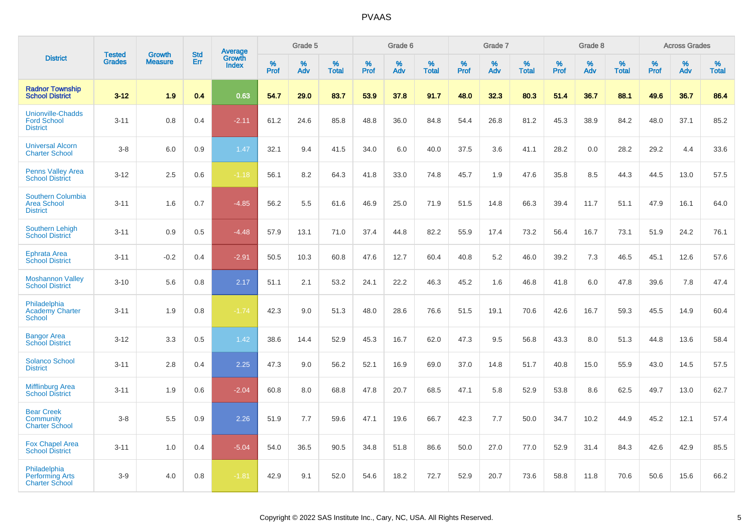# PVAAS

| District | Tested Grades | Growth Measure | Std Err | Average Growth Index | Grade 5 | | | Grade 6 | | | Grade 7 | | | Grade 8 | | | Across Grades | | |
|---|---|---|---|---|---|---|---|---|---|---|---|---|---|---|---|---|---|---|---|
| | | | | | % Prof | % Adv | % Total | % Prof | % Adv | % Total | % Prof | % Adv | % Total | % Prof | % Adv | % Total | % Prof | % Adv | % Total |
| **Radnor Township School District** | **3-12** | **1.9** | **0.4** | **0.63** | **54.7** | **29.0** | **83.7** | **53.9** | **37.8** | **91.7** | **48.0** | **32.3** | **80.3** | **51.4** | **36.7** | **88.1** | **49.6** | **36.7** | **86.4** |
| Unionville-Chadds Ford School District | 3-11 | 0.8 | 0.4 | -2.11 | 61.2 | 24.6 | 85.8 | 48.8 | 36.0 | 84.8 | 54.4 | 26.8 | 81.2 | 45.3 | 38.9 | 84.2 | 48.0 | 37.1 | 85.2 |
| Universal Alcorn Charter School | 3-8 | 6.0 | 0.9 | 1.47 | 32.1 | 9.4 | 41.5 | 34.0 | 6.0 | 40.0 | 37.5 | 3.6 | 41.1 | 28.2 | 0.0 | 28.2 | 29.2 | 4.4 | 33.6 |
| Penns Valley Area School District | 3-12 | 2.5 | 0.6 | -1.18 | 56.1 | 8.2 | 64.3 | 41.8 | 33.0 | 74.8 | 45.7 | 1.9 | 47.6 | 35.8 | 8.5 | 44.3 | 44.5 | 13.0 | 57.5 |
| Southern Columbia Area School District | 3-11 | 1.6 | 0.7 | -4.85 | 56.2 | 5.5 | 61.6 | 46.9 | 25.0 | 71.9 | 51.5 | 14.8 | 66.3 | 39.4 | 11.7 | 51.1 | 47.9 | 16.1 | 64.0 |
| Southern Lehigh School District | 3-11 | 0.9 | 0.5 | -4.48 | 57.9 | 13.1 | 71.0 | 37.4 | 44.8 | 82.2 | 55.9 | 17.4 | 73.2 | 56.4 | 16.7 | 73.1 | 51.9 | 24.2 | 76.1 |
| Ephrata Area School District | 3-11 | -0.2 | 0.4 | -2.91 | 50.5 | 10.3 | 60.8 | 47.6 | 12.7 | 60.4 | 40.8 | 5.2 | 46.0 | 39.2 | 7.3 | 46.5 | 45.1 | 12.6 | 57.6 |
| Moshannon Valley School District | 3-10 | 5.6 | 0.8 | 2.17 | 51.1 | 2.1 | 53.2 | 24.1 | 22.2 | 46.3 | 45.2 | 1.6 | 46.8 | 41.8 | 6.0 | 47.8 | 39.6 | 7.8 | 47.4 |
| Philadelphia Academy Charter School | 3-11 | 1.9 | 0.8 | -1.74 | 42.3 | 9.0 | 51.3 | 48.0 | 28.6 | 76.6 | 51.5 | 19.1 | 70.6 | 42.6 | 16.7 | 59.3 | 45.5 | 14.9 | 60.4 |
| Bangor Area School District | 3-12 | 3.3 | 0.5 | 1.42 | 38.6 | 14.4 | 52.9 | 45.3 | 16.7 | 62.0 | 47.3 | 9.5 | 56.8 | 43.3 | 8.0 | 51.3 | 44.8 | 13.6 | 58.4 |
| Solanco School District | 3-11 | 2.8 | 0.4 | 2.25 | 47.3 | 9.0 | 56.2 | 52.1 | 16.9 | 69.0 | 37.0 | 14.8 | 51.7 | 40.8 | 15.0 | 55.9 | 43.0 | 14.5 | 57.5 |
| Mifflinburg Area School District | 3-11 | 1.9 | 0.6 | -2.04 | 60.8 | 8.0 | 68.8 | 47.8 | 20.7 | 68.5 | 47.1 | 5.8 | 52.9 | 53.8 | 8.6 | 62.5 | 49.7 | 13.0 | 62.7 |
| Bear Creek Community Charter School | 3-8 | 5.5 | 0.9 | 2.26 | 51.9 | 7.7 | 59.6 | 47.1 | 19.6 | 66.7 | 42.3 | 7.7 | 50.0 | 34.7 | 10.2 | 44.9 | 45.2 | 12.1 | 57.4 |
| Fox Chapel Area School District | 3-11 | 1.0 | 0.4 | -5.04 | 54.0 | 36.5 | 90.5 | 34.8 | 51.8 | 86.6 | 50.0 | 27.0 | 77.0 | 52.9 | 31.4 | 84.3 | 42.6 | 42.9 | 85.5 |
| Philadelphia Performing Arts Charter School | 3-9 | 4.0 | 0.8 | -1.81 | 42.9 | 9.1 | 52.0 | 54.6 | 18.2 | 72.7 | 52.9 | 20.7 | 73.6 | 58.8 | 11.8 | 70.6 | 50.6 | 15.6 | 66.2 |

Copyright © 2022 SAS Institute Inc., Cary, NC, USA. All Rights Reserved.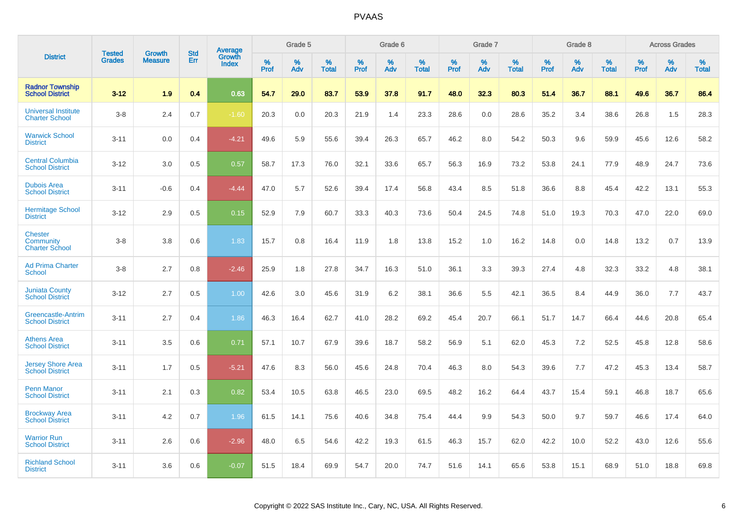# PVAAS

| District | Tested Grades | Growth Measure | Std Err | Average Growth Index | Grade 5 | | | Grade 6 | | | Grade 7 | | | Grade 8 | | | Across Grades | | |
|---|---|---|---|---|---|---|---|---|---|---|---|---|---|---|---|---|---|---|---|
| | | | | | % Prof | % Adv | % Total | % Prof | % Adv | % Total | % Prof | % Adv | % Total | % Prof | % Adv | % Total | % Prof | % Adv | % Total |
| **Radnor Township School District** | **3-12** | **1.9** | **0.4** | **0.63** | **54.7** | **29.0** | **83.7** | **53.9** | **37.8** | **91.7** | **48.0** | **32.3** | **80.3** | **51.4** | **36.7** | **88.1** | **49.6** | **36.7** | **86.4** |
| Universal Institute Charter School | 3-8 | 2.4 | 0.7 | -1.60 | 20.3 | 0.0 | 20.3 | 21.9 | 1.4 | 23.3 | 28.6 | 0.0 | 28.6 | 35.2 | 3.4 | 38.6 | 26.8 | 1.5 | 28.3 |
| Warwick School District | 3-11 | 0.0 | 0.4 | -4.21 | 49.6 | 5.9 | 55.6 | 39.4 | 26.3 | 65.7 | 46.2 | 8.0 | 54.2 | 50.3 | 9.6 | 59.9 | 45.6 | 12.6 | 58.2 |
| Central Columbia School District | 3-12 | 3.0 | 0.5 | 0.57 | 58.7 | 17.3 | 76.0 | 32.1 | 33.6 | 65.7 | 56.3 | 16.9 | 73.2 | 53.8 | 24.1 | 77.9 | 48.9 | 24.7 | 73.6 |
| Dubois Area School District | 3-11 | -0.6 | 0.4 | -4.44 | 47.0 | 5.7 | 52.6 | 39.4 | 17.4 | 56.8 | 43.4 | 8.5 | 51.8 | 36.6 | 8.8 | 45.4 | 42.2 | 13.1 | 55.3 |
| Hermitage School District | 3-12 | 2.9 | 0.5 | 0.15 | 52.9 | 7.9 | 60.7 | 33.3 | 40.3 | 73.6 | 50.4 | 24.5 | 74.8 | 51.0 | 19.3 | 70.3 | 47.0 | 22.0 | 69.0 |
| Chester Community Charter School | 3-8 | 3.8 | 0.6 | 1.83 | 15.7 | 0.8 | 16.4 | 11.9 | 1.8 | 13.8 | 15.2 | 1.0 | 16.2 | 14.8 | 0.0 | 14.8 | 13.2 | 0.7 | 13.9 |
| Ad Prima Charter School | 3-8 | 2.7 | 0.8 | -2.46 | 25.9 | 1.8 | 27.8 | 34.7 | 16.3 | 51.0 | 36.1 | 3.3 | 39.3 | 27.4 | 4.8 | 32.3 | 33.2 | 4.8 | 38.1 |
| Juniata County School District | 3-12 | 2.7 | 0.5 | 1.00 | 42.6 | 3.0 | 45.6 | 31.9 | 6.2 | 38.1 | 36.6 | 5.5 | 42.1 | 36.5 | 8.4 | 44.9 | 36.0 | 7.7 | 43.7 |
| Greencastle-Antrim School District | 3-11 | 2.7 | 0.4 | 1.86 | 46.3 | 16.4 | 62.7 | 41.0 | 28.2 | 69.2 | 45.4 | 20.7 | 66.1 | 51.7 | 14.7 | 66.4 | 44.6 | 20.8 | 65.4 |
| Athens Area School District | 3-11 | 3.5 | 0.6 | 0.71 | 57.1 | 10.7 | 67.9 | 39.6 | 18.7 | 58.2 | 56.9 | 5.1 | 62.0 | 45.3 | 7.2 | 52.5 | 45.8 | 12.8 | 58.6 |
| Jersey Shore Area School District | 3-11 | 1.7 | 0.5 | -5.21 | 47.6 | 8.3 | 56.0 | 45.6 | 24.8 | 70.4 | 46.3 | 8.0 | 54.3 | 39.6 | 7.7 | 47.2 | 45.3 | 13.4 | 58.7 |
| Penn Manor School District | 3-11 | 2.1 | 0.3 | 0.82 | 53.4 | 10.5 | 63.8 | 46.5 | 23.0 | 69.5 | 48.2 | 16.2 | 64.4 | 43.7 | 15.4 | 59.1 | 46.8 | 18.7 | 65.6 |
| Brockway Area School District | 3-11 | 4.2 | 0.7 | 1.96 | 61.5 | 14.1 | 75.6 | 40.6 | 34.8 | 75.4 | 44.4 | 9.9 | 54.3 | 50.0 | 9.7 | 59.7 | 46.6 | 17.4 | 64.0 |
| Warrior Run School District | 3-11 | 2.6 | 0.6 | -2.96 | 48.0 | 6.5 | 54.6 | 42.2 | 19.3 | 61.5 | 46.3 | 15.7 | 62.0 | 42.2 | 10.0 | 52.2 | 43.0 | 12.6 | 55.6 |
| Richland School District | 3-11 | 3.6 | 0.6 | -0.07 | 51.5 | 18.4 | 69.9 | 54.7 | 20.0 | 74.7 | 51.6 | 14.1 | 65.6 | 53.8 | 15.1 | 68.9 | 51.0 | 18.8 | 69.8 |

Copyright © 2022 SAS Institute Inc., Cary, NC, USA. All Rights Reserved.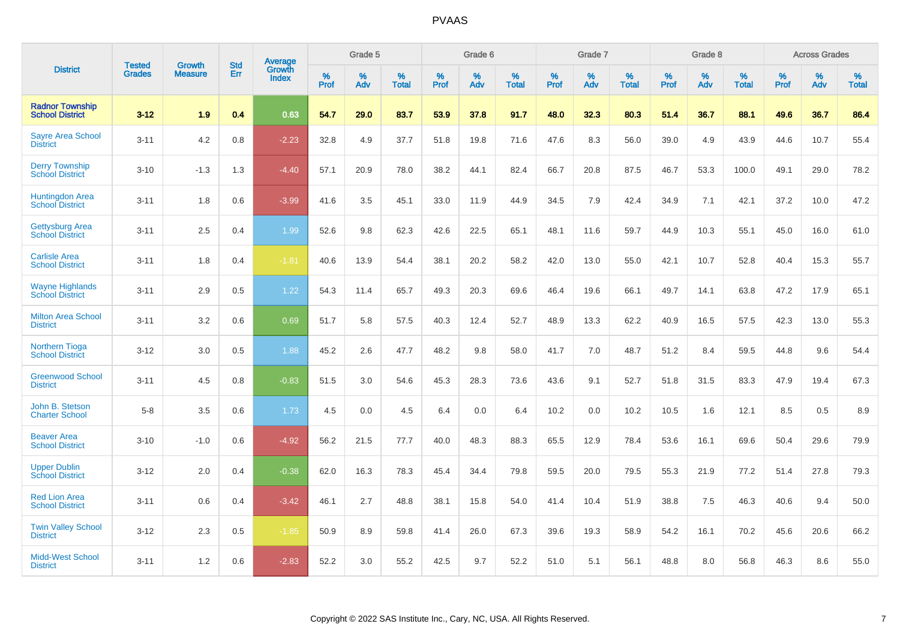# PVAAS

| District | Tested Grades | Growth Measure | Std Err | Average Growth Index | Grade 5 | | | Grade 6 | | | Grade 7 | | | Grade 8 | | | Across Grades | | |
|---|---|---|---|---|---|---|---|---|---|---|---|---|---|---|---|---|---|---|---|
| | | | | | % Prof | % Adv | % Total | % Prof | % Adv | % Total | % Prof | % Adv | % Total | % Prof | % Adv | % Total | % Prof | % Adv | % Total |
| **Radnor Township School District** | **3-12** | **1.9** | **0.4** | **0.63** | **54.7** | **29.0** | **83.7** | **53.9** | **37.8** | **91.7** | **48.0** | **32.3** | **80.3** | **51.4** | **36.7** | **88.1** | **49.6** | **36.7** | **86.4** |
| Sayre Area School District | 3-11 | 4.2 | 0.8 | -2.23 | 32.8 | 4.9 | 37.7 | 51.8 | 19.8 | 71.6 | 47.6 | 8.3 | 56.0 | 39.0 | 4.9 | 43.9 | 44.6 | 10.7 | 55.4 |
| Derry Township School District | 3-10 | -1.3 | 1.3 | -4.40 | 57.1 | 20.9 | 78.0 | 38.2 | 44.1 | 82.4 | 66.7 | 20.8 | 87.5 | 46.7 | 53.3 | 100.0 | 49.1 | 29.0 | 78.2 |
| Huntingdon Area School District | 3-11 | 1.8 | 0.6 | -3.99 | 41.6 | 3.5 | 45.1 | 33.0 | 11.9 | 44.9 | 34.5 | 7.9 | 42.4 | 34.9 | 7.1 | 42.1 | 37.2 | 10.0 | 47.2 |
| Gettysburg Area School District | 3-11 | 2.5 | 0.4 | 1.99 | 52.6 | 9.8 | 62.3 | 42.6 | 22.5 | 65.1 | 48.1 | 11.6 | 59.7 | 44.9 | 10.3 | 55.1 | 45.0 | 16.0 | 61.0 |
| Carlisle Area School District | 3-11 | 1.8 | 0.4 | -1.81 | 40.6 | 13.9 | 54.4 | 38.1 | 20.2 | 58.2 | 42.0 | 13.0 | 55.0 | 42.1 | 10.7 | 52.8 | 40.4 | 15.3 | 55.7 |
| Wayne Highlands School District | 3-11 | 2.9 | 0.5 | 1.22 | 54.3 | 11.4 | 65.7 | 49.3 | 20.3 | 69.6 | 46.4 | 19.6 | 66.1 | 49.7 | 14.1 | 63.8 | 47.2 | 17.9 | 65.1 |
| Milton Area School District | 3-11 | 3.2 | 0.6 | 0.69 | 51.7 | 5.8 | 57.5 | 40.3 | 12.4 | 52.7 | 48.9 | 13.3 | 62.2 | 40.9 | 16.5 | 57.5 | 42.3 | 13.0 | 55.3 |
| Northern Tioga School District | 3-12 | 3.0 | 0.5 | 1.88 | 45.2 | 2.6 | 47.7 | 48.2 | 9.8 | 58.0 | 41.7 | 7.0 | 48.7 | 51.2 | 8.4 | 59.5 | 44.8 | 9.6 | 54.4 |
| Greenwood School District | 3-11 | 4.5 | 0.8 | -0.83 | 51.5 | 3.0 | 54.6 | 45.3 | 28.3 | 73.6 | 43.6 | 9.1 | 52.7 | 51.8 | 31.5 | 83.3 | 47.9 | 19.4 | 67.3 |
| John B. Stetson Charter School | 5-8 | 3.5 | 0.6 | 1.73 | 4.5 | 0.0 | 4.5 | 6.4 | 0.0 | 6.4 | 10.2 | 0.0 | 10.2 | 10.5 | 1.6 | 12.1 | 8.5 | 0.5 | 8.9 |
| Beaver Area School District | 3-10 | -1.0 | 0.6 | -4.92 | 56.2 | 21.5 | 77.7 | 40.0 | 48.3 | 88.3 | 65.5 | 12.9 | 78.4 | 53.6 | 16.1 | 69.6 | 50.4 | 29.6 | 79.9 |
| Upper Dublin School District | 3-12 | 2.0 | 0.4 | -0.38 | 62.0 | 16.3 | 78.3 | 45.4 | 34.4 | 79.8 | 59.5 | 20.0 | 79.5 | 55.3 | 21.9 | 77.2 | 51.4 | 27.8 | 79.3 |
| Red Lion Area School District | 3-11 | 0.6 | 0.4 | -3.42 | 46.1 | 2.7 | 48.8 | 38.1 | 15.8 | 54.0 | 41.4 | 10.4 | 51.9 | 38.8 | 7.5 | 46.3 | 40.6 | 9.4 | 50.0 |
| Twin Valley School District | 3-12 | 2.3 | 0.5 | -1.85 | 50.9 | 8.9 | 59.8 | 41.4 | 26.0 | 67.3 | 39.6 | 19.3 | 58.9 | 54.2 | 16.1 | 70.2 | 45.6 | 20.6 | 66.2 |
| Midd-West School District | 3-11 | 1.2 | 0.6 | -2.83 | 52.2 | 3.0 | 55.2 | 42.5 | 9.7 | 52.2 | 51.0 | 5.1 | 56.1 | 48.8 | 8.0 | 56.8 | 46.3 | 8.6 | 55.0 |

Copyright © 2022 SAS Institute Inc., Cary, NC, USA. All Rights Reserved.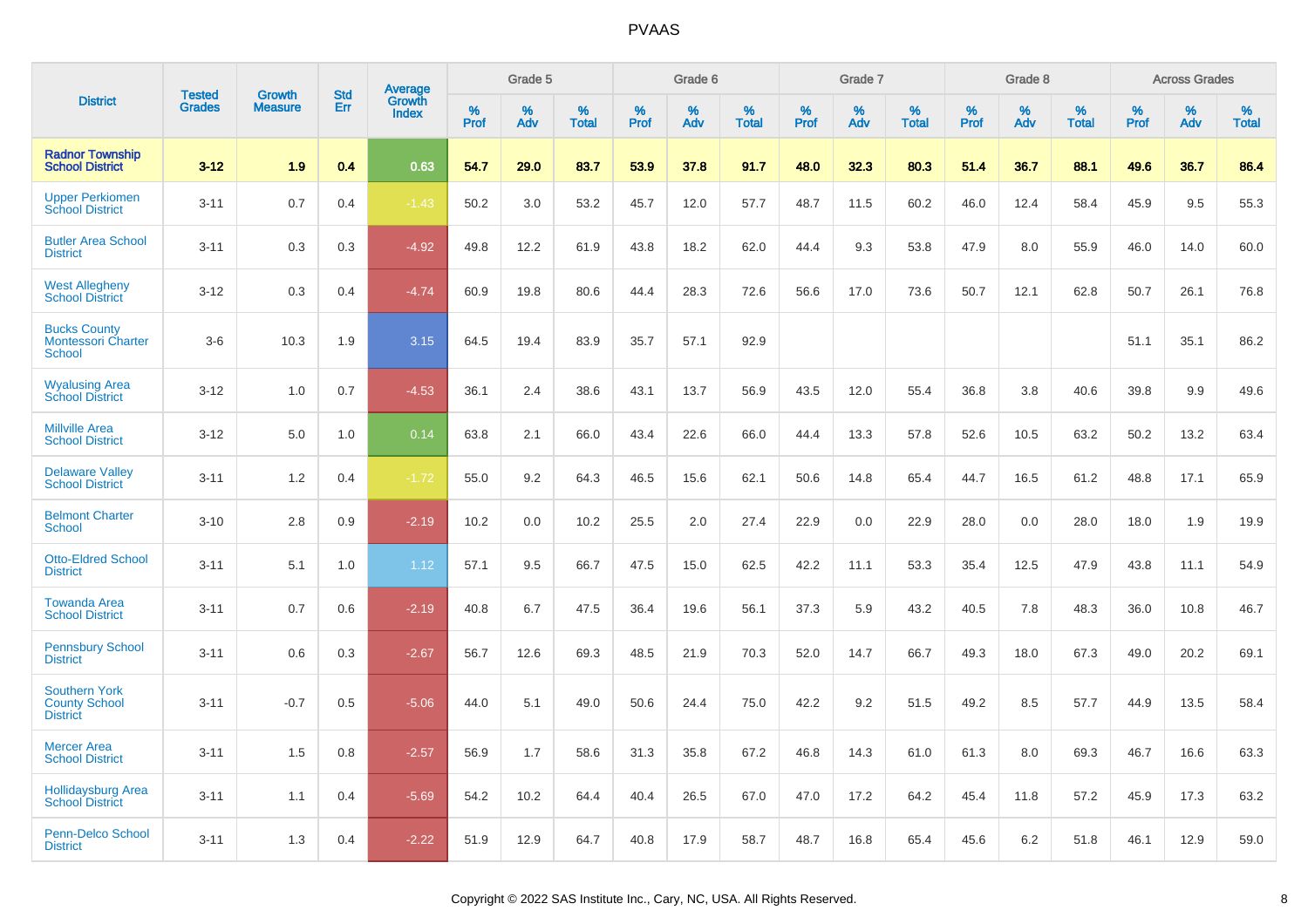PVAAS

| District | Tested Grades | Growth Measure | Std Err | Average Growth Index | Grade 5 | | | Grade 6 | | | Grade 7 | | | Grade 8 | | | Across Grades | | |
|---|---|---|---|---|---|---|---|---|---|---|---|---|---|---|---|---|---|---|---|
| | | | | | % Prof | % Adv | % Total | % Prof | % Adv | % Total | % Prof | % Adv | % Total | % Prof | % Adv | % Total | % Prof | % Adv | % Total |
| **Radnor Township School District** | **3-12** | **1.9** | **0.4** | **0.63** | **54.7** | **29.0** | **83.7** | **53.9** | **37.8** | **91.7** | **48.0** | **32.3** | **80.3** | **51.4** | **36.7** | **88.1** | **49.6** | **36.7** | **86.4** |
| Upper Perkiomen School District | 3-11 | 0.7 | 0.4 | -1.43 | 50.2 | 3.0 | 53.2 | 45.7 | 12.0 | 57.7 | 48.7 | 11.5 | 60.2 | 46.0 | 12.4 | 58.4 | 45.9 | 9.5 | 55.3 |
| Butler Area School District | 3-11 | 0.3 | 0.3 | -4.92 | 49.8 | 12.2 | 61.9 | 43.8 | 18.2 | 62.0 | 44.4 | 9.3 | 53.8 | 47.9 | 8.0 | 55.9 | 46.0 | 14.0 | 60.0 |
| West Allegheny School District | 3-12 | 0.3 | 0.4 | -4.74 | 60.9 | 19.8 | 80.6 | 44.4 | 28.3 | 72.6 | 56.6 | 17.0 | 73.6 | 50.7 | 12.1 | 62.8 | 50.7 | 26.1 | 76.8 |
| Bucks County Montessori Charter School | 3-6 | 10.3 | 1.9 | 3.15 | 64.5 | 19.4 | 83.9 | 35.7 | 57.1 | 92.9 | | | | | | | 51.1 | 35.1 | 86.2 |
| Wyalusing Area School District | 3-12 | 1.0 | 0.7 | -4.53 | 36.1 | 2.4 | 38.6 | 43.1 | 13.7 | 56.9 | 43.5 | 12.0 | 55.4 | 36.8 | 3.8 | 40.6 | 39.8 | 9.9 | 49.6 |
| Millville Area School District | 3-12 | 5.0 | 1.0 | 0.14 | 63.8 | 2.1 | 66.0 | 43.4 | 22.6 | 66.0 | 44.4 | 13.3 | 57.8 | 52.6 | 10.5 | 63.2 | 50.2 | 13.2 | 63.4 |
| Delaware Valley School District | 3-11 | 1.2 | 0.4 | -1.72 | 55.0 | 9.2 | 64.3 | 46.5 | 15.6 | 62.1 | 50.6 | 14.8 | 65.4 | 44.7 | 16.5 | 61.2 | 48.8 | 17.1 | 65.9 |
| Belmont Charter School | 3-10 | 2.8 | 0.9 | -2.19 | 10.2 | 0.0 | 10.2 | 25.5 | 2.0 | 27.4 | 22.9 | 0.0 | 22.9 | 28.0 | 0.0 | 28.0 | 18.0 | 1.9 | 19.9 |
| Otto-Eldred School District | 3-11 | 5.1 | 1.0 | 1.12 | 57.1 | 9.5 | 66.7 | 47.5 | 15.0 | 62.5 | 42.2 | 11.1 | 53.3 | 35.4 | 12.5 | 47.9 | 43.8 | 11.1 | 54.9 |
| Towanda Area School District | 3-11 | 0.7 | 0.6 | -2.19 | 40.8 | 6.7 | 47.5 | 36.4 | 19.6 | 56.1 | 37.3 | 5.9 | 43.2 | 40.5 | 7.8 | 48.3 | 36.0 | 10.8 | 46.7 |
| Pennsbury School District | 3-11 | 0.6 | 0.3 | -2.67 | 56.7 | 12.6 | 69.3 | 48.5 | 21.9 | 70.3 | 52.0 | 14.7 | 66.7 | 49.3 | 18.0 | 67.3 | 49.0 | 20.2 | 69.1 |
| Southern York County School District | 3-11 | -0.7 | 0.5 | -5.06 | 44.0 | 5.1 | 49.0 | 50.6 | 24.4 | 75.0 | 42.2 | 9.2 | 51.5 | 49.2 | 8.5 | 57.7 | 44.9 | 13.5 | 58.4 |
| Mercer Area School District | 3-11 | 1.5 | 0.8 | -2.57 | 56.9 | 1.7 | 58.6 | 31.3 | 35.8 | 67.2 | 46.8 | 14.3 | 61.0 | 61.3 | 8.0 | 69.3 | 46.7 | 16.6 | 63.3 |
| Hollidaysburg Area School District | 3-11 | 1.1 | 0.4 | -5.69 | 54.2 | 10.2 | 64.4 | 40.4 | 26.5 | 67.0 | 47.0 | 17.2 | 64.2 | 45.4 | 11.8 | 57.2 | 45.9 | 17.3 | 63.2 |
| Penn-Delco School District | 3-11 | 1.3 | 0.4 | -2.22 | 51.9 | 12.9 | 64.7 | 40.8 | 17.9 | 58.7 | 48.7 | 16.8 | 65.4 | 45.6 | 6.2 | 51.8 | 46.1 | 12.9 | 59.0 |

Copyright © 2022 SAS Institute Inc., Cary, NC, USA. All Rights Reserved.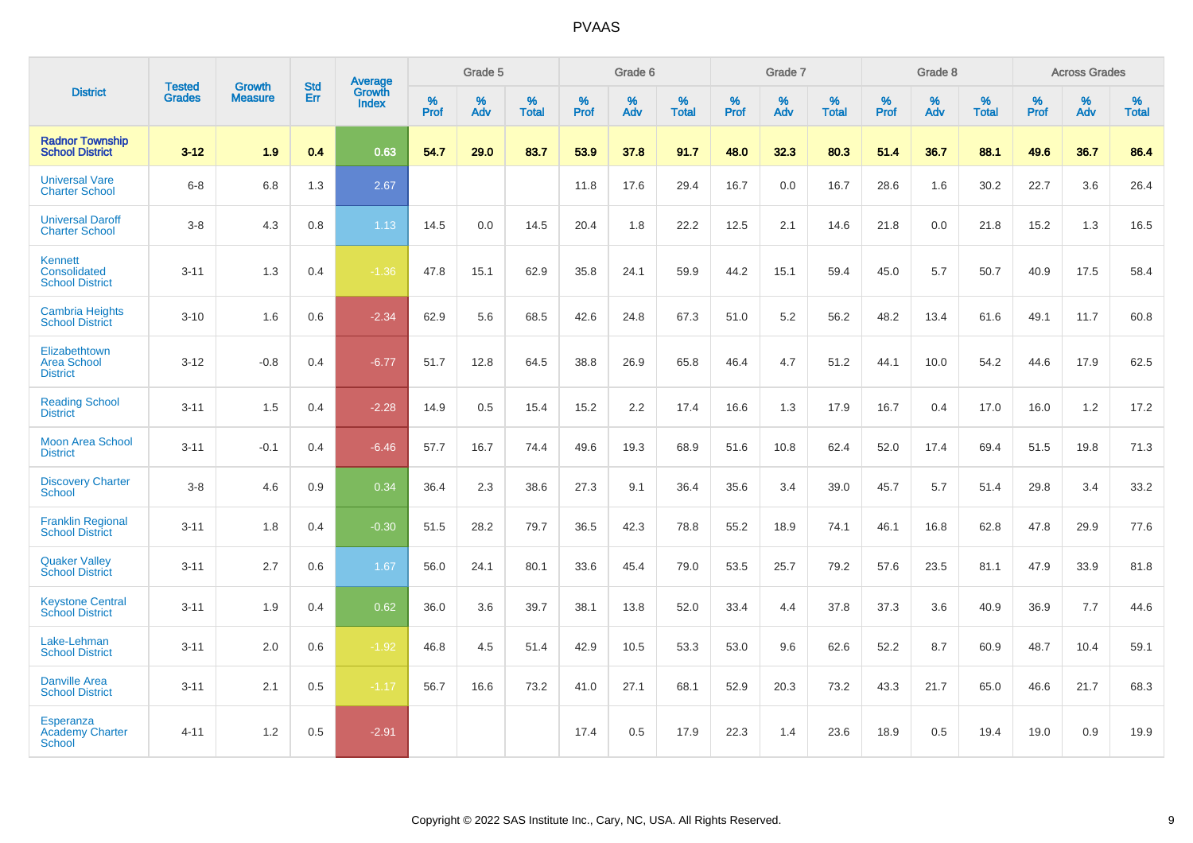# PVAAS

| District | Tested Grades | Growth Measure | Std Err | Average Growth Index | Grade 5 | | | Grade 6 | | | Grade 7 | | | Grade 8 | | | Across Grades | | |
|---|---|---|---|---|---|---|---|---|---|---|---|---|---|---|---|---|---|---|---|
| | | | | | % Prof | % Adv | % Total | % Prof | % Adv | % Total | % Prof | % Adv | % Total | % Prof | % Adv | % Total | % Prof | % Adv | % Total |
| **Radnor Township School District** | **3-12** | **1.9** | **0.4** | **0.63** | **54.7** | **29.0** | **83.7** | **53.9** | **37.8** | **91.7** | **48.0** | **32.3** | **80.3** | **51.4** | **36.7** | **88.1** | **49.6** | **36.7** | **86.4** |
| Universal Vare Charter School | 6-8 | 6.8 | 1.3 | 2.67 | | | | 11.8 | 17.6 | 29.4 | 16.7 | 0.0 | 16.7 | 28.6 | 1.6 | 30.2 | 22.7 | 3.6 | 26.4 |
| Universal Daroff Charter School | 3-8 | 4.3 | 0.8 | 1.13 | 14.5 | 0.0 | 14.5 | 20.4 | 1.8 | 22.2 | 12.5 | 2.1 | 14.6 | 21.8 | 0.0 | 21.8 | 15.2 | 1.3 | 16.5 |
| Kennett Consolidated School District | 3-11 | 1.3 | 0.4 | -1.36 | 47.8 | 15.1 | 62.9 | 35.8 | 24.1 | 59.9 | 44.2 | 15.1 | 59.4 | 45.0 | 5.7 | 50.7 | 40.9 | 17.5 | 58.4 |
| Cambria Heights School District | 3-10 | 1.6 | 0.6 | -2.34 | 62.9 | 5.6 | 68.5 | 42.6 | 24.8 | 67.3 | 51.0 | 5.2 | 56.2 | 48.2 | 13.4 | 61.6 | 49.1 | 11.7 | 60.8 |
| Elizabethtown Area School District | 3-12 | -0.8 | 0.4 | -6.77 | 51.7 | 12.8 | 64.5 | 38.8 | 26.9 | 65.8 | 46.4 | 4.7 | 51.2 | 44.1 | 10.0 | 54.2 | 44.6 | 17.9 | 62.5 |
| Reading School District | 3-11 | 1.5 | 0.4 | -2.28 | 14.9 | 0.5 | 15.4 | 15.2 | 2.2 | 17.4 | 16.6 | 1.3 | 17.9 | 16.7 | 0.4 | 17.0 | 16.0 | 1.2 | 17.2 |
| Moon Area School District | 3-11 | -0.1 | 0.4 | -6.46 | 57.7 | 16.7 | 74.4 | 49.6 | 19.3 | 68.9 | 51.6 | 10.8 | 62.4 | 52.0 | 17.4 | 69.4 | 51.5 | 19.8 | 71.3 |
| Discovery Charter School | 3-8 | 4.6 | 0.9 | 0.34 | 36.4 | 2.3 | 38.6 | 27.3 | 9.1 | 36.4 | 35.6 | 3.4 | 39.0 | 45.7 | 5.7 | 51.4 | 29.8 | 3.4 | 33.2 |
| Franklin Regional School District | 3-11 | 1.8 | 0.4 | -0.30 | 51.5 | 28.2 | 79.7 | 36.5 | 42.3 | 78.8 | 55.2 | 18.9 | 74.1 | 46.1 | 16.8 | 62.8 | 47.8 | 29.9 | 77.6 |
| Quaker Valley School District | 3-11 | 2.7 | 0.6 | 1.67 | 56.0 | 24.1 | 80.1 | 33.6 | 45.4 | 79.0 | 53.5 | 25.7 | 79.2 | 57.6 | 23.5 | 81.1 | 47.9 | 33.9 | 81.8 |
| Keystone Central School District | 3-11 | 1.9 | 0.4 | 0.62 | 36.0 | 3.6 | 39.7 | 38.1 | 13.8 | 52.0 | 33.4 | 4.4 | 37.8 | 37.3 | 3.6 | 40.9 | 36.9 | 7.7 | 44.6 |
| Lake-Lehman School District | 3-11 | 2.0 | 0.6 | -1.92 | 46.8 | 4.5 | 51.4 | 42.9 | 10.5 | 53.3 | 53.0 | 9.6 | 62.6 | 52.2 | 8.7 | 60.9 | 48.7 | 10.4 | 59.1 |
| Danville Area School District | 3-11 | 2.1 | 0.5 | -1.17 | 56.7 | 16.6 | 73.2 | 41.0 | 27.1 | 68.1 | 52.9 | 20.3 | 73.2 | 43.3 | 21.7 | 65.0 | 46.6 | 21.7 | 68.3 |
| Esperanza Academy Charter School | 4-11 | 1.2 | 0.5 | -2.91 | | | | 17.4 | 0.5 | 17.9 | 22.3 | 1.4 | 23.6 | 18.9 | 0.5 | 19.4 | 19.0 | 0.9 | 19.9 |

Copyright © 2022 SAS Institute Inc., Cary, NC, USA. All Rights Reserved.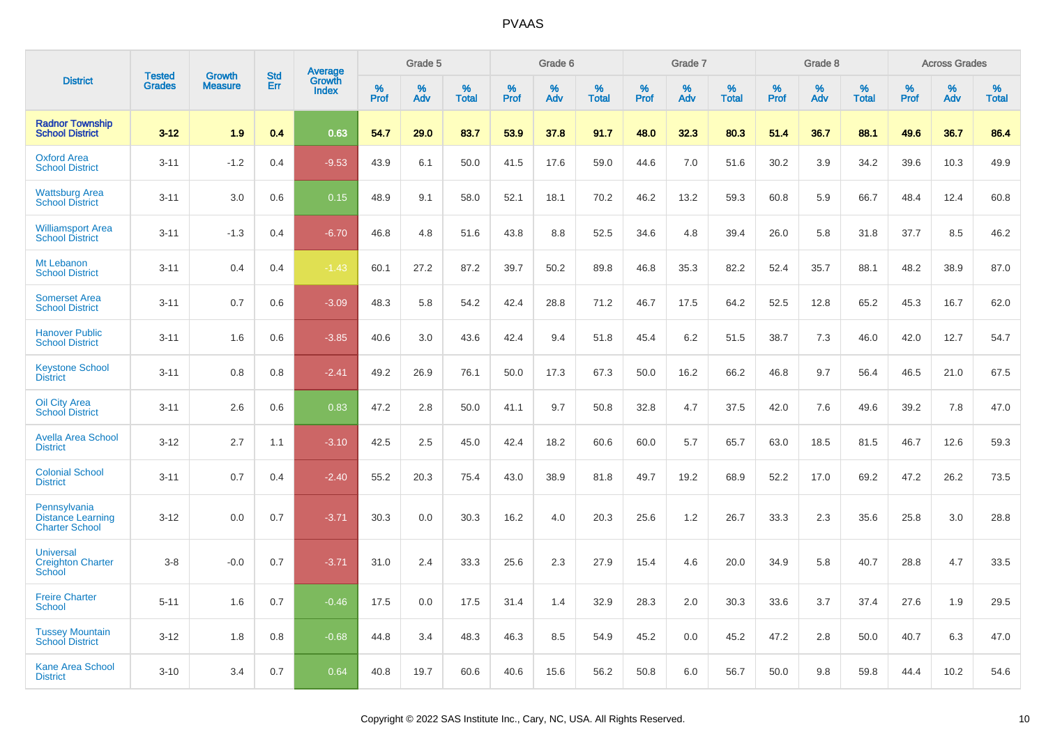# PVAAS

| District | Tested Grades | Growth Measure | Std Err | Average Growth Index | Grade 5 | | | Grade 6 | | | Grade 7 | | | Grade 8 | | | Across Grades | | |
|---|---|---|---|---|---|---|---|---|---|---|---|---|---|---|---|---|---|---|---|
| | | | | | % Prof | % Adv | % Total | % Prof | % Adv | % Total | % Prof | % Adv | % Total | % Prof | % Adv | % Total | % Prof | % Adv | % Total |
| **Radnor Township School District** | **3-12** | **1.9** | **0.4** | **0.63** | **54.7** | **29.0** | **83.7** | **53.9** | **37.8** | **91.7** | **48.0** | **32.3** | **80.3** | **51.4** | **36.7** | **88.1** | **49.6** | **36.7** | **86.4** |
| Oxford Area School District | 3-11 | -1.2 | 0.4 | -9.53 | 43.9 | 6.1 | 50.0 | 41.5 | 17.6 | 59.0 | 44.6 | 7.0 | 51.6 | 30.2 | 3.9 | 34.2 | 39.6 | 10.3 | 49.9 |
| Wattsburg Area School District | 3-11 | 3.0 | 0.6 | 0.15 | 48.9 | 9.1 | 58.0 | 52.1 | 18.1 | 70.2 | 46.2 | 13.2 | 59.3 | 60.8 | 5.9 | 66.7 | 48.4 | 12.4 | 60.8 |
| Williamsport Area School District | 3-11 | -1.3 | 0.4 | -6.70 | 46.8 | 4.8 | 51.6 | 43.8 | 8.8 | 52.5 | 34.6 | 4.8 | 39.4 | 26.0 | 5.8 | 31.8 | 37.7 | 8.5 | 46.2 |
| Mt Lebanon School District | 3-11 | 0.4 | 0.4 | -1.43 | 60.1 | 27.2 | 87.2 | 39.7 | 50.2 | 89.8 | 46.8 | 35.3 | 82.2 | 52.4 | 35.7 | 88.1 | 48.2 | 38.9 | 87.0 |
| Somerset Area School District | 3-11 | 0.7 | 0.6 | -3.09 | 48.3 | 5.8 | 54.2 | 42.4 | 28.8 | 71.2 | 46.7 | 17.5 | 64.2 | 52.5 | 12.8 | 65.2 | 45.3 | 16.7 | 62.0 |
| Hanover Public School District | 3-11 | 1.6 | 0.6 | -3.85 | 40.6 | 3.0 | 43.6 | 42.4 | 9.4 | 51.8 | 45.4 | 6.2 | 51.5 | 38.7 | 7.3 | 46.0 | 42.0 | 12.7 | 54.7 |
| Keystone School District | 3-11 | 0.8 | 0.8 | -2.41 | 49.2 | 26.9 | 76.1 | 50.0 | 17.3 | 67.3 | 50.0 | 16.2 | 66.2 | 46.8 | 9.7 | 56.4 | 46.5 | 21.0 | 67.5 |
| Oil City Area School District | 3-11 | 2.6 | 0.6 | 0.83 | 47.2 | 2.8 | 50.0 | 41.1 | 9.7 | 50.8 | 32.8 | 4.7 | 37.5 | 42.0 | 7.6 | 49.6 | 39.2 | 7.8 | 47.0 |
| Avella Area School District | 3-12 | 2.7 | 1.1 | -3.10 | 42.5 | 2.5 | 45.0 | 42.4 | 18.2 | 60.6 | 60.0 | 5.7 | 65.7 | 63.0 | 18.5 | 81.5 | 46.7 | 12.6 | 59.3 |
| Colonial School District | 3-11 | 0.7 | 0.4 | -2.40 | 55.2 | 20.3 | 75.4 | 43.0 | 38.9 | 81.8 | 49.7 | 19.2 | 68.9 | 52.2 | 17.0 | 69.2 | 47.2 | 26.2 | 73.5 |
| Pennsylvania Distance Learning Charter School | 3-12 | 0.0 | 0.7 | -3.71 | 30.3 | 0.0 | 30.3 | 16.2 | 4.0 | 20.3 | 25.6 | 1.2 | 26.7 | 33.3 | 2.3 | 35.6 | 25.8 | 3.0 | 28.8 |
| Universal Creighton Charter School | 3-8 | -0.0 | 0.7 | -3.71 | 31.0 | 2.4 | 33.3 | 25.6 | 2.3 | 27.9 | 15.4 | 4.6 | 20.0 | 34.9 | 5.8 | 40.7 | 28.8 | 4.7 | 33.5 |
| Freire Charter School | 5-11 | 1.6 | 0.7 | -0.46 | 17.5 | 0.0 | 17.5 | 31.4 | 1.4 | 32.9 | 28.3 | 2.0 | 30.3 | 33.6 | 3.7 | 37.4 | 27.6 | 1.9 | 29.5 |
| Tussey Mountain School District | 3-12 | 1.8 | 0.8 | -0.68 | 44.8 | 3.4 | 48.3 | 46.3 | 8.5 | 54.9 | 45.2 | 0.0 | 45.2 | 47.2 | 2.8 | 50.0 | 40.7 | 6.3 | 47.0 |
| Kane Area School District | 3-10 | 3.4 | 0.7 | 0.64 | 40.8 | 19.7 | 60.6 | 40.6 | 15.6 | 56.2 | 50.8 | 6.0 | 56.7 | 50.0 | 9.8 | 59.8 | 44.4 | 10.2 | 54.6 |

Copyright © 2022 SAS Institute Inc., Cary, NC, USA. All Rights Reserved.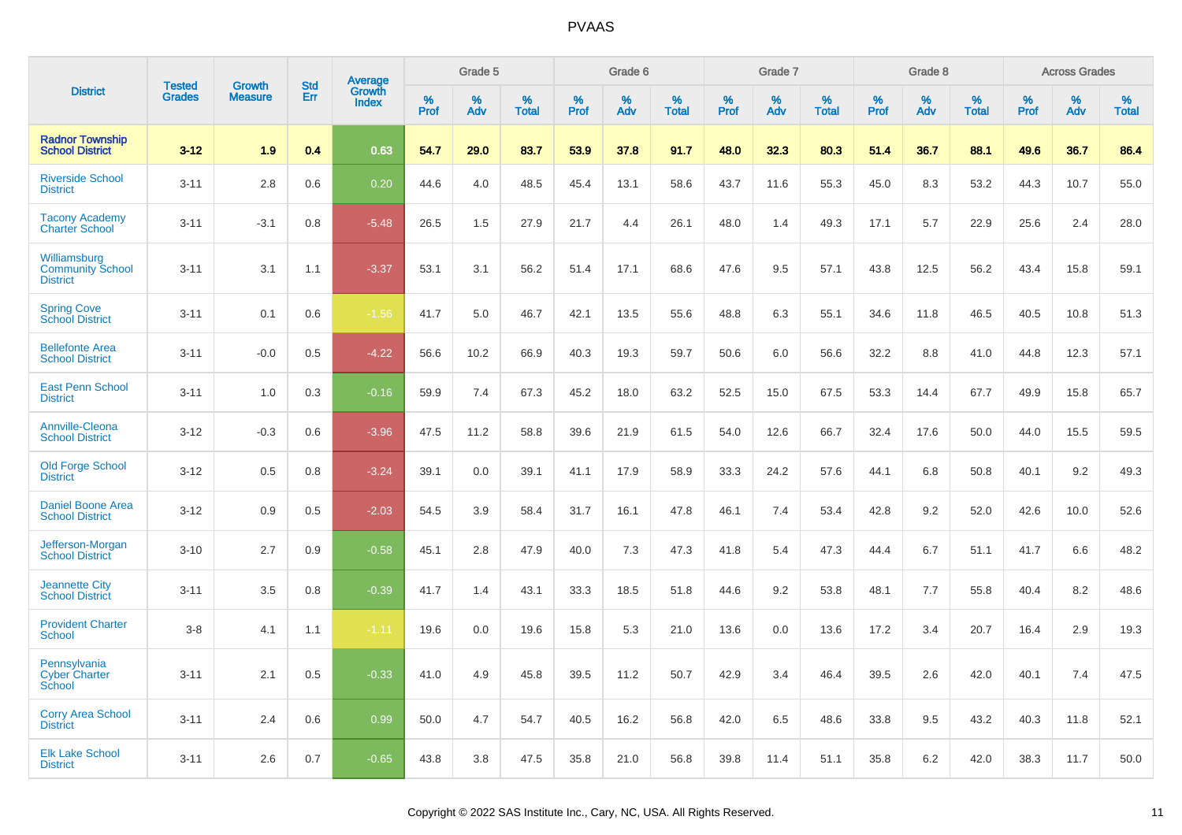# PVAAS

| District | Tested Grades | Growth Measure | Std Err | Average Growth Index | Grade 5 | | | Grade 6 | | | Grade 7 | | | Grade 8 | | | Across Grades | | |
|---|---|---|---|---|---|---|---|---|---|---|---|---|---|---|---|---|---|---|---|
| | | | | | % Prof | % Adv | % Total | % Prof | % Adv | % Total | % Prof | % Adv | % Total | % Prof | % Adv | % Total | % Prof | % Adv | % Total |
| **Radnor Township School District** | **3-12** | **1.9** | **0.4** | **0.63** | **54.7** | **29.0** | **83.7** | **53.9** | **37.8** | **91.7** | **48.0** | **32.3** | **80.3** | **51.4** | **36.7** | **88.1** | **49.6** | **36.7** | **86.4** |
| Riverside School District | 3-11 | 2.8 | 0.6 | 0.20 | 44.6 | 4.0 | 48.5 | 45.4 | 13.1 | 58.6 | 43.7 | 11.6 | 55.3 | 45.0 | 8.3 | 53.2 | 44.3 | 10.7 | 55.0 |
| Tacony Academy Charter School | 3-11 | -3.1 | 0.8 | -5.48 | 26.5 | 1.5 | 27.9 | 21.7 | 4.4 | 26.1 | 48.0 | 1.4 | 49.3 | 17.1 | 5.7 | 22.9 | 25.6 | 2.4 | 28.0 |
| Williamsburg Community School District | 3-11 | 3.1 | 1.1 | -3.37 | 53.1 | 3.1 | 56.2 | 51.4 | 17.1 | 68.6 | 47.6 | 9.5 | 57.1 | 43.8 | 12.5 | 56.2 | 43.4 | 15.8 | 59.1 |
| Spring Cove School District | 3-11 | 0.1 | 0.6 | -1.56 | 41.7 | 5.0 | 46.7 | 42.1 | 13.5 | 55.6 | 48.8 | 6.3 | 55.1 | 34.6 | 11.8 | 46.5 | 40.5 | 10.8 | 51.3 |
| Bellefonte Area School District | 3-11 | -0.0 | 0.5 | -4.22 | 56.6 | 10.2 | 66.9 | 40.3 | 19.3 | 59.7 | 50.6 | 6.0 | 56.6 | 32.2 | 8.8 | 41.0 | 44.8 | 12.3 | 57.1 |
| East Penn School District | 3-11 | 1.0 | 0.3 | -0.16 | 59.9 | 7.4 | 67.3 | 45.2 | 18.0 | 63.2 | 52.5 | 15.0 | 67.5 | 53.3 | 14.4 | 67.7 | 49.9 | 15.8 | 65.7 |
| Annville-Cleona School District | 3-12 | -0.3 | 0.6 | -3.96 | 47.5 | 11.2 | 58.8 | 39.6 | 21.9 | 61.5 | 54.0 | 12.6 | 66.7 | 32.4 | 17.6 | 50.0 | 44.0 | 15.5 | 59.5 |
| Old Forge School District | 3-12 | 0.5 | 0.8 | -3.24 | 39.1 | 0.0 | 39.1 | 41.1 | 17.9 | 58.9 | 33.3 | 24.2 | 57.6 | 44.1 | 6.8 | 50.8 | 40.1 | 9.2 | 49.3 |
| Daniel Boone Area School District | 3-12 | 0.9 | 0.5 | -2.03 | 54.5 | 3.9 | 58.4 | 31.7 | 16.1 | 47.8 | 46.1 | 7.4 | 53.4 | 42.8 | 9.2 | 52.0 | 42.6 | 10.0 | 52.6 |
| Jefferson-Morgan School District | 3-10 | 2.7 | 0.9 | -0.58 | 45.1 | 2.8 | 47.9 | 40.0 | 7.3 | 47.3 | 41.8 | 5.4 | 47.3 | 44.4 | 6.7 | 51.1 | 41.7 | 6.6 | 48.2 |
| Jeannette City School District | 3-11 | 3.5 | 0.8 | -0.39 | 41.7 | 1.4 | 43.1 | 33.3 | 18.5 | 51.8 | 44.6 | 9.2 | 53.8 | 48.1 | 7.7 | 55.8 | 40.4 | 8.2 | 48.6 |
| Provident Charter School | 3-8 | 4.1 | 1.1 | -1.11 | 19.6 | 0.0 | 19.6 | 15.8 | 5.3 | 21.0 | 13.6 | 0.0 | 13.6 | 17.2 | 3.4 | 20.7 | 16.4 | 2.9 | 19.3 |
| Pennsylvania Cyber Charter School | 3-11 | 2.1 | 0.5 | -0.33 | 41.0 | 4.9 | 45.8 | 39.5 | 11.2 | 50.7 | 42.9 | 3.4 | 46.4 | 39.5 | 2.6 | 42.0 | 40.1 | 7.4 | 47.5 |
| Corry Area School District | 3-11 | 2.4 | 0.6 | 0.99 | 50.0 | 4.7 | 54.7 | 40.5 | 16.2 | 56.8 | 42.0 | 6.5 | 48.6 | 33.8 | 9.5 | 43.2 | 40.3 | 11.8 | 52.1 |
| Elk Lake School District | 3-11 | 2.6 | 0.7 | -0.65 | 43.8 | 3.8 | 47.5 | 35.8 | 21.0 | 56.8 | 39.8 | 11.4 | 51.1 | 35.8 | 6.2 | 42.0 | 38.3 | 11.7 | 50.0 |

Copyright © 2022 SAS Institute Inc., Cary, NC, USA. All Rights Reserved.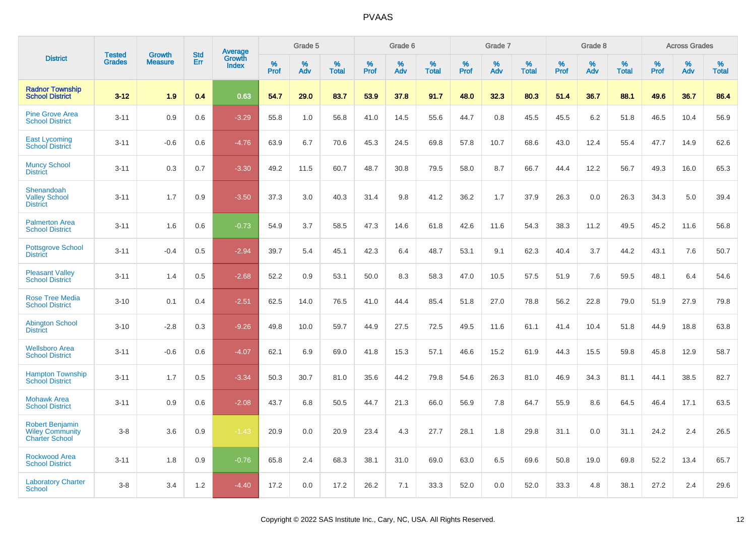PVAAS

| District | Tested Grades | Growth Measure | Std Err | Average Growth Index | Grade 5 | | | Grade 6 | | | Grade 7 | | | Grade 8 | | | Across Grades | | |
|---|---|---|---|---|---|---|---|---|---|---|---|---|---|---|---|---|---|---|---|
| | | | | | % Prof | % Adv | % Total | % Prof | % Adv | % Total | % Prof | % Adv | % Total | % Prof | % Adv | % Total | % Prof | % Adv | % Total |
| **Radnor Township School District** | **3-12** | **1.9** | **0.4** | **0.63** | **54.7** | **29.0** | **83.7** | **53.9** | **37.8** | **91.7** | **48.0** | **32.3** | **80.3** | **51.4** | **36.7** | **88.1** | **49.6** | **36.7** | **86.4** |
| Pine Grove Area School District | 3-11 | 0.9 | 0.6 | -3.29 | 55.8 | 1.0 | 56.8 | 41.0 | 14.5 | 55.6 | 44.7 | 0.8 | 45.5 | 45.5 | 6.2 | 51.8 | 46.5 | 10.4 | 56.9 |
| East Lycoming School District | 3-11 | -0.6 | 0.6 | -4.76 | 63.9 | 6.7 | 70.6 | 45.3 | 24.5 | 69.8 | 57.8 | 10.7 | 68.6 | 43.0 | 12.4 | 55.4 | 47.7 | 14.9 | 62.6 |
| Muncy School District | 3-11 | 0.3 | 0.7 | -3.30 | 49.2 | 11.5 | 60.7 | 48.7 | 30.8 | 79.5 | 58.0 | 8.7 | 66.7 | 44.4 | 12.2 | 56.7 | 49.3 | 16.0 | 65.3 |
| Shenandoah Valley School District | 3-11 | 1.7 | 0.9 | -3.50 | 37.3 | 3.0 | 40.3 | 31.4 | 9.8 | 41.2 | 36.2 | 1.7 | 37.9 | 26.3 | 0.0 | 26.3 | 34.3 | 5.0 | 39.4 |
| Palmerton Area School District | 3-11 | 1.6 | 0.6 | -0.73 | 54.9 | 3.7 | 58.5 | 47.3 | 14.6 | 61.8 | 42.6 | 11.6 | 54.3 | 38.3 | 11.2 | 49.5 | 45.2 | 11.6 | 56.8 |
| Pottsgrove School District | 3-11 | -0.4 | 0.5 | -2.94 | 39.7 | 5.4 | 45.1 | 42.3 | 6.4 | 48.7 | 53.1 | 9.1 | 62.3 | 40.4 | 3.7 | 44.2 | 43.1 | 7.6 | 50.7 |
| Pleasant Valley School District | 3-11 | 1.4 | 0.5 | -2.68 | 52.2 | 0.9 | 53.1 | 50.0 | 8.3 | 58.3 | 47.0 | 10.5 | 57.5 | 51.9 | 7.6 | 59.5 | 48.1 | 6.4 | 54.6 |
| Rose Tree Media School District | 3-10 | 0.1 | 0.4 | -2.51 | 62.5 | 14.0 | 76.5 | 41.0 | 44.4 | 85.4 | 51.8 | 27.0 | 78.8 | 56.2 | 22.8 | 79.0 | 51.9 | 27.9 | 79.8 |
| Abington School District | 3-10 | -2.8 | 0.3 | -9.26 | 49.8 | 10.0 | 59.7 | 44.9 | 27.5 | 72.5 | 49.5 | 11.6 | 61.1 | 41.4 | 10.4 | 51.8 | 44.9 | 18.8 | 63.8 |
| Wellsboro Area School District | 3-11 | -0.6 | 0.6 | -4.07 | 62.1 | 6.9 | 69.0 | 41.8 | 15.3 | 57.1 | 46.6 | 15.2 | 61.9 | 44.3 | 15.5 | 59.8 | 45.8 | 12.9 | 58.7 |
| Hampton Township School District | 3-11 | 1.7 | 0.5 | -3.34 | 50.3 | 30.7 | 81.0 | 35.6 | 44.2 | 79.8 | 54.6 | 26.3 | 81.0 | 46.9 | 34.3 | 81.1 | 44.1 | 38.5 | 82.7 |
| Mohawk Area School District | 3-11 | 0.9 | 0.6 | -2.08 | 43.7 | 6.8 | 50.5 | 44.7 | 21.3 | 66.0 | 56.9 | 7.8 | 64.7 | 55.9 | 8.6 | 64.5 | 46.4 | 17.1 | 63.5 |
| Robert Benjamin Wiley Community Charter School | 3-8 | 3.6 | 0.9 | -1.43 | 20.9 | 0.0 | 20.9 | 23.4 | 4.3 | 27.7 | 28.1 | 1.8 | 29.8 | 31.1 | 0.0 | 31.1 | 24.2 | 2.4 | 26.5 |
| Rockwood Area School District | 3-11 | 1.8 | 0.9 | -0.76 | 65.8 | 2.4 | 68.3 | 38.1 | 31.0 | 69.0 | 63.0 | 6.5 | 69.6 | 50.8 | 19.0 | 69.8 | 52.2 | 13.4 | 65.7 |
| Laboratory Charter School | 3-8 | 3.4 | 1.2 | -4.40 | 17.2 | 0.0 | 17.2 | 26.2 | 7.1 | 33.3 | 52.0 | 0.0 | 52.0 | 33.3 | 4.8 | 38.1 | 27.2 | 2.4 | 29.6 |

Copyright © 2022 SAS Institute Inc., Cary, NC, USA. All Rights Reserved.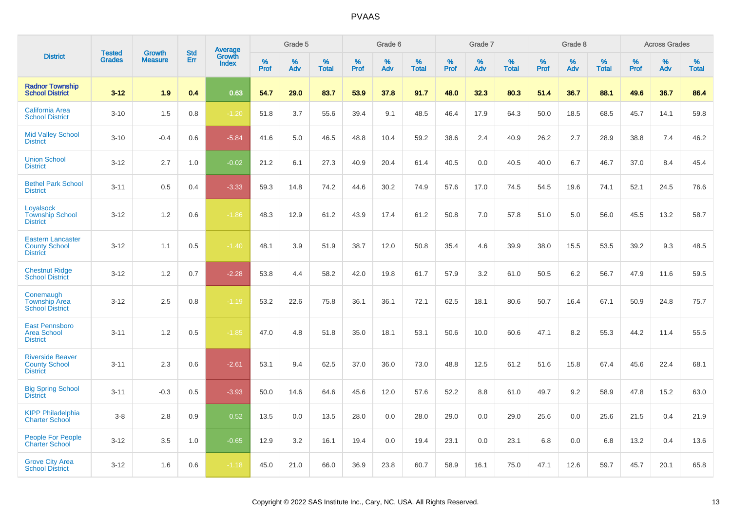# PVAAS

| District | Tested Grades | Growth Measure | Std Err | Average Growth Index | Grade 5 | | | Grade 6 | | | Grade 7 | | | Grade 8 | | | Across Grades | | |
|---|---|---|---|---|---|---|---|---|---|---|---|---|---|---|---|---|---|---|---|
| | | | | | % Prof | % Adv | % Total | % Prof | % Adv | % Total | % Prof | % Adv | % Total | % Prof | % Adv | % Total | % Prof | % Adv | % Total |
| **Radnor Township School District** | **3-12** | **1.9** | **0.4** | **0.63** | **54.7** | **29.0** | **83.7** | **53.9** | **37.8** | **91.7** | **48.0** | **32.3** | **80.3** | **51.4** | **36.7** | **88.1** | **49.6** | **36.7** | **86.4** |
| California Area School District | 3-10 | 1.5 | 0.8 | -1.20 | 51.8 | 3.7 | 55.6 | 39.4 | 9.1 | 48.5 | 46.4 | 17.9 | 64.3 | 50.0 | 18.5 | 68.5 | 45.7 | 14.1 | 59.8 |
| Mid Valley School District | 3-10 | -0.4 | 0.6 | -5.84 | 41.6 | 5.0 | 46.5 | 48.8 | 10.4 | 59.2 | 38.6 | 2.4 | 40.9 | 26.2 | 2.7 | 28.9 | 38.8 | 7.4 | 46.2 |
| Union School District | 3-12 | 2.7 | 1.0 | -0.02 | 21.2 | 6.1 | 27.3 | 40.9 | 20.4 | 61.4 | 40.5 | 0.0 | 40.5 | 40.0 | 6.7 | 46.7 | 37.0 | 8.4 | 45.4 |
| Bethel Park School District | 3-11 | 0.5 | 0.4 | -3.33 | 59.3 | 14.8 | 74.2 | 44.6 | 30.2 | 74.9 | 57.6 | 17.0 | 74.5 | 54.5 | 19.6 | 74.1 | 52.1 | 24.5 | 76.6 |
| Loyalsock Township School District | 3-12 | 1.2 | 0.6 | -1.86 | 48.3 | 12.9 | 61.2 | 43.9 | 17.4 | 61.2 | 50.8 | 7.0 | 57.8 | 51.0 | 5.0 | 56.0 | 45.5 | 13.2 | 58.7 |
| Eastern Lancaster County School District | 3-12 | 1.1 | 0.5 | -1.40 | 48.1 | 3.9 | 51.9 | 38.7 | 12.0 | 50.8 | 35.4 | 4.6 | 39.9 | 38.0 | 15.5 | 53.5 | 39.2 | 9.3 | 48.5 |
| Chestnut Ridge School District | 3-12 | 1.2 | 0.7 | -2.28 | 53.8 | 4.4 | 58.2 | 42.0 | 19.8 | 61.7 | 57.9 | 3.2 | 61.0 | 50.5 | 6.2 | 56.7 | 47.9 | 11.6 | 59.5 |
| Conemaugh Township Area School District | 3-12 | 2.5 | 0.8 | -1.19 | 53.2 | 22.6 | 75.8 | 36.1 | 36.1 | 72.1 | 62.5 | 18.1 | 80.6 | 50.7 | 16.4 | 67.1 | 50.9 | 24.8 | 75.7 |
| East Pennsboro Area School District | 3-11 | 1.2 | 0.5 | -1.85 | 47.0 | 4.8 | 51.8 | 35.0 | 18.1 | 53.1 | 50.6 | 10.0 | 60.6 | 47.1 | 8.2 | 55.3 | 44.2 | 11.4 | 55.5 |
| Riverside Beaver County School District | 3-11 | 2.3 | 0.6 | -2.61 | 53.1 | 9.4 | 62.5 | 37.0 | 36.0 | 73.0 | 48.8 | 12.5 | 61.2 | 51.6 | 15.8 | 67.4 | 45.6 | 22.4 | 68.1 |
| Big Spring School District | 3-11 | -0.3 | 0.5 | -3.93 | 50.0 | 14.6 | 64.6 | 45.6 | 12.0 | 57.6 | 52.2 | 8.8 | 61.0 | 49.7 | 9.2 | 58.9 | 47.8 | 15.2 | 63.0 |
| KIPP Philadelphia Charter School | 3-8 | 2.8 | 0.9 | 0.52 | 13.5 | 0.0 | 13.5 | 28.0 | 0.0 | 28.0 | 29.0 | 0.0 | 29.0 | 25.6 | 0.0 | 25.6 | 21.5 | 0.4 | 21.9 |
| People For People Charter School | 3-12 | 3.5 | 1.0 | -0.65 | 12.9 | 3.2 | 16.1 | 19.4 | 0.0 | 19.4 | 23.1 | 0.0 | 23.1 | 6.8 | 0.0 | 6.8 | 13.2 | 0.4 | 13.6 |
| Grove City Area School District | 3-12 | 1.6 | 0.6 | -1.18 | 45.0 | 21.0 | 66.0 | 36.9 | 23.8 | 60.7 | 58.9 | 16.1 | 75.0 | 47.1 | 12.6 | 59.7 | 45.7 | 20.1 | 65.8 |

Copyright © 2022 SAS Institute Inc., Cary, NC, USA. All Rights Reserved.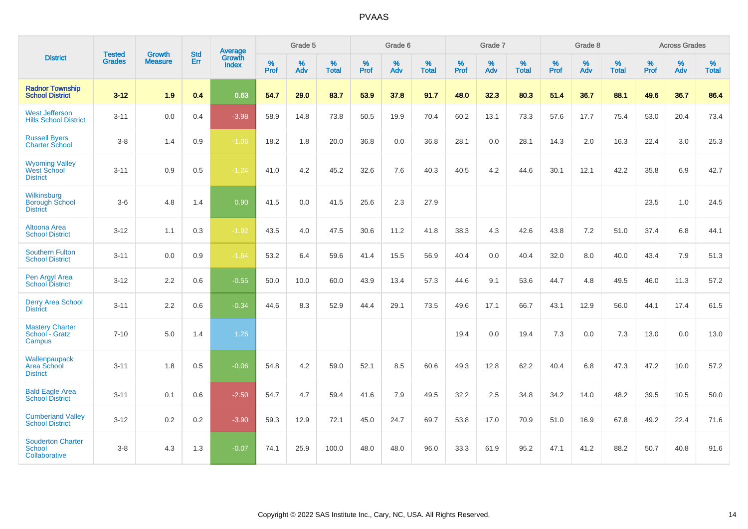# PVAAS

| District | Tested Grades | Growth Measure | Std Err | Average Growth Index | Grade 5 | | | Grade 6 | | | Grade 7 | | | Grade 8 | | | Across Grades | | |
|---|---|---|---|---|---|---|---|---|---|---|---|---|---|---|---|---|---|---|---|
| | | | | | % Prof | % Adv | % Total | % Prof | % Adv | % Total | % Prof | % Adv | % Total | % Prof | % Adv | % Total | % Prof | % Adv | % Total |
| **Radnor Township School District** | **3-12** | **1.9** | **0.4** | **0.63** | **54.7** | **29.0** | **83.7** | **53.9** | **37.8** | **91.7** | **48.0** | **32.3** | **80.3** | **51.4** | **36.7** | **88.1** | **49.6** | **36.7** | **86.4** |
| West Jefferson Hills School District | 3-11 | 0.0 | 0.4 | -3.98 | 58.9 | 14.8 | 73.8 | 50.5 | 19.9 | 70.4 | 60.2 | 13.1 | 73.3 | 57.6 | 17.7 | 75.4 | 53.0 | 20.4 | 73.4 |
| Russell Byers Charter School | 3-8 | 1.4 | 0.9 | -1.06 | 18.2 | 1.8 | 20.0 | 36.8 | 0.0 | 36.8 | 28.1 | 0.0 | 28.1 | 14.3 | 2.0 | 16.3 | 22.4 | 3.0 | 25.3 |
| Wyoming Valley West School District | 3-11 | 0.9 | 0.5 | -1.24 | 41.0 | 4.2 | 45.2 | 32.6 | 7.6 | 40.3 | 40.5 | 4.2 | 44.6 | 30.1 | 12.1 | 42.2 | 35.8 | 6.9 | 42.7 |
| Wilkinsburg Borough School District | 3-6 | 4.8 | 1.4 | 0.90 | 41.5 | 0.0 | 41.5 | 25.6 | 2.3 | 27.9 | | | | | | | 23.5 | 1.0 | 24.5 |
| Altoona Area School District | 3-12 | 1.1 | 0.3 | -1.92 | 43.5 | 4.0 | 47.5 | 30.6 | 11.2 | 41.8 | 38.3 | 4.3 | 42.6 | 43.8 | 7.2 | 51.0 | 37.4 | 6.8 | 44.1 |
| Southern Fulton School District | 3-11 | 0.0 | 0.9 | -1.64 | 53.2 | 6.4 | 59.6 | 41.4 | 15.5 | 56.9 | 40.4 | 0.0 | 40.4 | 32.0 | 8.0 | 40.0 | 43.4 | 7.9 | 51.3 |
| Pen Argyl Area School District | 3-12 | 2.2 | 0.6 | -0.55 | 50.0 | 10.0 | 60.0 | 43.9 | 13.4 | 57.3 | 44.6 | 9.1 | 53.6 | 44.7 | 4.8 | 49.5 | 46.0 | 11.3 | 57.2 |
| Derry Area School District | 3-11 | 2.2 | 0.6 | -0.34 | 44.6 | 8.3 | 52.9 | 44.4 | 29.1 | 73.5 | 49.6 | 17.1 | 66.7 | 43.1 | 12.9 | 56.0 | 44.1 | 17.4 | 61.5 |
| Mastery Charter School - Gratz Campus | 7-10 | 5.0 | 1.4 | 1.26 | | | | | | | 19.4 | 0.0 | 19.4 | 7.3 | 0.0 | 7.3 | 13.0 | 0.0 | 13.0 |
| Wallenpaupack Area School District | 3-11 | 1.8 | 0.5 | -0.06 | 54.8 | 4.2 | 59.0 | 52.1 | 8.5 | 60.6 | 49.3 | 12.8 | 62.2 | 40.4 | 6.8 | 47.3 | 47.2 | 10.0 | 57.2 |
| Bald Eagle Area School District | 3-11 | 0.1 | 0.6 | -2.50 | 54.7 | 4.7 | 59.4 | 41.6 | 7.9 | 49.5 | 32.2 | 2.5 | 34.8 | 34.2 | 14.0 | 48.2 | 39.5 | 10.5 | 50.0 |
| Cumberland Valley School District | 3-12 | 0.2 | 0.2 | -3.90 | 59.3 | 12.9 | 72.1 | 45.0 | 24.7 | 69.7 | 53.8 | 17.0 | 70.9 | 51.0 | 16.9 | 67.8 | 49.2 | 22.4 | 71.6 |
| Souderton Charter School Collaborative | 3-8 | 4.3 | 1.3 | -0.07 | 74.1 | 25.9 | 100.0 | 48.0 | 48.0 | 96.0 | 33.3 | 61.9 | 95.2 | 47.1 | 41.2 | 88.2 | 50.7 | 40.8 | 91.6 |

Copyright © 2022 SAS Institute Inc., Cary, NC, USA. All Rights Reserved.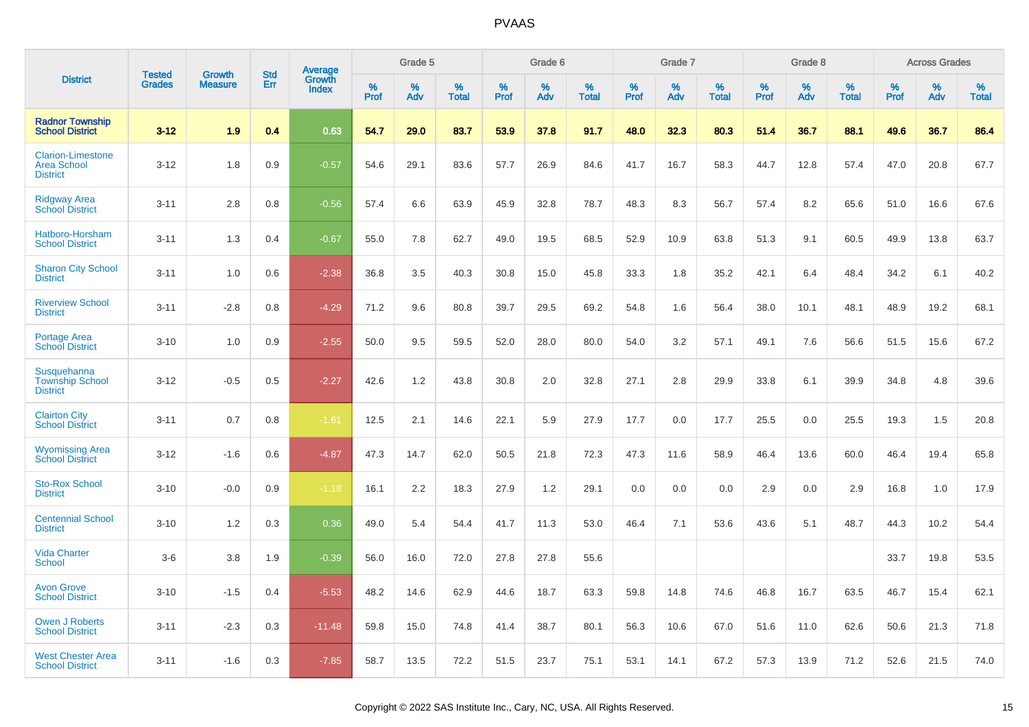# PVAAS

| District | Tested Grades | Growth Measure | Std Err | Average Growth Index | Grade 5 | | | Grade 6 | | | Grade 7 | | | Grade 8 | | | Across Grades | | |
|---|---|---|---|---|---|---|---|---|---|---|---|---|---|---|---|---|---|---|---|
| | | | | | % Prof | % Adv | % Total | % Prof | % Adv | % Total | % Prof | % Adv | % Total | % Prof | % Adv | % Total | % Prof | % Adv | % Total |
| **Radnor Township School District** | **3-12** | **1.9** | **0.4** | **0.63** | **54.7** | **29.0** | **83.7** | **53.9** | **37.8** | **91.7** | **48.0** | **32.3** | **80.3** | **51.4** | **36.7** | **88.1** | **49.6** | **36.7** | **86.4** |
| Clarion-Limestone Area School District | 3-12 | 1.8 | 0.9 | -0.57 | 54.6 | 29.1 | 83.6 | 57.7 | 26.9 | 84.6 | 41.7 | 16.7 | 58.3 | 44.7 | 12.8 | 57.4 | 47.0 | 20.8 | 67.7 |
| Ridgway Area School District | 3-11 | 2.8 | 0.8 | -0.56 | 57.4 | 6.6 | 63.9 | 45.9 | 32.8 | 78.7 | 48.3 | 8.3 | 56.7 | 57.4 | 8.2 | 65.6 | 51.0 | 16.6 | 67.6 |
| Hatboro-Horsham School District | 3-11 | 1.3 | 0.4 | -0.67 | 55.0 | 7.8 | 62.7 | 49.0 | 19.5 | 68.5 | 52.9 | 10.9 | 63.8 | 51.3 | 9.1 | 60.5 | 49.9 | 13.8 | 63.7 |
| Sharon City School District | 3-11 | 1.0 | 0.6 | -2.38 | 36.8 | 3.5 | 40.3 | 30.8 | 15.0 | 45.8 | 33.3 | 1.8 | 35.2 | 42.1 | 6.4 | 48.4 | 34.2 | 6.1 | 40.2 |
| Riverview School District | 3-11 | -2.8 | 0.8 | -4.29 | 71.2 | 9.6 | 80.8 | 39.7 | 29.5 | 69.2 | 54.8 | 1.6 | 56.4 | 38.0 | 10.1 | 48.1 | 48.9 | 19.2 | 68.1 |
| Portage Area School District | 3-10 | 1.0 | 0.9 | -2.55 | 50.0 | 9.5 | 59.5 | 52.0 | 28.0 | 80.0 | 54.0 | 3.2 | 57.1 | 49.1 | 7.6 | 56.6 | 51.5 | 15.6 | 67.2 |
| Susquehanna Township School District | 3-12 | -0.5 | 0.5 | -2.27 | 42.6 | 1.2 | 43.8 | 30.8 | 2.0 | 32.8 | 27.1 | 2.8 | 29.9 | 33.8 | 6.1 | 39.9 | 34.8 | 4.8 | 39.6 |
| Clairton City School District | 3-11 | 0.7 | 0.8 | -1.61 | 12.5 | 2.1 | 14.6 | 22.1 | 5.9 | 27.9 | 17.7 | 0.0 | 17.7 | 25.5 | 0.0 | 25.5 | 19.3 | 1.5 | 20.8 |
| Wyomissing Area School District | 3-12 | -1.6 | 0.6 | -4.87 | 47.3 | 14.7 | 62.0 | 50.5 | 21.8 | 72.3 | 47.3 | 11.6 | 58.9 | 46.4 | 13.6 | 60.0 | 46.4 | 19.4 | 65.8 |
| Sto-Rox School District | 3-10 | -0.0 | 0.9 | -1.18 | 16.1 | 2.2 | 18.3 | 27.9 | 1.2 | 29.1 | 0.0 | 0.0 | 0.0 | 2.9 | 0.0 | 2.9 | 16.8 | 1.0 | 17.9 |
| Centennial School District | 3-10 | 1.2 | 0.3 | 0.36 | 49.0 | 5.4 | 54.4 | 41.7 | 11.3 | 53.0 | 46.4 | 7.1 | 53.6 | 43.6 | 5.1 | 48.7 | 44.3 | 10.2 | 54.4 |
| Vida Charter School | 3-6 | 3.8 | 1.9 | -0.39 | 56.0 | 16.0 | 72.0 | 27.8 | 27.8 | 55.6 | | | | | | | 33.7 | 19.8 | 53.5 |
| Avon Grove School District | 3-10 | -1.5 | 0.4 | -5.53 | 48.2 | 14.6 | 62.9 | 44.6 | 18.7 | 63.3 | 59.8 | 14.8 | 74.6 | 46.8 | 16.7 | 63.5 | 46.7 | 15.4 | 62.1 |
| Owen J Roberts School District | 3-11 | -2.3 | 0.3 | -11.48 | 59.8 | 15.0 | 74.8 | 41.4 | 38.7 | 80.1 | 56.3 | 10.6 | 67.0 | 51.6 | 11.0 | 62.6 | 50.6 | 21.3 | 71.8 |
| West Chester Area School District | 3-11 | -1.6 | 0.3 | -7.85 | 58.7 | 13.5 | 72.2 | 51.5 | 23.7 | 75.1 | 53.1 | 14.1 | 67.2 | 57.3 | 13.9 | 71.2 | 52.6 | 21.5 | 74.0 |

Copyright © 2022 SAS Institute Inc., Cary, NC, USA. All Rights Reserved.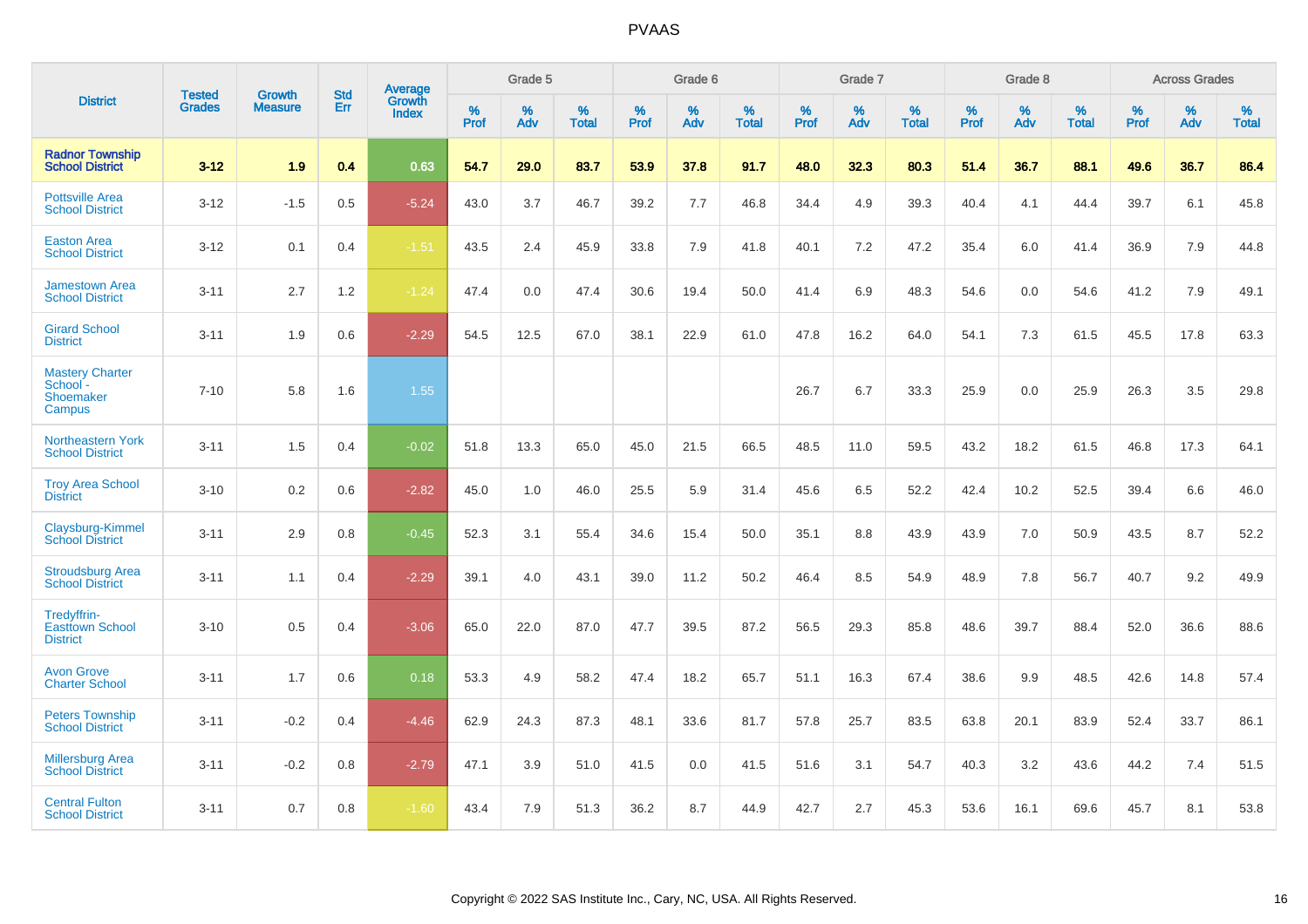| District | Tested Grades | Growth Measure | Std Err | Average Growth Index | Grade 5 | | | Grade 6 | | | Grade 7 | | | Grade 8 | | | Across Grades | | |
|---|---|---|---|---|---|---|---|---|---|---|---|---|---|---|---|---|---|---|---|
| | | | | | % Prof | % Adv | % Total | % Prof | % Adv | % Total | % Prof | % Adv | % Total | % Prof | % Adv | % Total | % Prof | % Adv | % Total |
| **Radnor Township School District** | **3-12** | **1.9** | **0.4** | **0.63** | **54.7** | **29.0** | **83.7** | **53.9** | **37.8** | **91.7** | **48.0** | **32.3** | **80.3** | **51.4** | **36.7** | **88.1** | **49.6** | **36.7** | **86.4** |
| Pottsville Area School District | 3-12 | -1.5 | 0.5 | -5.24 | 43.0 | 3.7 | 46.7 | 39.2 | 7.7 | 46.8 | 34.4 | 4.9 | 39.3 | 40.4 | 4.1 | 44.4 | 39.7 | 6.1 | 45.8 |
| Easton Area School District | 3-12 | 0.1 | 0.4 | -1.51 | 43.5 | 2.4 | 45.9 | 33.8 | 7.9 | 41.8 | 40.1 | 7.2 | 47.2 | 35.4 | 6.0 | 41.4 | 36.9 | 7.9 | 44.8 |
| Jamestown Area School District | 3-11 | 2.7 | 1.2 | -1.24 | 47.4 | 0.0 | 47.4 | 30.6 | 19.4 | 50.0 | 41.4 | 6.9 | 48.3 | 54.6 | 0.0 | 54.6 | 41.2 | 7.9 | 49.1 |
| Girard School District | 3-11 | 1.9 | 0.6 | -2.29 | 54.5 | 12.5 | 67.0 | 38.1 | 22.9 | 61.0 | 47.8 | 16.2 | 64.0 | 54.1 | 7.3 | 61.5 | 45.5 | 17.8 | 63.3 |
| Mastery Charter School - Shoemaker Campus | 7-10 | 5.8 | 1.6 | 1.55 | | | | | | | 26.7 | 6.7 | 33.3 | 25.9 | 0.0 | 25.9 | 26.3 | 3.5 | 29.8 |
| Northeastern York School District | 3-11 | 1.5 | 0.4 | -0.02 | 51.8 | 13.3 | 65.0 | 45.0 | 21.5 | 66.5 | 48.5 | 11.0 | 59.5 | 43.2 | 18.2 | 61.5 | 46.8 | 17.3 | 64.1 |
| Troy Area School District | 3-10 | 0.2 | 0.6 | -2.82 | 45.0 | 1.0 | 46.0 | 25.5 | 5.9 | 31.4 | 45.6 | 6.5 | 52.2 | 42.4 | 10.2 | 52.5 | 39.4 | 6.6 | 46.0 |
| Claysburg-Kimmel School District | 3-11 | 2.9 | 0.8 | -0.45 | 52.3 | 3.1 | 55.4 | 34.6 | 15.4 | 50.0 | 35.1 | 8.8 | 43.9 | 43.9 | 7.0 | 50.9 | 43.5 | 8.7 | 52.2 |
| Stroudsburg Area School District | 3-11 | 1.1 | 0.4 | -2.29 | 39.1 | 4.0 | 43.1 | 39.0 | 11.2 | 50.2 | 46.4 | 8.5 | 54.9 | 48.9 | 7.8 | 56.7 | 40.7 | 9.2 | 49.9 |
| Tredyffrin-Easttown School District | 3-10 | 0.5 | 0.4 | -3.06 | 65.0 | 22.0 | 87.0 | 47.7 | 39.5 | 87.2 | 56.5 | 29.3 | 85.8 | 48.6 | 39.7 | 88.4 | 52.0 | 36.6 | 88.6 |
| Avon Grove Charter School | 3-11 | 1.7 | 0.6 | 0.18 | 53.3 | 4.9 | 58.2 | 47.4 | 18.2 | 65.7 | 51.1 | 16.3 | 67.4 | 38.6 | 9.9 | 48.5 | 42.6 | 14.8 | 57.4 |
| Peters Township School District | 3-11 | -0.2 | 0.4 | -4.46 | 62.9 | 24.3 | 87.3 | 48.1 | 33.6 | 81.7 | 57.8 | 25.7 | 83.5 | 63.8 | 20.1 | 83.9 | 52.4 | 33.7 | 86.1 |
| Millersburg Area School District | 3-11 | -0.2 | 0.8 | -2.79 | 47.1 | 3.9 | 51.0 | 41.5 | 0.0 | 41.5 | 51.6 | 3.1 | 54.7 | 40.3 | 3.2 | 43.6 | 44.2 | 7.4 | 51.5 |
| Central Fulton School District | 3-11 | 0.7 | 0.8 | -1.60 | 43.4 | 7.9 | 51.3 | 36.2 | 8.7 | 44.9 | 42.7 | 2.7 | 45.3 | 53.6 | 16.1 | 69.6 | 45.7 | 8.1 | 53.8 |

Copyright © 2022 SAS Institute Inc., Cary, NC, USA. All Rights Reserved.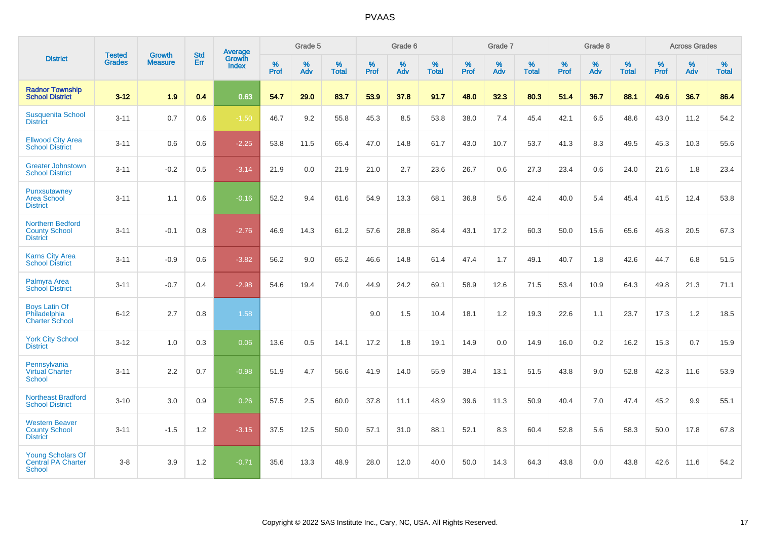# PVAAS

| District | Tested Grades | Growth Measure | Std Err | Average Growth Index | Grade 5 | | | Grade 6 | | | Grade 7 | | | Grade 8 | | | Across Grades | | |
|---|---|---|---|---|---|---|---|---|---|---|---|---|---|---|---|---|---|---|---|
| | | | | | % Prof | % Adv | % Total | % Prof | % Adv | % Total | % Prof | % Adv | % Total | % Prof | % Adv | % Total | % Prof | % Adv | % Total |
| **Radnor Township School District** | **3-12** | **1.9** | **0.4** | **0.63** | **54.7** | **29.0** | **83.7** | **53.9** | **37.8** | **91.7** | **48.0** | **32.3** | **80.3** | **51.4** | **36.7** | **88.1** | **49.6** | **36.7** | **86.4** |
| Susquenita School District | 3-11 | 0.7 | 0.6 | -1.50 | 46.7 | 9.2 | 55.8 | 45.3 | 8.5 | 53.8 | 38.0 | 7.4 | 45.4 | 42.1 | 6.5 | 48.6 | 43.0 | 11.2 | 54.2 |
| Ellwood City Area School District | 3-11 | 0.6 | 0.6 | -2.25 | 53.8 | 11.5 | 65.4 | 47.0 | 14.8 | 61.7 | 43.0 | 10.7 | 53.7 | 41.3 | 8.3 | 49.5 | 45.3 | 10.3 | 55.6 |
| Greater Johnstown School District | 3-11 | -0.2 | 0.5 | -3.14 | 21.9 | 0.0 | 21.9 | 21.0 | 2.7 | 23.6 | 26.7 | 0.6 | 27.3 | 23.4 | 0.6 | 24.0 | 21.6 | 1.8 | 23.4 |
| Punxsutawney Area School District | 3-11 | 1.1 | 0.6 | -0.16 | 52.2 | 9.4 | 61.6 | 54.9 | 13.3 | 68.1 | 36.8 | 5.6 | 42.4 | 40.0 | 5.4 | 45.4 | 41.5 | 12.4 | 53.8 |
| Northern Bedford County School District | 3-11 | -0.1 | 0.8 | -2.76 | 46.9 | 14.3 | 61.2 | 57.6 | 28.8 | 86.4 | 43.1 | 17.2 | 60.3 | 50.0 | 15.6 | 65.6 | 46.8 | 20.5 | 67.3 |
| Karns City Area School District | 3-11 | -0.9 | 0.6 | -3.82 | 56.2 | 9.0 | 65.2 | 46.6 | 14.8 | 61.4 | 47.4 | 1.7 | 49.1 | 40.7 | 1.8 | 42.6 | 44.7 | 6.8 | 51.5 |
| Palmyra Area School District | 3-11 | -0.7 | 0.4 | -2.98 | 54.6 | 19.4 | 74.0 | 44.9 | 24.2 | 69.1 | 58.9 | 12.6 | 71.5 | 53.4 | 10.9 | 64.3 | 49.8 | 21.3 | 71.1 |
| Boys Latin Of Philadelphia Charter School | 6-12 | 2.7 | 0.8 | 1.58 | | | | 9.0 | 1.5 | 10.4 | 18.1 | 1.2 | 19.3 | 22.6 | 1.1 | 23.7 | 17.3 | 1.2 | 18.5 |
| York City School District | 3-12 | 1.0 | 0.3 | 0.06 | 13.6 | 0.5 | 14.1 | 17.2 | 1.8 | 19.1 | 14.9 | 0.0 | 14.9 | 16.0 | 0.2 | 16.2 | 15.3 | 0.7 | 15.9 |
| Pennsylvania Virtual Charter School | 3-11 | 2.2 | 0.7 | -0.98 | 51.9 | 4.7 | 56.6 | 41.9 | 14.0 | 55.9 | 38.4 | 13.1 | 51.5 | 43.8 | 9.0 | 52.8 | 42.3 | 11.6 | 53.9 |
| Northeast Bradford School District | 3-10 | 3.0 | 0.9 | 0.26 | 57.5 | 2.5 | 60.0 | 37.8 | 11.1 | 48.9 | 39.6 | 11.3 | 50.9 | 40.4 | 7.0 | 47.4 | 45.2 | 9.9 | 55.1 |
| Western Beaver County School District | 3-11 | -1.5 | 1.2 | -3.15 | 37.5 | 12.5 | 50.0 | 57.1 | 31.0 | 88.1 | 52.1 | 8.3 | 60.4 | 52.8 | 5.6 | 58.3 | 50.0 | 17.8 | 67.8 |
| Young Scholars Of Central PA Charter School | 3-8 | 3.9 | 1.2 | -0.71 | 35.6 | 13.3 | 48.9 | 28.0 | 12.0 | 40.0 | 50.0 | 14.3 | 64.3 | 43.8 | 0.0 | 43.8 | 42.6 | 11.6 | 54.2 |

Copyright © 2022 SAS Institute Inc., Cary, NC, USA. All Rights Reserved.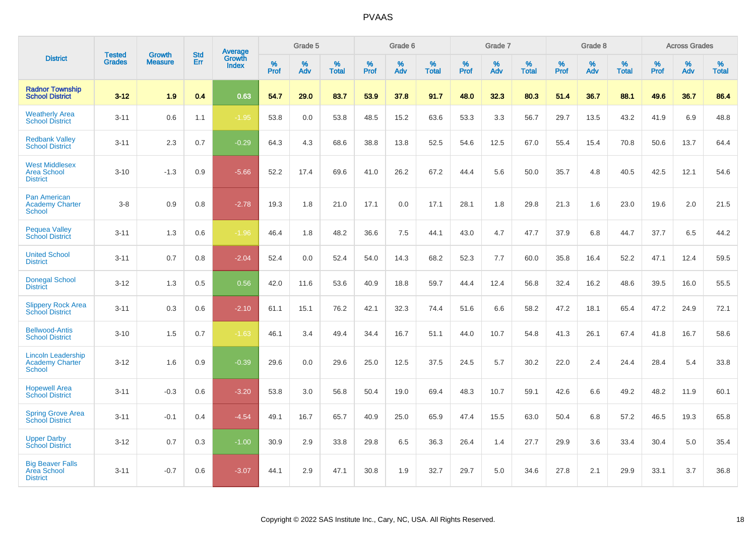# PVAAS

| District | Tested Grades | Growth Measure | Std Err | Average Growth Index | Grade 5 | | | Grade 6 | | | Grade 7 | | | Grade 8 | | | Across Grades | | |
|---|---|---|---|---|---|---|---|---|---|---|---|---|---|---|---|---|---|---|---|
| | | | | | % Prof | % Adv | % Total | % Prof | % Adv | % Total | % Prof | % Adv | % Total | % Prof | % Adv | % Total | % Prof | % Adv | % Total |
| **Radnor Township School District** | **3-12** | **1.9** | **0.4** | **0.63** | **54.7** | **29.0** | **83.7** | **53.9** | **37.8** | **91.7** | **48.0** | **32.3** | **80.3** | **51.4** | **36.7** | **88.1** | **49.6** | **36.7** | **86.4** |
| Weatherly Area School District | 3-11 | 0.6 | 1.1 | -1.95 | 53.8 | 0.0 | 53.8 | 48.5 | 15.2 | 63.6 | 53.3 | 3.3 | 56.7 | 29.7 | 13.5 | 43.2 | 41.9 | 6.9 | 48.8 |
| Redbank Valley School District | 3-11 | 2.3 | 0.7 | -0.29 | 64.3 | 4.3 | 68.6 | 38.8 | 13.8 | 52.5 | 54.6 | 12.5 | 67.0 | 55.4 | 15.4 | 70.8 | 50.6 | 13.7 | 64.4 |
| West Middlesex Area School District | 3-10 | -1.3 | 0.9 | -5.66 | 52.2 | 17.4 | 69.6 | 41.0 | 26.2 | 67.2 | 44.4 | 5.6 | 50.0 | 35.7 | 4.8 | 40.5 | 42.5 | 12.1 | 54.6 |
| Pan American Academy Charter School | 3-8 | 0.9 | 0.8 | -2.78 | 19.3 | 1.8 | 21.0 | 17.1 | 0.0 | 17.1 | 28.1 | 1.8 | 29.8 | 21.3 | 1.6 | 23.0 | 19.6 | 2.0 | 21.5 |
| Pequea Valley School District | 3-11 | 1.3 | 0.6 | -1.96 | 46.4 | 1.8 | 48.2 | 36.6 | 7.5 | 44.1 | 43.0 | 4.7 | 47.7 | 37.9 | 6.8 | 44.7 | 37.7 | 6.5 | 44.2 |
| United School District | 3-11 | 0.7 | 0.8 | -2.04 | 52.4 | 0.0 | 52.4 | 54.0 | 14.3 | 68.2 | 52.3 | 7.7 | 60.0 | 35.8 | 16.4 | 52.2 | 47.1 | 12.4 | 59.5 |
| Donegal School District | 3-12 | 1.3 | 0.5 | 0.56 | 42.0 | 11.6 | 53.6 | 40.9 | 18.8 | 59.7 | 44.4 | 12.4 | 56.8 | 32.4 | 16.2 | 48.6 | 39.5 | 16.0 | 55.5 |
| Slippery Rock Area School District | 3-11 | 0.3 | 0.6 | -2.10 | 61.1 | 15.1 | 76.2 | 42.1 | 32.3 | 74.4 | 51.6 | 6.6 | 58.2 | 47.2 | 18.1 | 65.4 | 47.2 | 24.9 | 72.1 |
| Bellwood-Antis School District | 3-10 | 1.5 | 0.7 | -1.63 | 46.1 | 3.4 | 49.4 | 34.4 | 16.7 | 51.1 | 44.0 | 10.7 | 54.8 | 41.3 | 26.1 | 67.4 | 41.8 | 16.7 | 58.6 |
| Lincoln Leadership Academy Charter School | 3-12 | 1.6 | 0.9 | -0.39 | 29.6 | 0.0 | 29.6 | 25.0 | 12.5 | 37.5 | 24.5 | 5.7 | 30.2 | 22.0 | 2.4 | 24.4 | 28.4 | 5.4 | 33.8 |
| Hopewell Area School District | 3-11 | -0.3 | 0.6 | -3.20 | 53.8 | 3.0 | 56.8 | 50.4 | 19.0 | 69.4 | 48.3 | 10.7 | 59.1 | 42.6 | 6.6 | 49.2 | 48.2 | 11.9 | 60.1 |
| Spring Grove Area School District | 3-11 | -0.1 | 0.4 | -4.54 | 49.1 | 16.7 | 65.7 | 40.9 | 25.0 | 65.9 | 47.4 | 15.5 | 63.0 | 50.4 | 6.8 | 57.2 | 46.5 | 19.3 | 65.8 |
| Upper Darby School District | 3-12 | 0.7 | 0.3 | -1.00 | 30.9 | 2.9 | 33.8 | 29.8 | 6.5 | 36.3 | 26.4 | 1.4 | 27.7 | 29.9 | 3.6 | 33.4 | 30.4 | 5.0 | 35.4 |
| Big Beaver Falls Area School District | 3-11 | -0.7 | 0.6 | -3.07 | 44.1 | 2.9 | 47.1 | 30.8 | 1.9 | 32.7 | 29.7 | 5.0 | 34.6 | 27.8 | 2.1 | 29.9 | 33.1 | 3.7 | 36.8 |

Copyright © 2022 SAS Institute Inc., Cary, NC, USA. All Rights Reserved.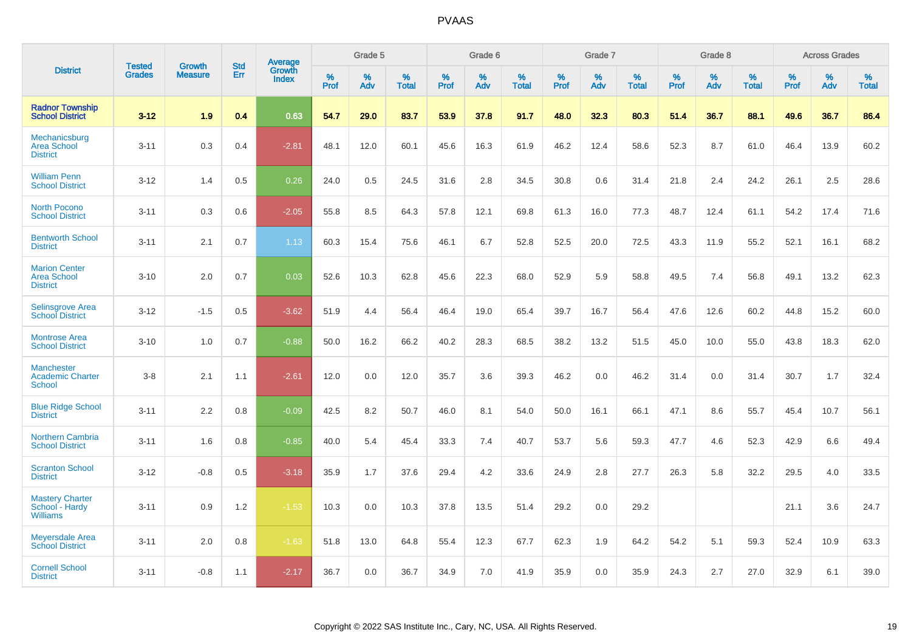| District | Tested Grades | Growth Measure | Std Err | Average Growth Index | Grade 5 | | | Grade 6 | | | Grade 7 | | | Grade 8 | | | Across Grades | | |
|---|---|---|---|---|---|---|---|---|---|---|---|---|---|---|---|---|---|---|---|
| | | | | | % Prof | % Adv | % Total | % Prof | % Adv | % Total | % Prof | % Adv | % Total | % Prof | % Adv | % Total | % Prof | % Adv | % Total |
| **Radnor Township School District** | **3-12** | **1.9** | **0.4** | **0.63** | **54.7** | **29.0** | **83.7** | **53.9** | **37.8** | **91.7** | **48.0** | **32.3** | **80.3** | **51.4** | **36.7** | **88.1** | **49.6** | **36.7** | **86.4** |
| Mechanicsburg Area School District | 3-11 | 0.3 | 0.4 | -2.81 | 48.1 | 12.0 | 60.1 | 45.6 | 16.3 | 61.9 | 46.2 | 12.4 | 58.6 | 52.3 | 8.7 | 61.0 | 46.4 | 13.9 | 60.2 |
| William Penn School District | 3-12 | 1.4 | 0.5 | 0.26 | 24.0 | 0.5 | 24.5 | 31.6 | 2.8 | 34.5 | 30.8 | 0.6 | 31.4 | 21.8 | 2.4 | 24.2 | 26.1 | 2.5 | 28.6 |
| North Pocono School District | 3-11 | 0.3 | 0.6 | -2.05 | 55.8 | 8.5 | 64.3 | 57.8 | 12.1 | 69.8 | 61.3 | 16.0 | 77.3 | 48.7 | 12.4 | 61.1 | 54.2 | 17.4 | 71.6 |
| Bentworth School District | 3-11 | 2.1 | 0.7 | 1.13 | 60.3 | 15.4 | 75.6 | 46.1 | 6.7 | 52.8 | 52.5 | 20.0 | 72.5 | 43.3 | 11.9 | 55.2 | 52.1 | 16.1 | 68.2 |
| Marion Center Area School District | 3-10 | 2.0 | 0.7 | 0.03 | 52.6 | 10.3 | 62.8 | 45.6 | 22.3 | 68.0 | 52.9 | 5.9 | 58.8 | 49.5 | 7.4 | 56.8 | 49.1 | 13.2 | 62.3 |
| Selinsgrove Area School District | 3-12 | -1.5 | 0.5 | -3.62 | 51.9 | 4.4 | 56.4 | 46.4 | 19.0 | 65.4 | 39.7 | 16.7 | 56.4 | 47.6 | 12.6 | 60.2 | 44.8 | 15.2 | 60.0 |
| Montrose Area School District | 3-10 | 1.0 | 0.7 | -0.88 | 50.0 | 16.2 | 66.2 | 40.2 | 28.3 | 68.5 | 38.2 | 13.2 | 51.5 | 45.0 | 10.0 | 55.0 | 43.8 | 18.3 | 62.0 |
| Manchester Academic Charter School | 3-8 | 2.1 | 1.1 | -2.61 | 12.0 | 0.0 | 12.0 | 35.7 | 3.6 | 39.3 | 46.2 | 0.0 | 46.2 | 31.4 | 0.0 | 31.4 | 30.7 | 1.7 | 32.4 |
| Blue Ridge School District | 3-11 | 2.2 | 0.8 | -0.09 | 42.5 | 8.2 | 50.7 | 46.0 | 8.1 | 54.0 | 50.0 | 16.1 | 66.1 | 47.1 | 8.6 | 55.7 | 45.4 | 10.7 | 56.1 |
| Northern Cambria School District | 3-11 | 1.6 | 0.8 | -0.85 | 40.0 | 5.4 | 45.4 | 33.3 | 7.4 | 40.7 | 53.7 | 5.6 | 59.3 | 47.7 | 4.6 | 52.3 | 42.9 | 6.6 | 49.4 |
| Scranton School District | 3-12 | -0.8 | 0.5 | -3.18 | 35.9 | 1.7 | 37.6 | 29.4 | 4.2 | 33.6 | 24.9 | 2.8 | 27.7 | 26.3 | 5.8 | 32.2 | 29.5 | 4.0 | 33.5 |
| Mastery Charter School - Hardy Williams | 3-11 | 0.9 | 1.2 | -1.53 | 10.3 | 0.0 | 10.3 | 37.8 | 13.5 | 51.4 | 29.2 | 0.0 | 29.2 | | | | 21.1 | 3.6 | 24.7 |
| Meyersdale Area School District | 3-11 | 2.0 | 0.8 | -1.63 | 51.8 | 13.0 | 64.8 | 55.4 | 12.3 | 67.7 | 62.3 | 1.9 | 64.2 | 54.2 | 5.1 | 59.3 | 52.4 | 10.9 | 63.3 |
| Cornell School District | 3-11 | -0.8 | 1.1 | -2.17 | 36.7 | 0.0 | 36.7 | 34.9 | 7.0 | 41.9 | 35.9 | 0.0 | 35.9 | 24.3 | 2.7 | 27.0 | 32.9 | 6.1 | 39.0 |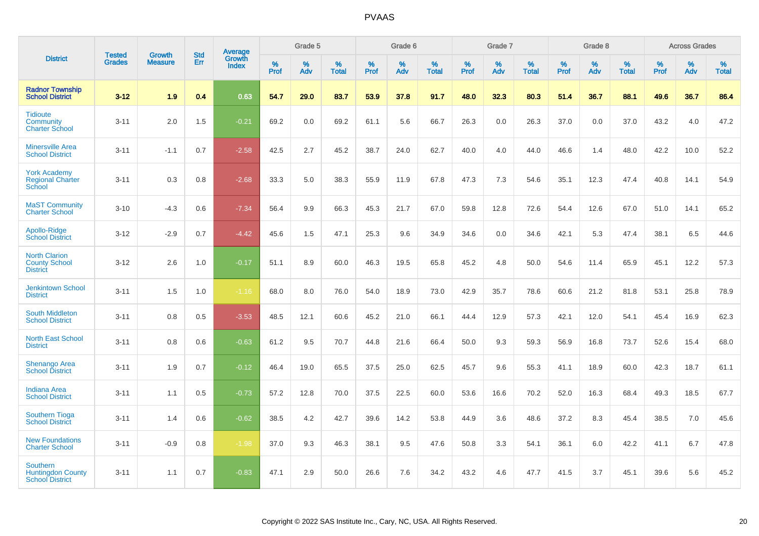# PVAAS

| District | Tested Grades | Growth Measure | Std Err | Average Growth Index | Grade 5 | | | Grade 6 | | | Grade 7 | | | Grade 8 | | | Across Grades | | |
|---|---|---|---|---|---|---|---|---|---|---|---|---|---|---|---|---|---|---|---|
| | | | | | % Prof | % Adv | % Total | % Prof | % Adv | % Total | % Prof | % Adv | % Total | % Prof | % Adv | % Total | % Prof | % Adv | % Total |
| **Radnor Township School District** | **3-12** | **1.9** | **0.4** | **0.63** | **54.7** | **29.0** | **83.7** | **53.9** | **37.8** | **91.7** | **48.0** | **32.3** | **80.3** | **51.4** | **36.7** | **88.1** | **49.6** | **36.7** | **86.4** |
| Tidioute Community Charter School | 3-11 | 2.0 | 1.5 | -0.21 | 69.2 | 0.0 | 69.2 | 61.1 | 5.6 | 66.7 | 26.3 | 0.0 | 26.3 | 37.0 | 0.0 | 37.0 | 43.2 | 4.0 | 47.2 |
| Minersville Area School District | 3-11 | -1.1 | 0.7 | -2.58 | 42.5 | 2.7 | 45.2 | 38.7 | 24.0 | 62.7 | 40.0 | 4.0 | 44.0 | 46.6 | 1.4 | 48.0 | 42.2 | 10.0 | 52.2 |
| York Academy Regional Charter School | 3-11 | 0.3 | 0.8 | -2.68 | 33.3 | 5.0 | 38.3 | 55.9 | 11.9 | 67.8 | 47.3 | 7.3 | 54.6 | 35.1 | 12.3 | 47.4 | 40.8 | 14.1 | 54.9 |
| MaST Community Charter School | 3-10 | -4.3 | 0.6 | -7.34 | 56.4 | 9.9 | 66.3 | 45.3 | 21.7 | 67.0 | 59.8 | 12.8 | 72.6 | 54.4 | 12.6 | 67.0 | 51.0 | 14.1 | 65.2 |
| Apollo-Ridge School District | 3-12 | -2.9 | 0.7 | -4.42 | 45.6 | 1.5 | 47.1 | 25.3 | 9.6 | 34.9 | 34.6 | 0.0 | 34.6 | 42.1 | 5.3 | 47.4 | 38.1 | 6.5 | 44.6 |
| North Clarion County School District | 3-12 | 2.6 | 1.0 | -0.17 | 51.1 | 8.9 | 60.0 | 46.3 | 19.5 | 65.8 | 45.2 | 4.8 | 50.0 | 54.6 | 11.4 | 65.9 | 45.1 | 12.2 | 57.3 |
| Jenkintown School District | 3-11 | 1.5 | 1.0 | -1.16 | 68.0 | 8.0 | 76.0 | 54.0 | 18.9 | 73.0 | 42.9 | 35.7 | 78.6 | 60.6 | 21.2 | 81.8 | 53.1 | 25.8 | 78.9 |
| South Middleton School District | 3-11 | 0.8 | 0.5 | -3.53 | 48.5 | 12.1 | 60.6 | 45.2 | 21.0 | 66.1 | 44.4 | 12.9 | 57.3 | 42.1 | 12.0 | 54.1 | 45.4 | 16.9 | 62.3 |
| North East School District | 3-11 | 0.8 | 0.6 | -0.63 | 61.2 | 9.5 | 70.7 | 44.8 | 21.6 | 66.4 | 50.0 | 9.3 | 59.3 | 56.9 | 16.8 | 73.7 | 52.6 | 15.4 | 68.0 |
| Shenango Area School District | 3-11 | 1.9 | 0.7 | -0.12 | 46.4 | 19.0 | 65.5 | 37.5 | 25.0 | 62.5 | 45.7 | 9.6 | 55.3 | 41.1 | 18.9 | 60.0 | 42.3 | 18.7 | 61.1 |
| Indiana Area School District | 3-11 | 1.1 | 0.5 | -0.73 | 57.2 | 12.8 | 70.0 | 37.5 | 22.5 | 60.0 | 53.6 | 16.6 | 70.2 | 52.0 | 16.3 | 68.4 | 49.3 | 18.5 | 67.7 |
| Southern Tioga School District | 3-11 | 1.4 | 0.6 | -0.62 | 38.5 | 4.2 | 42.7 | 39.6 | 14.2 | 53.8 | 44.9 | 3.6 | 48.6 | 37.2 | 8.3 | 45.4 | 38.5 | 7.0 | 45.6 |
| New Foundations Charter School | 3-11 | -0.9 | 0.8 | -1.98 | 37.0 | 9.3 | 46.3 | 38.1 | 9.5 | 47.6 | 50.8 | 3.3 | 54.1 | 36.1 | 6.0 | 42.2 | 41.1 | 6.7 | 47.8 |
| Southern Huntingdon County School District | 3-11 | 1.1 | 0.7 | -0.83 | 47.1 | 2.9 | 50.0 | 26.6 | 7.6 | 34.2 | 43.2 | 4.6 | 47.7 | 41.5 | 3.7 | 45.1 | 39.6 | 5.6 | 45.2 |

Copyright © 2022 SAS Institute Inc., Cary, NC, USA. All Rights Reserved.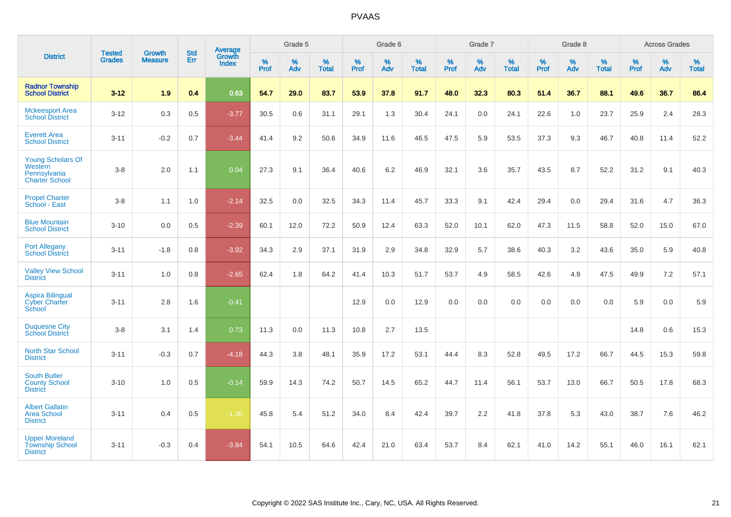# PVAAS

| District | Tested Grades | Growth Measure | Std Err | Average Growth Index | Grade 5 | | | Grade 6 | | | Grade 7 | | | Grade 8 | | | Across Grades | | |
|---|---|---|---|---|---|---|---|---|---|---|---|---|---|---|---|---|---|---|---|
| | | | | | % Prof | % Adv | % Total | % Prof | % Adv | % Total | % Prof | % Adv | % Total | % Prof | % Adv | % Total | % Prof | % Adv | % Total |
| **Radnor Township School District** | **3-12** | **1.9** | **0.4** | **0.63** | **54.7** | **29.0** | **83.7** | **53.9** | **37.8** | **91.7** | **48.0** | **32.3** | **80.3** | **51.4** | **36.7** | **88.1** | **49.6** | **36.7** | **86.4** |
| Mckeesport Area School District | 3-12 | 0.3 | 0.5 | -3.77 | 30.5 | 0.6 | 31.1 | 29.1 | 1.3 | 30.4 | 24.1 | 0.0 | 24.1 | 22.6 | 1.0 | 23.7 | 25.9 | 2.4 | 28.3 |
| Everett Area School District | 3-11 | -0.2 | 0.7 | -3.44 | 41.4 | 9.2 | 50.6 | 34.9 | 11.6 | 46.5 | 47.5 | 5.9 | 53.5 | 37.3 | 9.3 | 46.7 | 40.8 | 11.4 | 52.2 |
| Young Scholars Of Western Pennsylvania Charter School | 3-8 | 2.0 | 1.1 | 0.04 | 27.3 | 9.1 | 36.4 | 40.6 | 6.2 | 46.9 | 32.1 | 3.6 | 35.7 | 43.5 | 8.7 | 52.2 | 31.2 | 9.1 | 40.3 |
| Propel Charter School - East | 3-8 | 1.1 | 1.0 | -2.14 | 32.5 | 0.0 | 32.5 | 34.3 | 11.4 | 45.7 | 33.3 | 9.1 | 42.4 | 29.4 | 0.0 | 29.4 | 31.6 | 4.7 | 36.3 |
| Blue Mountain School District | 3-10 | 0.0 | 0.5 | -2.39 | 60.1 | 12.0 | 72.2 | 50.9 | 12.4 | 63.3 | 52.0 | 10.1 | 62.0 | 47.3 | 11.5 | 58.8 | 52.0 | 15.0 | 67.0 |
| Port Allegany School District | 3-11 | -1.8 | 0.8 | -3.92 | 34.3 | 2.9 | 37.1 | 31.9 | 2.9 | 34.8 | 32.9 | 5.7 | 38.6 | 40.3 | 3.2 | 43.6 | 35.0 | 5.9 | 40.8 |
| Valley View School District | 3-11 | 1.0 | 0.8 | -2.65 | 62.4 | 1.8 | 64.2 | 41.4 | 10.3 | 51.7 | 53.7 | 4.9 | 58.5 | 42.6 | 4.9 | 47.5 | 49.9 | 7.2 | 57.1 |
| Aspira Bilingual Cyber Charter School | 3-11 | 2.8 | 1.6 | -0.41 | | | | 12.9 | 0.0 | 12.9 | 0.0 | 0.0 | 0.0 | 0.0 | 0.0 | 0.0 | 5.9 | 0.0 | 5.9 |
| Duquesne City School District | 3-8 | 3.1 | 1.4 | 0.73 | 11.3 | 0.0 | 11.3 | 10.8 | 2.7 | 13.5 | | | | | | | 14.8 | 0.6 | 15.3 |
| North Star School District | 3-11 | -0.3 | 0.7 | -4.18 | 44.3 | 3.8 | 48.1 | 35.9 | 17.2 | 53.1 | 44.4 | 8.3 | 52.8 | 49.5 | 17.2 | 66.7 | 44.5 | 15.3 | 59.8 |
| South Butler County School District | 3-10 | 1.0 | 0.5 | -0.14 | 59.9 | 14.3 | 74.2 | 50.7 | 14.5 | 65.2 | 44.7 | 11.4 | 56.1 | 53.7 | 13.0 | 66.7 | 50.5 | 17.8 | 68.3 |
| Albert Gallatin Area School District | 3-11 | 0.4 | 0.5 | -1.30 | 45.8 | 5.4 | 51.2 | 34.0 | 8.4 | 42.4 | 39.7 | 2.2 | 41.8 | 37.8 | 5.3 | 43.0 | 38.7 | 7.6 | 46.2 |
| Upper Moreland Township School District | 3-11 | -0.3 | 0.4 | -3.84 | 54.1 | 10.5 | 64.6 | 42.4 | 21.0 | 63.4 | 53.7 | 8.4 | 62.1 | 41.0 | 14.2 | 55.1 | 46.0 | 16.1 | 62.1 |

Copyright © 2022 SAS Institute Inc., Cary, NC, USA. All Rights Reserved.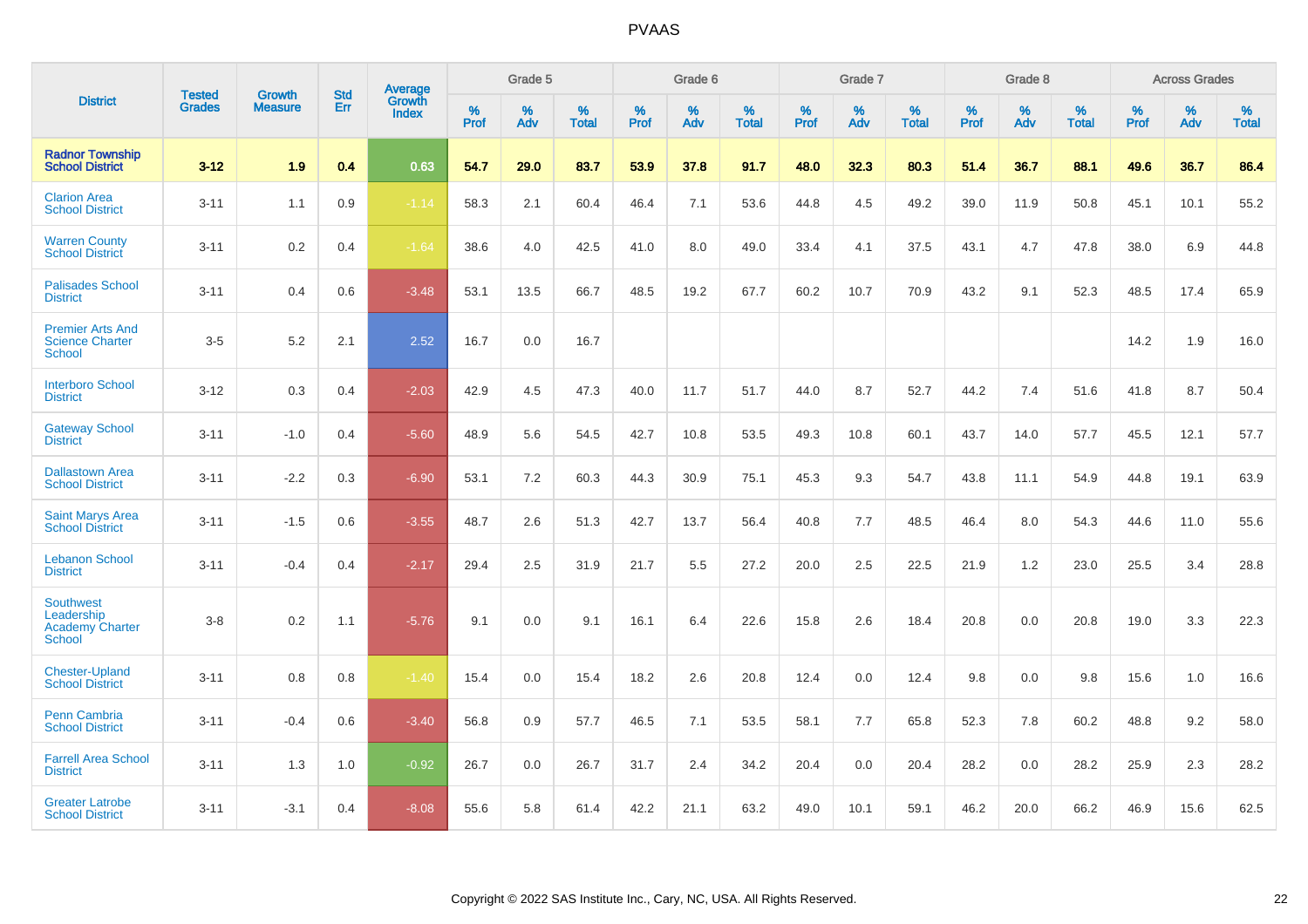# PVAAS

| District | Tested Grades | Growth Measure | Std Err | Average Growth Index | Grade 5 | | | Grade 6 | | | Grade 7 | | | Grade 8 | | | Across Grades | | |
|---|---|---|---|---|---|---|---|---|---|---|---|---|---|---|---|---|---|---|---|
| | | | | | % Prof | % Adv | % Total | % Prof | % Adv | % Total | % Prof | % Adv | % Total | % Prof | % Adv | % Total | % Prof | % Adv | % Total |
| **Radnor Township School District** | **3-12** | **1.9** | **0.4** | **0.63** | **54.7** | **29.0** | **83.7** | **53.9** | **37.8** | **91.7** | **48.0** | **32.3** | **80.3** | **51.4** | **36.7** | **88.1** | **49.6** | **36.7** | **86.4** |
| Clarion Area School District | 3-11 | 1.1 | 0.9 | -1.14 | 58.3 | 2.1 | 60.4 | 46.4 | 7.1 | 53.6 | 44.8 | 4.5 | 49.2 | 39.0 | 11.9 | 50.8 | 45.1 | 10.1 | 55.2 |
| Warren County School District | 3-11 | 0.2 | 0.4 | -1.64 | 38.6 | 4.0 | 42.5 | 41.0 | 8.0 | 49.0 | 33.4 | 4.1 | 37.5 | 43.1 | 4.7 | 47.8 | 38.0 | 6.9 | 44.8 |
| Palisades School District | 3-11 | 0.4 | 0.6 | -3.48 | 53.1 | 13.5 | 66.7 | 48.5 | 19.2 | 67.7 | 60.2 | 10.7 | 70.9 | 43.2 | 9.1 | 52.3 | 48.5 | 17.4 | 65.9 |
| Premier Arts And Science Charter School | 3-5 | 5.2 | 2.1 | 2.52 | 16.7 | 0.0 | 16.7 | | | | | | | | | | 14.2 | 1.9 | 16.0 |
| Interboro School District | 3-12 | 0.3 | 0.4 | -2.03 | 42.9 | 4.5 | 47.3 | 40.0 | 11.7 | 51.7 | 44.0 | 8.7 | 52.7 | 44.2 | 7.4 | 51.6 | 41.8 | 8.7 | 50.4 |
| Gateway School District | 3-11 | -1.0 | 0.4 | -5.60 | 48.9 | 5.6 | 54.5 | 42.7 | 10.8 | 53.5 | 49.3 | 10.8 | 60.1 | 43.7 | 14.0 | 57.7 | 45.5 | 12.1 | 57.7 |
| Dallastown Area School District | 3-11 | -2.2 | 0.3 | -6.90 | 53.1 | 7.2 | 60.3 | 44.3 | 30.9 | 75.1 | 45.3 | 9.3 | 54.7 | 43.8 | 11.1 | 54.9 | 44.8 | 19.1 | 63.9 |
| Saint Marys Area School District | 3-11 | -1.5 | 0.6 | -3.55 | 48.7 | 2.6 | 51.3 | 42.7 | 13.7 | 56.4 | 40.8 | 7.7 | 48.5 | 46.4 | 8.0 | 54.3 | 44.6 | 11.0 | 55.6 |
| Lebanon School District | 3-11 | -0.4 | 0.4 | -2.17 | 29.4 | 2.5 | 31.9 | 21.7 | 5.5 | 27.2 | 20.0 | 2.5 | 22.5 | 21.9 | 1.2 | 23.0 | 25.5 | 3.4 | 28.8 |
| Southwest Leadership Academy Charter School | 3-8 | 0.2 | 1.1 | -5.76 | 9.1 | 0.0 | 9.1 | 16.1 | 6.4 | 22.6 | 15.8 | 2.6 | 18.4 | 20.8 | 0.0 | 20.8 | 19.0 | 3.3 | 22.3 |
| Chester-Upland School District | 3-11 | 0.8 | 0.8 | -1.40 | 15.4 | 0.0 | 15.4 | 18.2 | 2.6 | 20.8 | 12.4 | 0.0 | 12.4 | 9.8 | 0.0 | 9.8 | 15.6 | 1.0 | 16.6 |
| Penn Cambria School District | 3-11 | -0.4 | 0.6 | -3.40 | 56.8 | 0.9 | 57.7 | 46.5 | 7.1 | 53.5 | 58.1 | 7.7 | 65.8 | 52.3 | 7.8 | 60.2 | 48.8 | 9.2 | 58.0 |
| Farrell Area School District | 3-11 | 1.3 | 1.0 | -0.92 | 26.7 | 0.0 | 26.7 | 31.7 | 2.4 | 34.2 | 20.4 | 0.0 | 20.4 | 28.2 | 0.0 | 28.2 | 25.9 | 2.3 | 28.2 |
| Greater Latrobe School District | 3-11 | -3.1 | 0.4 | -8.08 | 55.6 | 5.8 | 61.4 | 42.2 | 21.1 | 63.2 | 49.0 | 10.1 | 59.1 | 46.2 | 20.0 | 66.2 | 46.9 | 15.6 | 62.5 |

Copyright © 2022 SAS Institute Inc., Cary, NC, USA. All Rights Reserved.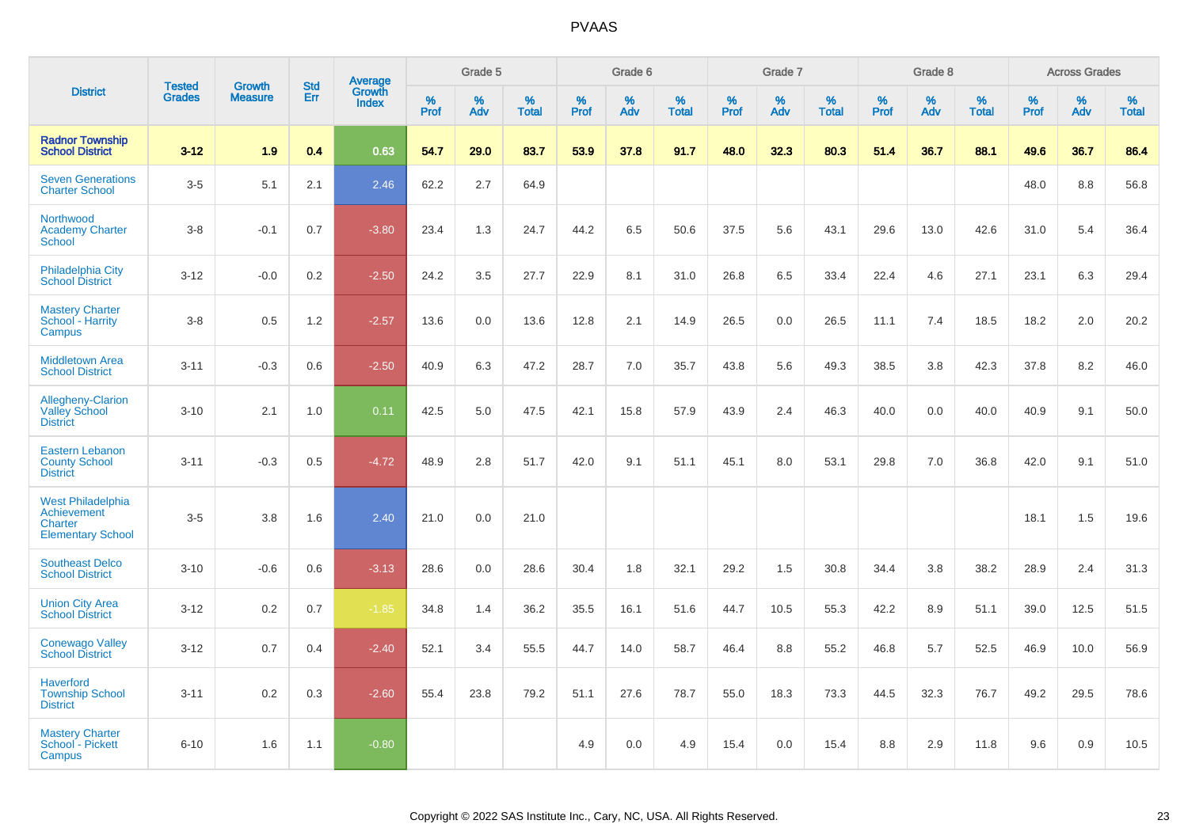# PVAAS

| District | Tested Grades | Growth Measure | Std Err | Average Growth Index | Grade 5 | | | Grade 6 | | | Grade 7 | | | Grade 8 | | | Across Grades | | |
|---|---|---|---|---|---|---|---|---|---|---|---|---|---|---|---|---|---|---|---|
| | | | | | % Prof | % Adv | % Total | % Prof | % Adv | % Total | % Prof | % Adv | % Total | % Prof | % Adv | % Total | % Prof | % Adv | % Total |
| **Radnor Township School District** | **3-12** | **1.9** | **0.4** | **0.63** | **54.7** | **29.0** | **83.7** | **53.9** | **37.8** | **91.7** | **48.0** | **32.3** | **80.3** | **51.4** | **36.7** | **88.1** | **49.6** | **36.7** | **86.4** |
| Seven Generations Charter School | 3-5 | 5.1 | 2.1 | 2.46 | 62.2 | 2.7 | 64.9 | | | | | | | | | | 48.0 | 8.8 | 56.8 |
| Northwood Academy Charter School | 3-8 | -0.1 | 0.7 | -3.80 | 23.4 | 1.3 | 24.7 | 44.2 | 6.5 | 50.6 | 37.5 | 5.6 | 43.1 | 29.6 | 13.0 | 42.6 | 31.0 | 5.4 | 36.4 |
| Philadelphia City School District | 3-12 | -0.0 | 0.2 | -2.50 | 24.2 | 3.5 | 27.7 | 22.9 | 8.1 | 31.0 | 26.8 | 6.5 | 33.4 | 22.4 | 4.6 | 27.1 | 23.1 | 6.3 | 29.4 |
| Mastery Charter School - Harrity Campus | 3-8 | 0.5 | 1.2 | -2.57 | 13.6 | 0.0 | 13.6 | 12.8 | 2.1 | 14.9 | 26.5 | 0.0 | 26.5 | 11.1 | 7.4 | 18.5 | 18.2 | 2.0 | 20.2 |
| Middletown Area School District | 3-11 | -0.3 | 0.6 | -2.50 | 40.9 | 6.3 | 47.2 | 28.7 | 7.0 | 35.7 | 43.8 | 5.6 | 49.3 | 38.5 | 3.8 | 42.3 | 37.8 | 8.2 | 46.0 |
| Allegheny-Clarion Valley School District | 3-10 | 2.1 | 1.0 | 0.11 | 42.5 | 5.0 | 47.5 | 42.1 | 15.8 | 57.9 | 43.9 | 2.4 | 46.3 | 40.0 | 0.0 | 40.0 | 40.9 | 9.1 | 50.0 |
| Eastern Lebanon County School District | 3-11 | -0.3 | 0.5 | -4.72 | 48.9 | 2.8 | 51.7 | 42.0 | 9.1 | 51.1 | 45.1 | 8.0 | 53.1 | 29.8 | 7.0 | 36.8 | 42.0 | 9.1 | 51.0 |
| West Philadelphia Achievement Charter Elementary School | 3-5 | 3.8 | 1.6 | 2.40 | 21.0 | 0.0 | 21.0 | | | | | | | | | | 18.1 | 1.5 | 19.6 |
| Southeast Delco School District | 3-10 | -0.6 | 0.6 | -3.13 | 28.6 | 0.0 | 28.6 | 30.4 | 1.8 | 32.1 | 29.2 | 1.5 | 30.8 | 34.4 | 3.8 | 38.2 | 28.9 | 2.4 | 31.3 |
| Union City Area School District | 3-12 | 0.2 | 0.7 | -1.85 | 34.8 | 1.4 | 36.2 | 35.5 | 16.1 | 51.6 | 44.7 | 10.5 | 55.3 | 42.2 | 8.9 | 51.1 | 39.0 | 12.5 | 51.5 |
| Conewago Valley School District | 3-12 | 0.7 | 0.4 | -2.40 | 52.1 | 3.4 | 55.5 | 44.7 | 14.0 | 58.7 | 46.4 | 8.8 | 55.2 | 46.8 | 5.7 | 52.5 | 46.9 | 10.0 | 56.9 |
| Haverford Township School District | 3-11 | 0.2 | 0.3 | -2.60 | 55.4 | 23.8 | 79.2 | 51.1 | 27.6 | 78.7 | 55.0 | 18.3 | 73.3 | 44.5 | 32.3 | 76.7 | 49.2 | 29.5 | 78.6 |
| Mastery Charter School - Pickett Campus | 6-10 | 1.6 | 1.1 | -0.80 | | | | 4.9 | 0.0 | 4.9 | 15.4 | 0.0 | 15.4 | 8.8 | 2.9 | 11.8 | 9.6 | 0.9 | 10.5 |

Copyright © 2022 SAS Institute Inc., Cary, NC, USA. All Rights Reserved.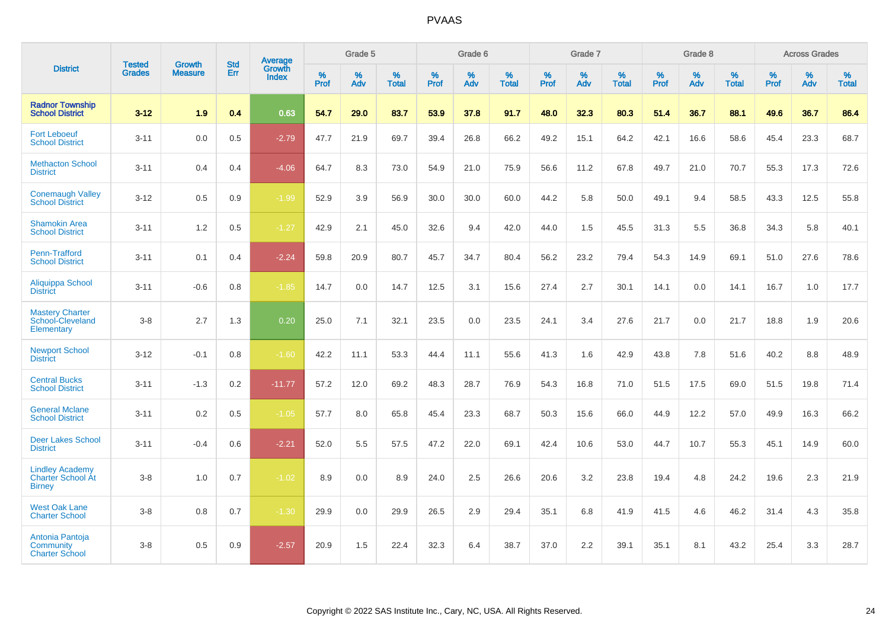# PVAAS

| District | Tested Grades | Growth Measure | Std Err | Average Growth Index | Grade 5 | | | Grade 6 | | | Grade 7 | | | Grade 8 | | | Across Grades | | |
|---|---|---|---|---|---|---|---|---|---|---|---|---|---|---|---|---|---|---|---|
| | | | | | % Prof | % Adv | % Total | % Prof | % Adv | % Total | % Prof | % Adv | % Total | % Prof | % Adv | % Total | % Prof | % Adv | % Total |
| **Radnor Township School District** | **3-12** | **1.9** | **0.4** | **0.63** | **54.7** | **29.0** | **83.7** | **53.9** | **37.8** | **91.7** | **48.0** | **32.3** | **80.3** | **51.4** | **36.7** | **88.1** | **49.6** | **36.7** | **86.4** |
| Fort Leboeuf School District | 3-11 | 0.0 | 0.5 | -2.79 | 47.7 | 21.9 | 69.7 | 39.4 | 26.8 | 66.2 | 49.2 | 15.1 | 64.2 | 42.1 | 16.6 | 58.6 | 45.4 | 23.3 | 68.7 |
| Methacton School District | 3-11 | 0.4 | 0.4 | -4.06 | 64.7 | 8.3 | 73.0 | 54.9 | 21.0 | 75.9 | 56.6 | 11.2 | 67.8 | 49.7 | 21.0 | 70.7 | 55.3 | 17.3 | 72.6 |
| Conemaugh Valley School District | 3-12 | 0.5 | 0.9 | -1.99 | 52.9 | 3.9 | 56.9 | 30.0 | 30.0 | 60.0 | 44.2 | 5.8 | 50.0 | 49.1 | 9.4 | 58.5 | 43.3 | 12.5 | 55.8 |
| Shamokin Area School District | 3-11 | 1.2 | 0.5 | -1.27 | 42.9 | 2.1 | 45.0 | 32.6 | 9.4 | 42.0 | 44.0 | 1.5 | 45.5 | 31.3 | 5.5 | 36.8 | 34.3 | 5.8 | 40.1 |
| Penn-Trafford School District | 3-11 | 0.1 | 0.4 | -2.24 | 59.8 | 20.9 | 80.7 | 45.7 | 34.7 | 80.4 | 56.2 | 23.2 | 79.4 | 54.3 | 14.9 | 69.1 | 51.0 | 27.6 | 78.6 |
| Aliquippa School District | 3-11 | -0.6 | 0.8 | -1.85 | 14.7 | 0.0 | 14.7 | 12.5 | 3.1 | 15.6 | 27.4 | 2.7 | 30.1 | 14.1 | 0.0 | 14.1 | 16.7 | 1.0 | 17.7 |
| Mastery Charter School-Cleveland Elementary | 3-8 | 2.7 | 1.3 | 0.20 | 25.0 | 7.1 | 32.1 | 23.5 | 0.0 | 23.5 | 24.1 | 3.4 | 27.6 | 21.7 | 0.0 | 21.7 | 18.8 | 1.9 | 20.6 |
| Newport School District | 3-12 | -0.1 | 0.8 | -1.60 | 42.2 | 11.1 | 53.3 | 44.4 | 11.1 | 55.6 | 41.3 | 1.6 | 42.9 | 43.8 | 7.8 | 51.6 | 40.2 | 8.8 | 48.9 |
| Central Bucks School District | 3-11 | -1.3 | 0.2 | -11.77 | 57.2 | 12.0 | 69.2 | 48.3 | 28.7 | 76.9 | 54.3 | 16.8 | 71.0 | 51.5 | 17.5 | 69.0 | 51.5 | 19.8 | 71.4 |
| General Mclane School District | 3-11 | 0.2 | 0.5 | -1.05 | 57.7 | 8.0 | 65.8 | 45.4 | 23.3 | 68.7 | 50.3 | 15.6 | 66.0 | 44.9 | 12.2 | 57.0 | 49.9 | 16.3 | 66.2 |
| Deer Lakes School District | 3-11 | -0.4 | 0.6 | -2.21 | 52.0 | 5.5 | 57.5 | 47.2 | 22.0 | 69.1 | 42.4 | 10.6 | 53.0 | 44.7 | 10.7 | 55.3 | 45.1 | 14.9 | 60.0 |
| Lindley Academy Charter School At Birney | 3-8 | 1.0 | 0.7 | -1.02 | 8.9 | 0.0 | 8.9 | 24.0 | 2.5 | 26.6 | 20.6 | 3.2 | 23.8 | 19.4 | 4.8 | 24.2 | 19.6 | 2.3 | 21.9 |
| West Oak Lane Charter School | 3-8 | 0.8 | 0.7 | -1.30 | 29.9 | 0.0 | 29.9 | 26.5 | 2.9 | 29.4 | 35.1 | 6.8 | 41.9 | 41.5 | 4.6 | 46.2 | 31.4 | 4.3 | 35.8 |
| Antonia Pantoja Community Charter School | 3-8 | 0.5 | 0.9 | -2.57 | 20.9 | 1.5 | 22.4 | 32.3 | 6.4 | 38.7 | 37.0 | 2.2 | 39.1 | 35.1 | 8.1 | 43.2 | 25.4 | 3.3 | 28.7 |

Copyright © 2022 SAS Institute Inc., Cary, NC, USA. All Rights Reserved.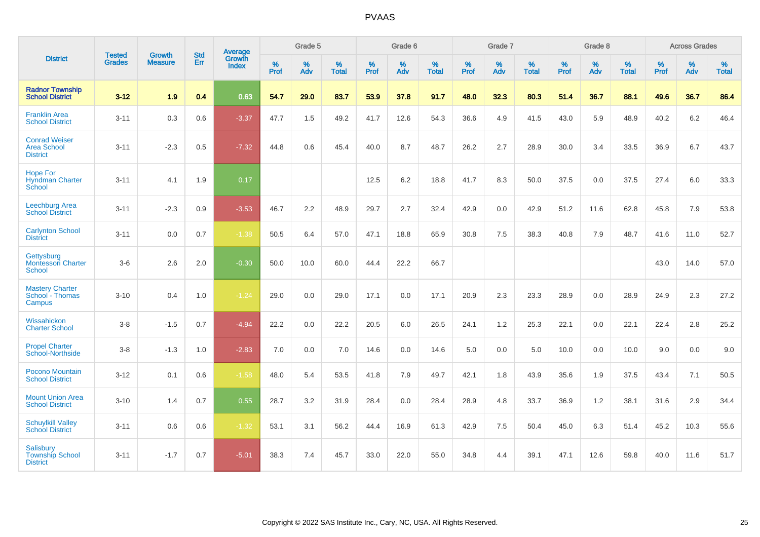# PVAAS

| District | Tested Grades | Growth Measure | Std Err | Average Growth Index | Grade 5 | | | Grade 6 | | | Grade 7 | | | Grade 8 | | | Across Grades | | |
|---|---|---|---|---|---|---|---|---|---|---|---|---|---|---|---|---|---|---|---|
| | | | | | % Prof | % Adv | % Total | % Prof | % Adv | % Total | % Prof | % Adv | % Total | % Prof | % Adv | % Total | % Prof | % Adv | % Total |
| **Radnor Township School District** | **3-12** | **1.9** | **0.4** | **0.63** | **54.7** | **29.0** | **83.7** | **53.9** | **37.8** | **91.7** | **48.0** | **32.3** | **80.3** | **51.4** | **36.7** | **88.1** | **49.6** | **36.7** | **86.4** |
| Franklin Area School District | 3-11 | 0.3 | 0.6 | -3.37 | 47.7 | 1.5 | 49.2 | 41.7 | 12.6 | 54.3 | 36.6 | 4.9 | 41.5 | 43.0 | 5.9 | 48.9 | 40.2 | 6.2 | 46.4 |
| Conrad Weiser Area School District | 3-11 | -2.3 | 0.5 | -7.32 | 44.8 | 0.6 | 45.4 | 40.0 | 8.7 | 48.7 | 26.2 | 2.7 | 28.9 | 30.0 | 3.4 | 33.5 | 36.9 | 6.7 | 43.7 |
| Hope For Hyndman Charter School | 3-11 | 4.1 | 1.9 | 0.17 | | | | 12.5 | 6.2 | 18.8 | 41.7 | 8.3 | 50.0 | 37.5 | 0.0 | 37.5 | 27.4 | 6.0 | 33.3 |
| Leechburg Area School District | 3-11 | -2.3 | 0.9 | -3.53 | 46.7 | 2.2 | 48.9 | 29.7 | 2.7 | 32.4 | 42.9 | 0.0 | 42.9 | 51.2 | 11.6 | 62.8 | 45.8 | 7.9 | 53.8 |
| Carlynton School District | 3-11 | 0.0 | 0.7 | -1.38 | 50.5 | 6.4 | 57.0 | 47.1 | 18.8 | 65.9 | 30.8 | 7.5 | 38.3 | 40.8 | 7.9 | 48.7 | 41.6 | 11.0 | 52.7 |
| Gettysburg Montessori Charter School | 3-6 | 2.6 | 2.0 | -0.30 | 50.0 | 10.0 | 60.0 | 44.4 | 22.2 | 66.7 | | | | | | | 43.0 | 14.0 | 57.0 |
| Mastery Charter School - Thomas Campus | 3-10 | 0.4 | 1.0 | -1.24 | 29.0 | 0.0 | 29.0 | 17.1 | 0.0 | 17.1 | 20.9 | 2.3 | 23.3 | 28.9 | 0.0 | 28.9 | 24.9 | 2.3 | 27.2 |
| Wissahickon Charter School | 3-8 | -1.5 | 0.7 | -4.94 | 22.2 | 0.0 | 22.2 | 20.5 | 6.0 | 26.5 | 24.1 | 1.2 | 25.3 | 22.1 | 0.0 | 22.1 | 22.4 | 2.8 | 25.2 |
| Propel Charter School-Northside | 3-8 | -1.3 | 1.0 | -2.83 | 7.0 | 0.0 | 7.0 | 14.6 | 0.0 | 14.6 | 5.0 | 0.0 | 5.0 | 10.0 | 0.0 | 10.0 | 9.0 | 0.0 | 9.0 |
| Pocono Mountain School District | 3-12 | 0.1 | 0.6 | -1.58 | 48.0 | 5.4 | 53.5 | 41.8 | 7.9 | 49.7 | 42.1 | 1.8 | 43.9 | 35.6 | 1.9 | 37.5 | 43.4 | 7.1 | 50.5 |
| Mount Union Area School District | 3-10 | 1.4 | 0.7 | 0.55 | 28.7 | 3.2 | 31.9 | 28.4 | 0.0 | 28.4 | 28.9 | 4.8 | 33.7 | 36.9 | 1.2 | 38.1 | 31.6 | 2.9 | 34.4 |
| Schuylkill Valley School District | 3-11 | 0.6 | 0.6 | -1.32 | 53.1 | 3.1 | 56.2 | 44.4 | 16.9 | 61.3 | 42.9 | 7.5 | 50.4 | 45.0 | 6.3 | 51.4 | 45.2 | 10.3 | 55.6 |
| Salisbury Township School District | 3-11 | -1.7 | 0.7 | -5.01 | 38.3 | 7.4 | 45.7 | 33.0 | 22.0 | 55.0 | 34.8 | 4.4 | 39.1 | 47.1 | 12.6 | 59.8 | 40.0 | 11.6 | 51.7 |

Copyright © 2022 SAS Institute Inc., Cary, NC, USA. All Rights Reserved.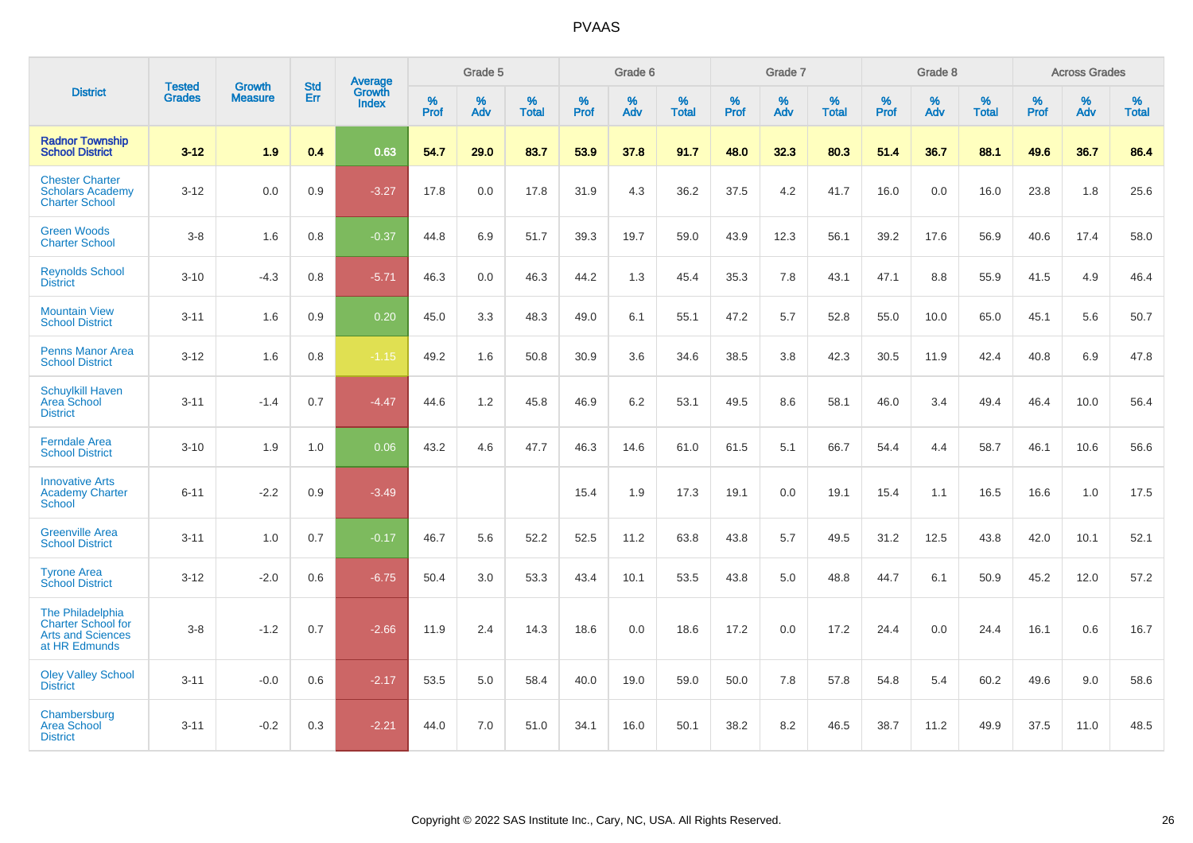PVAAS

| District | Tested Grades | Growth Measure | Std Err | Average Growth Index | Grade 5 | | | Grade 6 | | | Grade 7 | | | Grade 8 | | | Across Grades | | |
|---|---|---|---|---|---|---|---|---|---|---|---|---|---|---|---|---|---|---|---|
| | | | | | % Prof | % Adv | % Total | % Prof | % Adv | % Total | % Prof | % Adv | % Total | % Prof | % Adv | % Total | % Prof | % Adv | % Total |
| **Radnor Township School District** | **3-12** | **1.9** | **0.4** | **0.63** | **54.7** | **29.0** | **83.7** | **53.9** | **37.8** | **91.7** | **48.0** | **32.3** | **80.3** | **51.4** | **36.7** | **88.1** | **49.6** | **36.7** | **86.4** |
| Chester Charter Scholars Academy Charter School | 3-12 | 0.0 | 0.9 | -3.27 | 17.8 | 0.0 | 17.8 | 31.9 | 4.3 | 36.2 | 37.5 | 4.2 | 41.7 | 16.0 | 0.0 | 16.0 | 23.8 | 1.8 | 25.6 |
| Green Woods Charter School | 3-8 | 1.6 | 0.8 | -0.37 | 44.8 | 6.9 | 51.7 | 39.3 | 19.7 | 59.0 | 43.9 | 12.3 | 56.1 | 39.2 | 17.6 | 56.9 | 40.6 | 17.4 | 58.0 |
| Reynolds School District | 3-10 | -4.3 | 0.8 | -5.71 | 46.3 | 0.0 | 46.3 | 44.2 | 1.3 | 45.4 | 35.3 | 7.8 | 43.1 | 47.1 | 8.8 | 55.9 | 41.5 | 4.9 | 46.4 |
| Mountain View School District | 3-11 | 1.6 | 0.9 | 0.20 | 45.0 | 3.3 | 48.3 | 49.0 | 6.1 | 55.1 | 47.2 | 5.7 | 52.8 | 55.0 | 10.0 | 65.0 | 45.1 | 5.6 | 50.7 |
| Penns Manor Area School District | 3-12 | 1.6 | 0.8 | -1.15 | 49.2 | 1.6 | 50.8 | 30.9 | 3.6 | 34.6 | 38.5 | 3.8 | 42.3 | 30.5 | 11.9 | 42.4 | 40.8 | 6.9 | 47.8 |
| Schuylkill Haven Area School District | 3-11 | -1.4 | 0.7 | -4.47 | 44.6 | 1.2 | 45.8 | 46.9 | 6.2 | 53.1 | 49.5 | 8.6 | 58.1 | 46.0 | 3.4 | 49.4 | 46.4 | 10.0 | 56.4 |
| Ferndale Area School District | 3-10 | 1.9 | 1.0 | 0.06 | 43.2 | 4.6 | 47.7 | 46.3 | 14.6 | 61.0 | 61.5 | 5.1 | 66.7 | 54.4 | 4.4 | 58.7 | 46.1 | 10.6 | 56.6 |
| Innovative Arts Academy Charter School | 6-11 | -2.2 | 0.9 | -3.49 | | | | 15.4 | 1.9 | 17.3 | 19.1 | 0.0 | 19.1 | 15.4 | 1.1 | 16.5 | 16.6 | 1.0 | 17.5 |
| Greenville Area School District | 3-11 | 1.0 | 0.7 | -0.17 | 46.7 | 5.6 | 52.2 | 52.5 | 11.2 | 63.8 | 43.8 | 5.7 | 49.5 | 31.2 | 12.5 | 43.8 | 42.0 | 10.1 | 52.1 |
| Tyrone Area School District | 3-12 | -2.0 | 0.6 | -6.75 | 50.4 | 3.0 | 53.3 | 43.4 | 10.1 | 53.5 | 43.8 | 5.0 | 48.8 | 44.7 | 6.1 | 50.9 | 45.2 | 12.0 | 57.2 |
| The Philadelphia Charter School for Arts and Sciences at HR Edmunds | 3-8 | -1.2 | 0.7 | -2.66 | 11.9 | 2.4 | 14.3 | 18.6 | 0.0 | 18.6 | 17.2 | 0.0 | 17.2 | 24.4 | 0.0 | 24.4 | 16.1 | 0.6 | 16.7 |
| Oley Valley School District | 3-11 | -0.0 | 0.6 | -2.17 | 53.5 | 5.0 | 58.4 | 40.0 | 19.0 | 59.0 | 50.0 | 7.8 | 57.8 | 54.8 | 5.4 | 60.2 | 49.6 | 9.0 | 58.6 |
| Chambersburg Area School District | 3-11 | -0.2 | 0.3 | -2.21 | 44.0 | 7.0 | 51.0 | 34.1 | 16.0 | 50.1 | 38.2 | 8.2 | 46.5 | 38.7 | 11.2 | 49.9 | 37.5 | 11.0 | 48.5 |

Copyright © 2022 SAS Institute Inc., Cary, NC, USA. All Rights Reserved.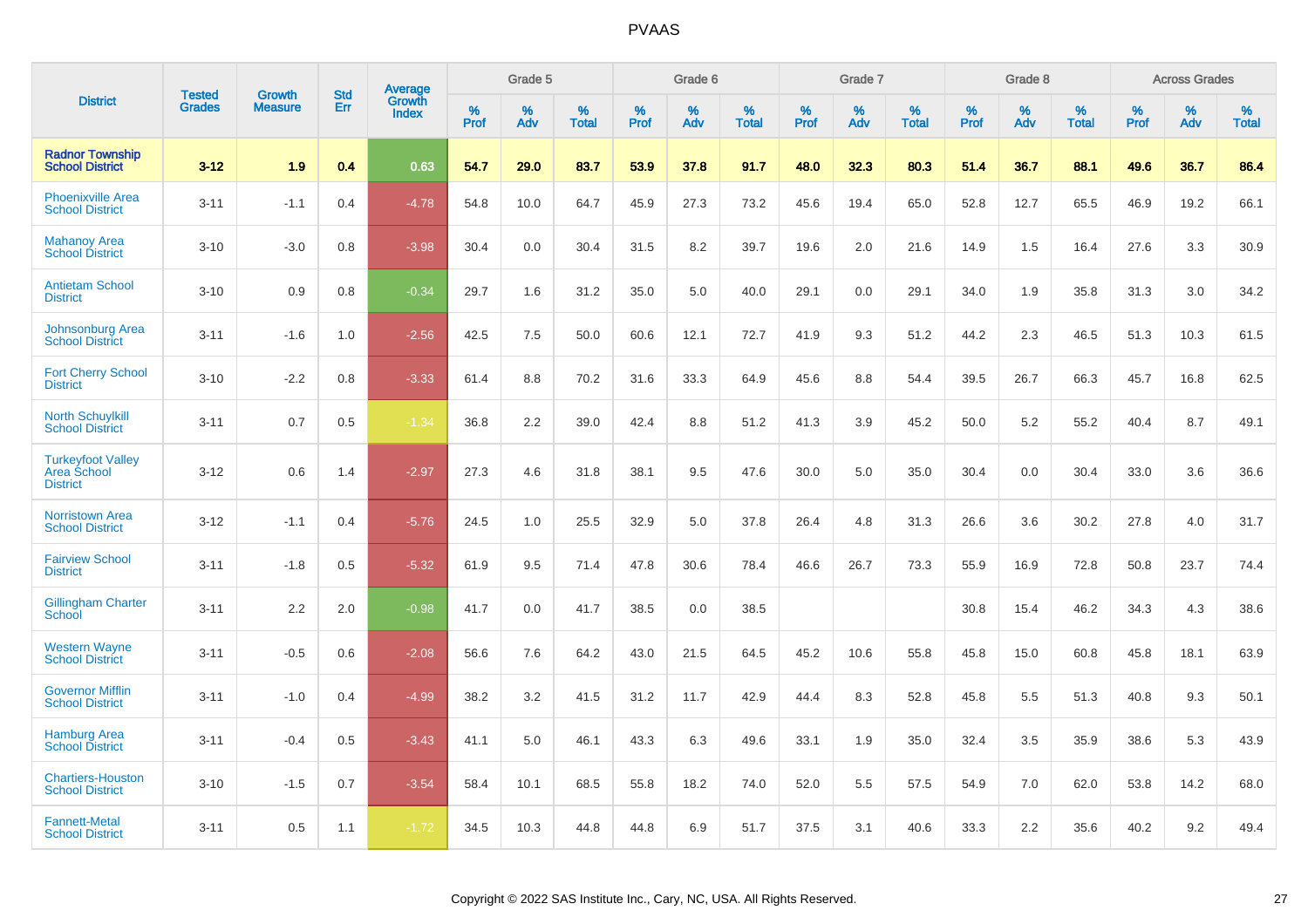# PVAAS

| District | Tested Grades | Growth Measure | Std Err | Average Growth Index | Grade 5 | | | Grade 6 | | | Grade 7 | | | Grade 8 | | | Across Grades | | |
|---|---|---|---|---|---|---|---|---|---|---|---|---|---|---|---|---|---|---|---|
| | | | | | % Prof | % Adv | % Total | % Prof | % Adv | % Total | % Prof | % Adv | % Total | % Prof | % Adv | % Total | % Prof | % Adv | % Total |
| **Radnor Township School District** | **3-12** | **1.9** | **0.4** | **0.63** | **54.7** | **29.0** | **83.7** | **53.9** | **37.8** | **91.7** | **48.0** | **32.3** | **80.3** | **51.4** | **36.7** | **88.1** | **49.6** | **36.7** | **86.4** |
| Phoenixville Area School District | 3-11 | -1.1 | 0.4 | -4.78 | 54.8 | 10.0 | 64.7 | 45.9 | 27.3 | 73.2 | 45.6 | 19.4 | 65.0 | 52.8 | 12.7 | 65.5 | 46.9 | 19.2 | 66.1 |
| Mahanoy Area School District | 3-10 | -3.0 | 0.8 | -3.98 | 30.4 | 0.0 | 30.4 | 31.5 | 8.2 | 39.7 | 19.6 | 2.0 | 21.6 | 14.9 | 1.5 | 16.4 | 27.6 | 3.3 | 30.9 |
| Antietam School District | 3-10 | 0.9 | 0.8 | -0.34 | 29.7 | 1.6 | 31.2 | 35.0 | 5.0 | 40.0 | 29.1 | 0.0 | 29.1 | 34.0 | 1.9 | 35.8 | 31.3 | 3.0 | 34.2 |
| Johnsonburg Area School District | 3-11 | -1.6 | 1.0 | -2.56 | 42.5 | 7.5 | 50.0 | 60.6 | 12.1 | 72.7 | 41.9 | 9.3 | 51.2 | 44.2 | 2.3 | 46.5 | 51.3 | 10.3 | 61.5 |
| Fort Cherry School District | 3-10 | -2.2 | 0.8 | -3.33 | 61.4 | 8.8 | 70.2 | 31.6 | 33.3 | 64.9 | 45.6 | 8.8 | 54.4 | 39.5 | 26.7 | 66.3 | 45.7 | 16.8 | 62.5 |
| North Schuylkill School District | 3-11 | 0.7 | 0.5 | -1.34 | 36.8 | 2.2 | 39.0 | 42.4 | 8.8 | 51.2 | 41.3 | 3.9 | 45.2 | 50.0 | 5.2 | 55.2 | 40.4 | 8.7 | 49.1 |
| Turkeyfoot Valley Area School District | 3-12 | 0.6 | 1.4 | -2.97 | 27.3 | 4.6 | 31.8 | 38.1 | 9.5 | 47.6 | 30.0 | 5.0 | 35.0 | 30.4 | 0.0 | 30.4 | 33.0 | 3.6 | 36.6 |
| Norristown Area School District | 3-12 | -1.1 | 0.4 | -5.76 | 24.5 | 1.0 | 25.5 | 32.9 | 5.0 | 37.8 | 26.4 | 4.8 | 31.3 | 26.6 | 3.6 | 30.2 | 27.8 | 4.0 | 31.7 |
| Fairview School District | 3-11 | -1.8 | 0.5 | -5.32 | 61.9 | 9.5 | 71.4 | 47.8 | 30.6 | 78.4 | 46.6 | 26.7 | 73.3 | 55.9 | 16.9 | 72.8 | 50.8 | 23.7 | 74.4 |
| Gillingham Charter School | 3-11 | 2.2 | 2.0 | -0.98 | 41.7 | 0.0 | 41.7 | 38.5 | 0.0 | 38.5 | | | | 30.8 | 15.4 | 46.2 | 34.3 | 4.3 | 38.6 |
| Western Wayne School District | 3-11 | -0.5 | 0.6 | -2.08 | 56.6 | 7.6 | 64.2 | 43.0 | 21.5 | 64.5 | 45.2 | 10.6 | 55.8 | 45.8 | 15.0 | 60.8 | 45.8 | 18.1 | 63.9 |
| Governor Mifflin School District | 3-11 | -1.0 | 0.4 | -4.99 | 38.2 | 3.2 | 41.5 | 31.2 | 11.7 | 42.9 | 44.4 | 8.3 | 52.8 | 45.8 | 5.5 | 51.3 | 40.8 | 9.3 | 50.1 |
| Hamburg Area School District | 3-11 | -0.4 | 0.5 | -3.43 | 41.1 | 5.0 | 46.1 | 43.3 | 6.3 | 49.6 | 33.1 | 1.9 | 35.0 | 32.4 | 3.5 | 35.9 | 38.6 | 5.3 | 43.9 |
| Chartiers-Houston School District | 3-10 | -1.5 | 0.7 | -3.54 | 58.4 | 10.1 | 68.5 | 55.8 | 18.2 | 74.0 | 52.0 | 5.5 | 57.5 | 54.9 | 7.0 | 62.0 | 53.8 | 14.2 | 68.0 |
| Fannett-Metal School District | 3-11 | 0.5 | 1.1 | -1.72 | 34.5 | 10.3 | 44.8 | 44.8 | 6.9 | 51.7 | 37.5 | 3.1 | 40.6 | 33.3 | 2.2 | 35.6 | 40.2 | 9.2 | 49.4 |

Copyright © 2022 SAS Institute Inc., Cary, NC, USA. All Rights Reserved.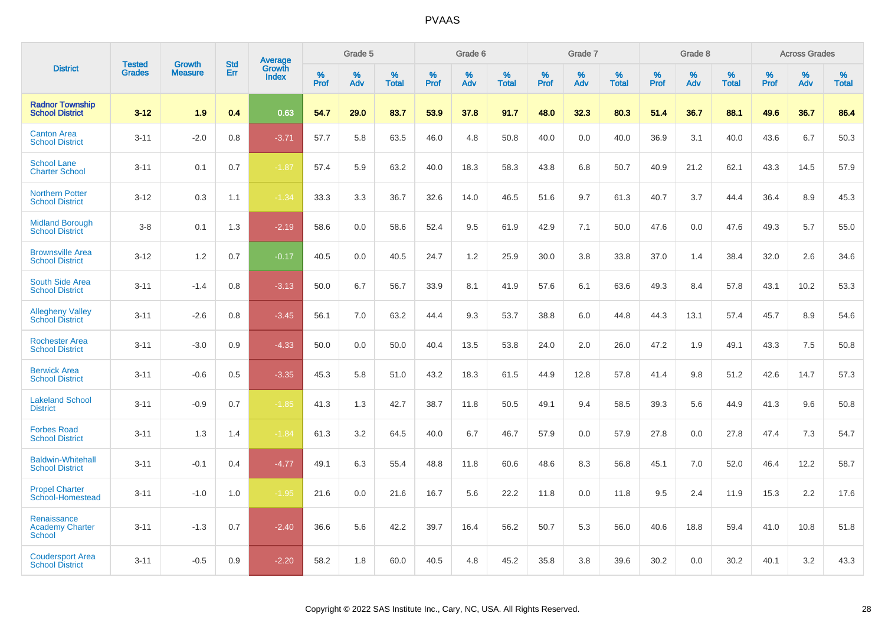# PVAAS

| District | Tested Grades | Growth Measure | Std Err | Average Growth Index | Grade 5 | | | Grade 6 | | | Grade 7 | | | Grade 8 | | | Across Grades | | |
|---|---|---|---|---|---|---|---|---|---|---|---|---|---|---|---|---|---|---|---|
| | | | | | % Prof | % Adv | % Total | % Prof | % Adv | % Total | % Prof | % Adv | % Total | % Prof | % Adv | % Total | % Prof | % Adv | % Total |
| **Radnor Township School District** | **3-12** | **1.9** | **0.4** | **0.63** | **54.7** | **29.0** | **83.7** | **53.9** | **37.8** | **91.7** | **48.0** | **32.3** | **80.3** | **51.4** | **36.7** | **88.1** | **49.6** | **36.7** | **86.4** |
| Canton Area School District | 3-11 | -2.0 | 0.8 | -3.71 | 57.7 | 5.8 | 63.5 | 46.0 | 4.8 | 50.8 | 40.0 | 0.0 | 40.0 | 36.9 | 3.1 | 40.0 | 43.6 | 6.7 | 50.3 |
| School Lane Charter School | 3-11 | 0.1 | 0.7 | -1.87 | 57.4 | 5.9 | 63.2 | 40.0 | 18.3 | 58.3 | 43.8 | 6.8 | 50.7 | 40.9 | 21.2 | 62.1 | 43.3 | 14.5 | 57.9 |
| Northern Potter School District | 3-12 | 0.3 | 1.1 | -1.34 | 33.3 | 3.3 | 36.7 | 32.6 | 14.0 | 46.5 | 51.6 | 9.7 | 61.3 | 40.7 | 3.7 | 44.4 | 36.4 | 8.9 | 45.3 |
| Midland Borough School District | 3-8 | 0.1 | 1.3 | -2.19 | 58.6 | 0.0 | 58.6 | 52.4 | 9.5 | 61.9 | 42.9 | 7.1 | 50.0 | 47.6 | 0.0 | 47.6 | 49.3 | 5.7 | 55.0 |
| Brownsville Area School District | 3-12 | 1.2 | 0.7 | -0.17 | 40.5 | 0.0 | 40.5 | 24.7 | 1.2 | 25.9 | 30.0 | 3.8 | 33.8 | 37.0 | 1.4 | 38.4 | 32.0 | 2.6 | 34.6 |
| South Side Area School District | 3-11 | -1.4 | 0.8 | -3.13 | 50.0 | 6.7 | 56.7 | 33.9 | 8.1 | 41.9 | 57.6 | 6.1 | 63.6 | 49.3 | 8.4 | 57.8 | 43.1 | 10.2 | 53.3 |
| Allegheny Valley School District | 3-11 | -2.6 | 0.8 | -3.45 | 56.1 | 7.0 | 63.2 | 44.4 | 9.3 | 53.7 | 38.8 | 6.0 | 44.8 | 44.3 | 13.1 | 57.4 | 45.7 | 8.9 | 54.6 |
| Rochester Area School District | 3-11 | -3.0 | 0.9 | -4.33 | 50.0 | 0.0 | 50.0 | 40.4 | 13.5 | 53.8 | 24.0 | 2.0 | 26.0 | 47.2 | 1.9 | 49.1 | 43.3 | 7.5 | 50.8 |
| Berwick Area School District | 3-11 | -0.6 | 0.5 | -3.35 | 45.3 | 5.8 | 51.0 | 43.2 | 18.3 | 61.5 | 44.9 | 12.8 | 57.8 | 41.4 | 9.8 | 51.2 | 42.6 | 14.7 | 57.3 |
| Lakeland School District | 3-11 | -0.9 | 0.7 | -1.85 | 41.3 | 1.3 | 42.7 | 38.7 | 11.8 | 50.5 | 49.1 | 9.4 | 58.5 | 39.3 | 5.6 | 44.9 | 41.3 | 9.6 | 50.8 |
| Forbes Road School District | 3-11 | 1.3 | 1.4 | -1.84 | 61.3 | 3.2 | 64.5 | 40.0 | 6.7 | 46.7 | 57.9 | 0.0 | 57.9 | 27.8 | 0.0 | 27.8 | 47.4 | 7.3 | 54.7 |
| Baldwin-Whitehall School District | 3-11 | -0.1 | 0.4 | -4.77 | 49.1 | 6.3 | 55.4 | 48.8 | 11.8 | 60.6 | 48.6 | 8.3 | 56.8 | 45.1 | 7.0 | 52.0 | 46.4 | 12.2 | 58.7 |
| Propel Charter School-Homestead | 3-11 | -1.0 | 1.0 | -1.95 | 21.6 | 0.0 | 21.6 | 16.7 | 5.6 | 22.2 | 11.8 | 0.0 | 11.8 | 9.5 | 2.4 | 11.9 | 15.3 | 2.2 | 17.6 |
| Renaissance Academy Charter School | 3-11 | -1.3 | 0.7 | -2.40 | 36.6 | 5.6 | 42.2 | 39.7 | 16.4 | 56.2 | 50.7 | 5.3 | 56.0 | 40.6 | 18.8 | 59.4 | 41.0 | 10.8 | 51.8 |
| Coudersport Area School District | 3-11 | -0.5 | 0.9 | -2.20 | 58.2 | 1.8 | 60.0 | 40.5 | 4.8 | 45.2 | 35.8 | 3.8 | 39.6 | 30.2 | 0.0 | 30.2 | 40.1 | 3.2 | 43.3 |

Copyright © 2022 SAS Institute Inc., Cary, NC, USA. All Rights Reserved.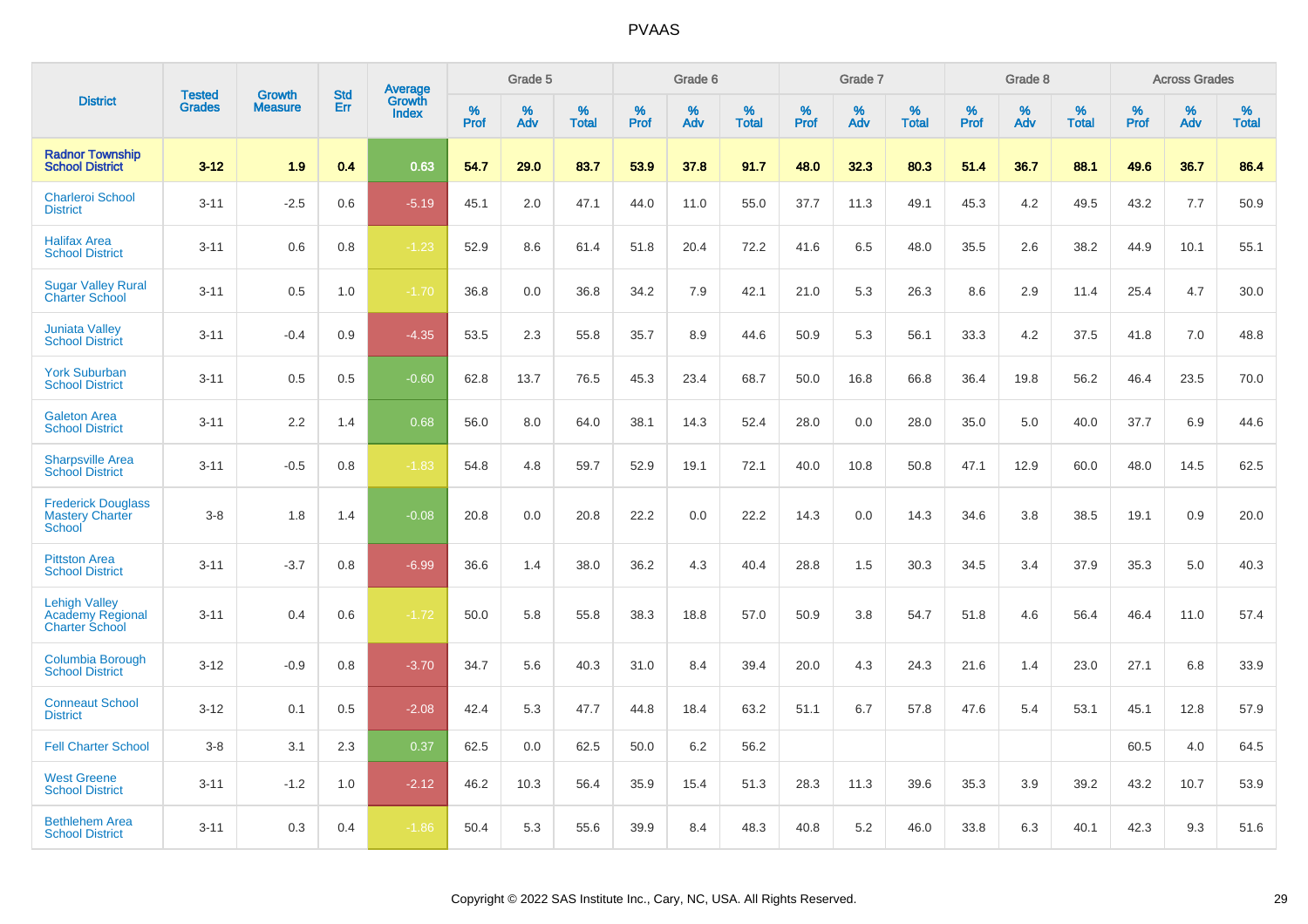PVAAS

| District | Tested Grades | Growth Measure | Std Err | Average Growth Index | Grade 5 | | | Grade 6 | | | Grade 7 | | | Grade 8 | | | Across Grades | | |
|---|---|---|---|---|---|---|---|---|---|---|---|---|---|---|---|---|---|---|---|
| | | | | | % Prof | % Adv | % Total | % Prof | % Adv | % Total | % Prof | % Adv | % Total | % Prof | % Adv | % Total | % Prof | % Adv | % Total |
| **Radnor Township School District** | **3-12** | **1.9** | **0.4** | **0.63** | **54.7** | **29.0** | **83.7** | **53.9** | **37.8** | **91.7** | **48.0** | **32.3** | **80.3** | **51.4** | **36.7** | **88.1** | **49.6** | **36.7** | **86.4** |
| Charleroi School District | 3-11 | -2.5 | 0.6 | -5.19 | 45.1 | 2.0 | 47.1 | 44.0 | 11.0 | 55.0 | 37.7 | 11.3 | 49.1 | 45.3 | 4.2 | 49.5 | 43.2 | 7.7 | 50.9 |
| Halifax Area School District | 3-11 | 0.6 | 0.8 | -1.23 | 52.9 | 8.6 | 61.4 | 51.8 | 20.4 | 72.2 | 41.6 | 6.5 | 48.0 | 35.5 | 2.6 | 38.2 | 44.9 | 10.1 | 55.1 |
| Sugar Valley Rural Charter School | 3-11 | 0.5 | 1.0 | -1.70 | 36.8 | 0.0 | 36.8 | 34.2 | 7.9 | 42.1 | 21.0 | 5.3 | 26.3 | 8.6 | 2.9 | 11.4 | 25.4 | 4.7 | 30.0 |
| Juniata Valley School District | 3-11 | -0.4 | 0.9 | -4.35 | 53.5 | 2.3 | 55.8 | 35.7 | 8.9 | 44.6 | 50.9 | 5.3 | 56.1 | 33.3 | 4.2 | 37.5 | 41.8 | 7.0 | 48.8 |
| York Suburban School District | 3-11 | 0.5 | 0.5 | -0.60 | 62.8 | 13.7 | 76.5 | 45.3 | 23.4 | 68.7 | 50.0 | 16.8 | 66.8 | 36.4 | 19.8 | 56.2 | 46.4 | 23.5 | 70.0 |
| Galeton Area School District | 3-11 | 2.2 | 1.4 | 0.68 | 56.0 | 8.0 | 64.0 | 38.1 | 14.3 | 52.4 | 28.0 | 0.0 | 28.0 | 35.0 | 5.0 | 40.0 | 37.7 | 6.9 | 44.6 |
| Sharpsville Area School District | 3-11 | -0.5 | 0.8 | -1.83 | 54.8 | 4.8 | 59.7 | 52.9 | 19.1 | 72.1 | 40.0 | 10.8 | 50.8 | 47.1 | 12.9 | 60.0 | 48.0 | 14.5 | 62.5 |
| Frederick Douglass Mastery Charter School | 3-8 | 1.8 | 1.4 | -0.08 | 20.8 | 0.0 | 20.8 | 22.2 | 0.0 | 22.2 | 14.3 | 0.0 | 14.3 | 34.6 | 3.8 | 38.5 | 19.1 | 0.9 | 20.0 |
| Pittston Area School District | 3-11 | -3.7 | 0.8 | -6.99 | 36.6 | 1.4 | 38.0 | 36.2 | 4.3 | 40.4 | 28.8 | 1.5 | 30.3 | 34.5 | 3.4 | 37.9 | 35.3 | 5.0 | 40.3 |
| Lehigh Valley Academy Regional Charter School | 3-11 | 0.4 | 0.6 | -1.72 | 50.0 | 5.8 | 55.8 | 38.3 | 18.8 | 57.0 | 50.9 | 3.8 | 54.7 | 51.8 | 4.6 | 56.4 | 46.4 | 11.0 | 57.4 |
| Columbia Borough School District | 3-12 | -0.9 | 0.8 | -3.70 | 34.7 | 5.6 | 40.3 | 31.0 | 8.4 | 39.4 | 20.0 | 4.3 | 24.3 | 21.6 | 1.4 | 23.0 | 27.1 | 6.8 | 33.9 |
| Conneaut School District | 3-12 | 0.1 | 0.5 | -2.08 | 42.4 | 5.3 | 47.7 | 44.8 | 18.4 | 63.2 | 51.1 | 6.7 | 57.8 | 47.6 | 5.4 | 53.1 | 45.1 | 12.8 | 57.9 |
| Fell Charter School | 3-8 | 3.1 | 2.3 | 0.37 | 62.5 | 0.0 | 62.5 | 50.0 | 6.2 | 56.2 | | | | | | | 60.5 | 4.0 | 64.5 |
| West Greene School District | 3-11 | -1.2 | 1.0 | -2.12 | 46.2 | 10.3 | 56.4 | 35.9 | 15.4 | 51.3 | 28.3 | 11.3 | 39.6 | 35.3 | 3.9 | 39.2 | 43.2 | 10.7 | 53.9 |
| Bethlehem Area School District | 3-11 | 0.3 | 0.4 | -1.86 | 50.4 | 5.3 | 55.6 | 39.9 | 8.4 | 48.3 | 40.8 | 5.2 | 46.0 | 33.8 | 6.3 | 40.1 | 42.3 | 9.3 | 51.6 |

Copyright © 2022 SAS Institute Inc., Cary, NC, USA. All Rights Reserved.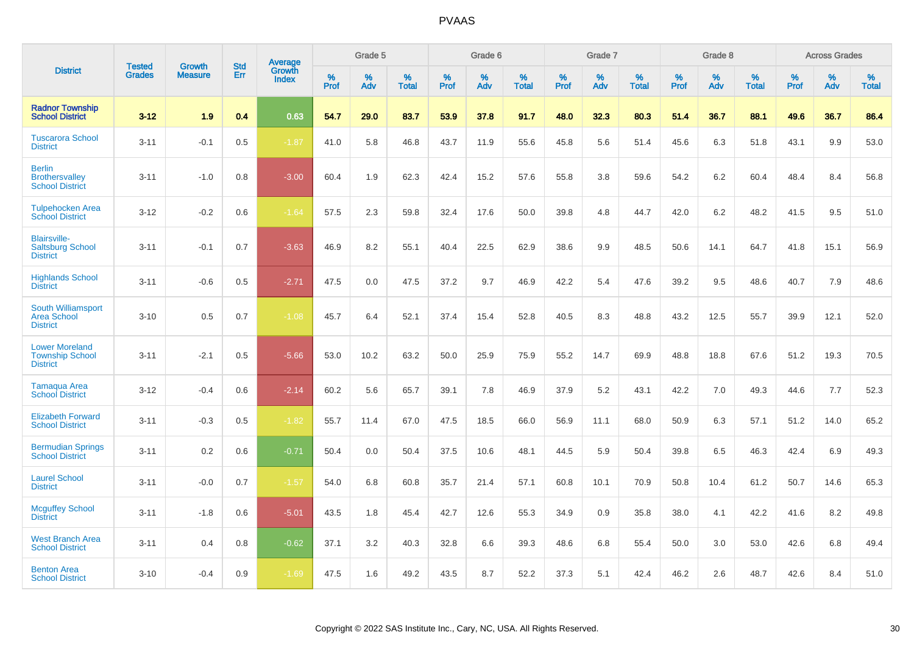# PVAAS

| District | Tested Grades | Growth Measure | Std Err | Average Growth Index | Grade 5 | | | Grade 6 | | | Grade 7 | | | Grade 8 | | | Across Grades | | |
|---|---|---|---|---|---|---|---|---|---|---|---|---|---|---|---|---|---|---|---|
| | | | | | % Prof | % Adv | % Total | % Prof | % Adv | % Total | % Prof | % Adv | % Total | % Prof | % Adv | % Total | % Prof | % Adv | % Total |
| **Radnor Township School District** | **3-12** | **1.9** | **0.4** | **0.63** | **54.7** | **29.0** | **83.7** | **53.9** | **37.8** | **91.7** | **48.0** | **32.3** | **80.3** | **51.4** | **36.7** | **88.1** | **49.6** | **36.7** | **86.4** |
| Tuscarora School District | 3-11 | -0.1 | 0.5 | -1.87 | 41.0 | 5.8 | 46.8 | 43.7 | 11.9 | 55.6 | 45.8 | 5.6 | 51.4 | 45.6 | 6.3 | 51.8 | 43.1 | 9.9 | 53.0 |
| Berlin Brothersvalley School District | 3-11 | -1.0 | 0.8 | -3.00 | 60.4 | 1.9 | 62.3 | 42.4 | 15.2 | 57.6 | 55.8 | 3.8 | 59.6 | 54.2 | 6.2 | 60.4 | 48.4 | 8.4 | 56.8 |
| Tulpehocken Area School District | 3-12 | -0.2 | 0.6 | -1.64 | 57.5 | 2.3 | 59.8 | 32.4 | 17.6 | 50.0 | 39.8 | 4.8 | 44.7 | 42.0 | 6.2 | 48.2 | 41.5 | 9.5 | 51.0 |
| Blairsville-Saltsburg School District | 3-11 | -0.1 | 0.7 | -3.63 | 46.9 | 8.2 | 55.1 | 40.4 | 22.5 | 62.9 | 38.6 | 9.9 | 48.5 | 50.6 | 14.1 | 64.7 | 41.8 | 15.1 | 56.9 |
| Highlands School District | 3-11 | -0.6 | 0.5 | -2.71 | 47.5 | 0.0 | 47.5 | 37.2 | 9.7 | 46.9 | 42.2 | 5.4 | 47.6 | 39.2 | 9.5 | 48.6 | 40.7 | 7.9 | 48.6 |
| South Williamsport Area School District | 3-10 | 0.5 | 0.7 | -1.08 | 45.7 | 6.4 | 52.1 | 37.4 | 15.4 | 52.8 | 40.5 | 8.3 | 48.8 | 43.2 | 12.5 | 55.7 | 39.9 | 12.1 | 52.0 |
| Lower Moreland Township School District | 3-11 | -2.1 | 0.5 | -5.66 | 53.0 | 10.2 | 63.2 | 50.0 | 25.9 | 75.9 | 55.2 | 14.7 | 69.9 | 48.8 | 18.8 | 67.6 | 51.2 | 19.3 | 70.5 |
| Tamaqua Area School District | 3-12 | -0.4 | 0.6 | -2.14 | 60.2 | 5.6 | 65.7 | 39.1 | 7.8 | 46.9 | 37.9 | 5.2 | 43.1 | 42.2 | 7.0 | 49.3 | 44.6 | 7.7 | 52.3 |
| Elizabeth Forward School District | 3-11 | -0.3 | 0.5 | -1.82 | 55.7 | 11.4 | 67.0 | 47.5 | 18.5 | 66.0 | 56.9 | 11.1 | 68.0 | 50.9 | 6.3 | 57.1 | 51.2 | 14.0 | 65.2 |
| Bermudian Springs School District | 3-11 | 0.2 | 0.6 | -0.71 | 50.4 | 0.0 | 50.4 | 37.5 | 10.6 | 48.1 | 44.5 | 5.9 | 50.4 | 39.8 | 6.5 | 46.3 | 42.4 | 6.9 | 49.3 |
| Laurel School District | 3-11 | -0.0 | 0.7 | -1.57 | 54.0 | 6.8 | 60.8 | 35.7 | 21.4 | 57.1 | 60.8 | 10.1 | 70.9 | 50.8 | 10.4 | 61.2 | 50.7 | 14.6 | 65.3 |
| Mcguffey School District | 3-11 | -1.8 | 0.6 | -5.01 | 43.5 | 1.8 | 45.4 | 42.7 | 12.6 | 55.3 | 34.9 | 0.9 | 35.8 | 38.0 | 4.1 | 42.2 | 41.6 | 8.2 | 49.8 |
| West Branch Area School District | 3-11 | 0.4 | 0.8 | -0.62 | 37.1 | 3.2 | 40.3 | 32.8 | 6.6 | 39.3 | 48.6 | 6.8 | 55.4 | 50.0 | 3.0 | 53.0 | 42.6 | 6.8 | 49.4 |
| Benton Area School District | 3-10 | -0.4 | 0.9 | -1.69 | 47.5 | 1.6 | 49.2 | 43.5 | 8.7 | 52.2 | 37.3 | 5.1 | 42.4 | 46.2 | 2.6 | 48.7 | 42.6 | 8.4 | 51.0 |

Copyright © 2022 SAS Institute Inc., Cary, NC, USA. All Rights Reserved.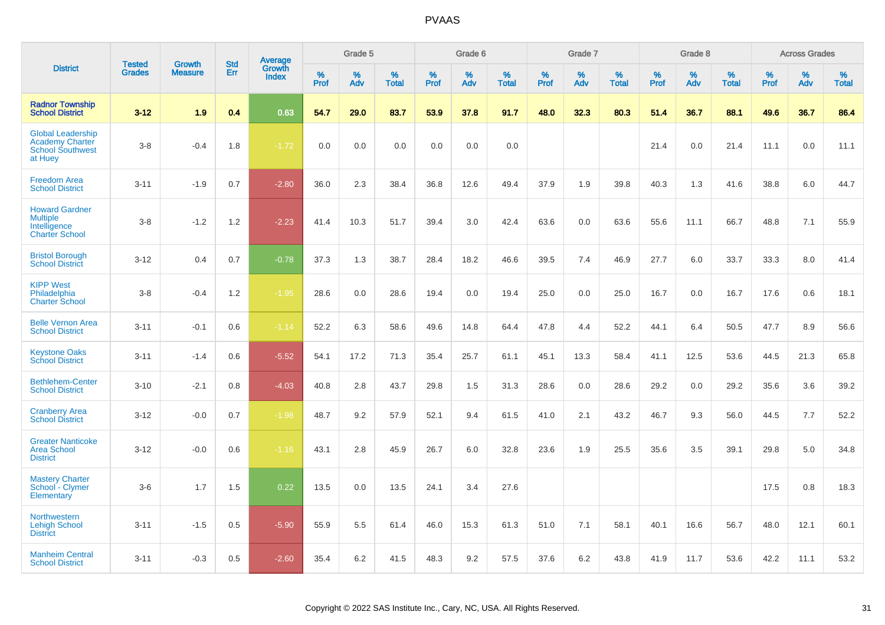| District | Tested Grades | Growth Measure | Std Err | Average Growth Index | Grade 5 | | | Grade 6 | | | Grade 7 | | | Grade 8 | | | Across Grades | | |
|---|---|---|---|---|---|---|---|---|---|---|---|---|---|---|---|---|---|---|---|
| | | | | | % Prof | % Adv | % Total | % Prof | % Adv | % Total | % Prof | % Adv | % Total | % Prof | % Adv | % Total | % Prof | % Adv | % Total |
| **Radnor Township School District** | **3-12** | **1.9** | **0.4** | **0.63** | **54.7** | **29.0** | **83.7** | **53.9** | **37.8** | **91.7** | **48.0** | **32.3** | **80.3** | **51.4** | **36.7** | **88.1** | **49.6** | **36.7** | **86.4** |
| Global Leadership Academy Charter School Southwest at Huey | 3-8 | -0.4 | 1.8 | -1.72 | 0.0 | 0.0 | 0.0 | 0.0 | 0.0 | 0.0 | | | | 21.4 | 0.0 | 21.4 | 11.1 | 0.0 | 11.1 |
| Freedom Area School District | 3-11 | -1.9 | 0.7 | -2.80 | 36.0 | 2.3 | 38.4 | 36.8 | 12.6 | 49.4 | 37.9 | 1.9 | 39.8 | 40.3 | 1.3 | 41.6 | 38.8 | 6.0 | 44.7 |
| Howard Gardner Multiple Intelligence Charter School | 3-8 | -1.2 | 1.2 | -2.23 | 41.4 | 10.3 | 51.7 | 39.4 | 3.0 | 42.4 | 63.6 | 0.0 | 63.6 | 55.6 | 11.1 | 66.7 | 48.8 | 7.1 | 55.9 |
| Bristol Borough School District | 3-12 | 0.4 | 0.7 | -0.78 | 37.3 | 1.3 | 38.7 | 28.4 | 18.2 | 46.6 | 39.5 | 7.4 | 46.9 | 27.7 | 6.0 | 33.7 | 33.3 | 8.0 | 41.4 |
| KIPP West Philadelphia Charter School | 3-8 | -0.4 | 1.2 | -1.95 | 28.6 | 0.0 | 28.6 | 19.4 | 0.0 | 19.4 | 25.0 | 0.0 | 25.0 | 16.7 | 0.0 | 16.7 | 17.6 | 0.6 | 18.1 |
| Belle Vernon Area School District | 3-11 | -0.1 | 0.6 | -1.14 | 52.2 | 6.3 | 58.6 | 49.6 | 14.8 | 64.4 | 47.8 | 4.4 | 52.2 | 44.1 | 6.4 | 50.5 | 47.7 | 8.9 | 56.6 |
| Keystone Oaks School District | 3-11 | -1.4 | 0.6 | -5.52 | 54.1 | 17.2 | 71.3 | 35.4 | 25.7 | 61.1 | 45.1 | 13.3 | 58.4 | 41.1 | 12.5 | 53.6 | 44.5 | 21.3 | 65.8 |
| Bethlehem-Center School District | 3-10 | -2.1 | 0.8 | -4.03 | 40.8 | 2.8 | 43.7 | 29.8 | 1.5 | 31.3 | 28.6 | 0.0 | 28.6 | 29.2 | 0.0 | 29.2 | 35.6 | 3.6 | 39.2 |
| Cranberry Area School District | 3-12 | -0.0 | 0.7 | -1.98 | 48.7 | 9.2 | 57.9 | 52.1 | 9.4 | 61.5 | 41.0 | 2.1 | 43.2 | 46.7 | 9.3 | 56.0 | 44.5 | 7.7 | 52.2 |
| Greater Nanticoke Area School District | 3-12 | -0.0 | 0.6 | -1.16 | 43.1 | 2.8 | 45.9 | 26.7 | 6.0 | 32.8 | 23.6 | 1.9 | 25.5 | 35.6 | 3.5 | 39.1 | 29.8 | 5.0 | 34.8 |
| Mastery Charter School - Clymer Elementary | 3-6 | 1.7 | 1.5 | 0.22 | 13.5 | 0.0 | 13.5 | 24.1 | 3.4 | 27.6 | | | | | | | 17.5 | 0.8 | 18.3 |
| Northwestern Lehigh School District | 3-11 | -1.5 | 0.5 | -5.90 | 55.9 | 5.5 | 61.4 | 46.0 | 15.3 | 61.3 | 51.0 | 7.1 | 58.1 | 40.1 | 16.6 | 56.7 | 48.0 | 12.1 | 60.1 |
| Manheim Central School District | 3-11 | -0.3 | 0.5 | -2.60 | 35.4 | 6.2 | 41.5 | 48.3 | 9.2 | 57.5 | 37.6 | 6.2 | 43.8 | 41.9 | 11.7 | 53.6 | 42.2 | 11.1 | 53.2 |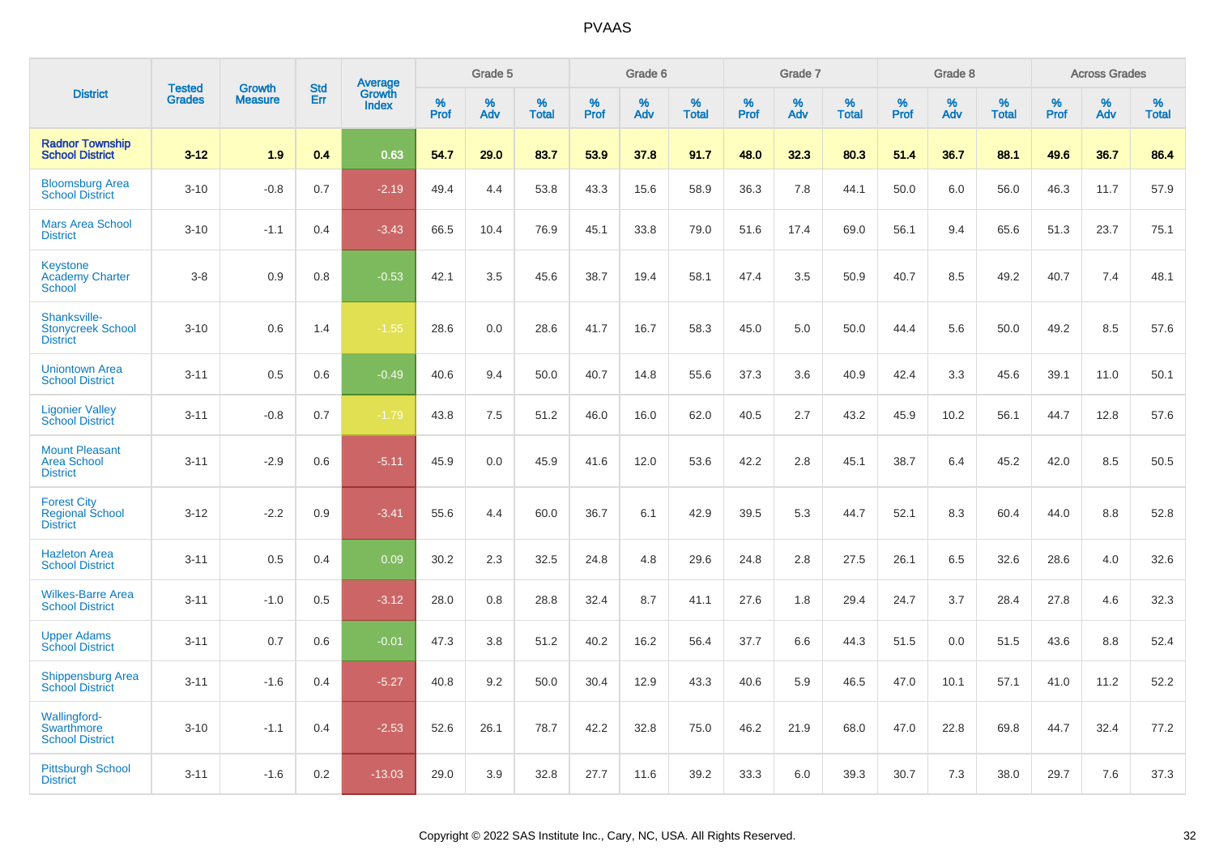| District | Tested Grades | Growth Measure | Std Err | Average Growth Index | Grade 5 | | | Grade 6 | | | Grade 7 | | | Grade 8 | | | Across Grades | | |
|---|---|---|---|---|---|---|---|---|---|---|---|---|---|---|---|---|---|---|---|
| | | | | | % Prof | % Adv | % Total | % Prof | % Adv | % Total | % Prof | % Adv | % Total | % Prof | % Adv | % Total | % Prof | % Adv | % Total |
| **Radnor Township School District** | **3-12** | **1.9** | **0.4** | **0.63** | **54.7** | **29.0** | **83.7** | **53.9** | **37.8** | **91.7** | **48.0** | **32.3** | **80.3** | **51.4** | **36.7** | **88.1** | **49.6** | **36.7** | **86.4** |
| Bloomsburg Area School District | 3-10 | -0.8 | 0.7 | -2.19 | 49.4 | 4.4 | 53.8 | 43.3 | 15.6 | 58.9 | 36.3 | 7.8 | 44.1 | 50.0 | 6.0 | 56.0 | 46.3 | 11.7 | 57.9 |
| Mars Area School District | 3-10 | -1.1 | 0.4 | -3.43 | 66.5 | 10.4 | 76.9 | 45.1 | 33.8 | 79.0 | 51.6 | 17.4 | 69.0 | 56.1 | 9.4 | 65.6 | 51.3 | 23.7 | 75.1 |
| Keystone Academy Charter School | 3-8 | 0.9 | 0.8 | -0.53 | 42.1 | 3.5 | 45.6 | 38.7 | 19.4 | 58.1 | 47.4 | 3.5 | 50.9 | 40.7 | 8.5 | 49.2 | 40.7 | 7.4 | 48.1 |
| Shanksville-Stonycreek School District | 3-10 | 0.6 | 1.4 | -1.55 | 28.6 | 0.0 | 28.6 | 41.7 | 16.7 | 58.3 | 45.0 | 5.0 | 50.0 | 44.4 | 5.6 | 50.0 | 49.2 | 8.5 | 57.6 |
| Uniontown Area School District | 3-11 | 0.5 | 0.6 | -0.49 | 40.6 | 9.4 | 50.0 | 40.7 | 14.8 | 55.6 | 37.3 | 3.6 | 40.9 | 42.4 | 3.3 | 45.6 | 39.1 | 11.0 | 50.1 |
| Ligonier Valley School District | 3-11 | -0.8 | 0.7 | -1.79 | 43.8 | 7.5 | 51.2 | 46.0 | 16.0 | 62.0 | 40.5 | 2.7 | 43.2 | 45.9 | 10.2 | 56.1 | 44.7 | 12.8 | 57.6 |
| Mount Pleasant Area School District | 3-11 | -2.9 | 0.6 | -5.11 | 45.9 | 0.0 | 45.9 | 41.6 | 12.0 | 53.6 | 42.2 | 2.8 | 45.1 | 38.7 | 6.4 | 45.2 | 42.0 | 8.5 | 50.5 |
| Forest City Regional School District | 3-12 | -2.2 | 0.9 | -3.41 | 55.6 | 4.4 | 60.0 | 36.7 | 6.1 | 42.9 | 39.5 | 5.3 | 44.7 | 52.1 | 8.3 | 60.4 | 44.0 | 8.8 | 52.8 |
| Hazleton Area School District | 3-11 | 0.5 | 0.4 | 0.09 | 30.2 | 2.3 | 32.5 | 24.8 | 4.8 | 29.6 | 24.8 | 2.8 | 27.5 | 26.1 | 6.5 | 32.6 | 28.6 | 4.0 | 32.6 |
| Wilkes-Barre Area School District | 3-11 | -1.0 | 0.5 | -3.12 | 28.0 | 0.8 | 28.8 | 32.4 | 8.7 | 41.1 | 27.6 | 1.8 | 29.4 | 24.7 | 3.7 | 28.4 | 27.8 | 4.6 | 32.3 |
| Upper Adams School District | 3-11 | 0.7 | 0.6 | -0.01 | 47.3 | 3.8 | 51.2 | 40.2 | 16.2 | 56.4 | 37.7 | 6.6 | 44.3 | 51.5 | 0.0 | 51.5 | 43.6 | 8.8 | 52.4 |
| Shippensburg Area School District | 3-11 | -1.6 | 0.4 | -5.27 | 40.8 | 9.2 | 50.0 | 30.4 | 12.9 | 43.3 | 40.6 | 5.9 | 46.5 | 47.0 | 10.1 | 57.1 | 41.0 | 11.2 | 52.2 |
| Wallingford-Swarthmore School District | 3-10 | -1.1 | 0.4 | -2.53 | 52.6 | 26.1 | 78.7 | 42.2 | 32.8 | 75.0 | 46.2 | 21.9 | 68.0 | 47.0 | 22.8 | 69.8 | 44.7 | 32.4 | 77.2 |
| Pittsburgh School District | 3-11 | -1.6 | 0.2 | -13.03 | 29.0 | 3.9 | 32.8 | 27.7 | 11.6 | 39.2 | 33.3 | 6.0 | 39.3 | 30.7 | 7.3 | 38.0 | 29.7 | 7.6 | 37.3 |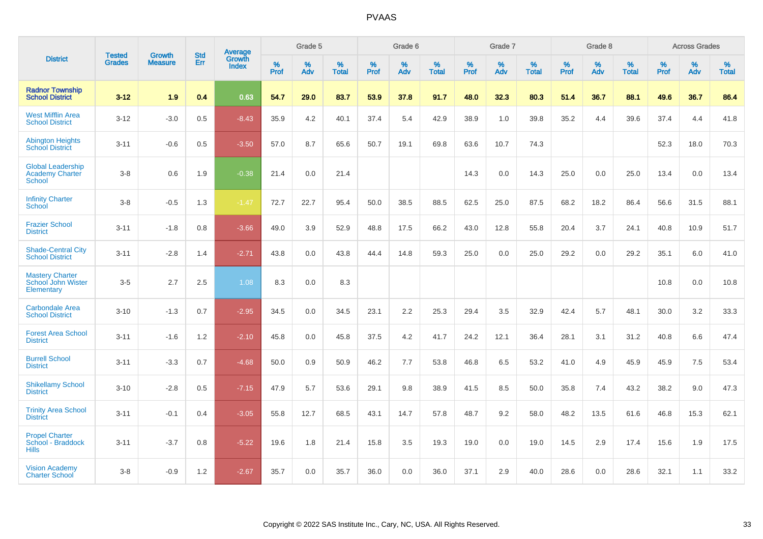## PVAAS

| District | Tested Grades | Growth Measure | Std Err | Average Growth Index | Grade 5 | | | Grade 6 | | | Grade 7 | | | Grade 8 | | | Across Grades | | |
|---|---|---|---|---|---|---|---|---|---|---|---|---|---|---|---|---|---|---|---|
| | | | | | % Prof | % Adv | % Total | % Prof | % Adv | % Total | % Prof | % Adv | % Total | % Prof | % Adv | % Total | % Prof | % Adv | % Total |
| **Radnor Township School District** | **3-12** | **1.9** | **0.4** | **0.63** | **54.7** | **29.0** | **83.7** | **53.9** | **37.8** | **91.7** | **48.0** | **32.3** | **80.3** | **51.4** | **36.7** | **88.1** | **49.6** | **36.7** | **86.4** |
| West Mifflin Area School District | 3-12 | -3.0 | 0.5 | -8.43 | 35.9 | 4.2 | 40.1 | 37.4 | 5.4 | 42.9 | 38.9 | 1.0 | 39.8 | 35.2 | 4.4 | 39.6 | 37.4 | 4.4 | 41.8 |
| Abington Heights School District | 3-11 | -0.6 | 0.5 | -3.50 | 57.0 | 8.7 | 65.6 | 50.7 | 19.1 | 69.8 | 63.6 | 10.7 | 74.3 | | | | 52.3 | 18.0 | 70.3 |
| Global Leadership Academy Charter School | 3-8 | 0.6 | 1.9 | -0.38 | 21.4 | 0.0 | 21.4 | | | | 14.3 | 0.0 | 14.3 | 25.0 | 0.0 | 25.0 | 13.4 | 0.0 | 13.4 |
| Infinity Charter School | 3-8 | -0.5 | 1.3 | -1.47 | 72.7 | 22.7 | 95.4 | 50.0 | 38.5 | 88.5 | 62.5 | 25.0 | 87.5 | 68.2 | 18.2 | 86.4 | 56.6 | 31.5 | 88.1 |
| Frazier School District | 3-11 | -1.8 | 0.8 | -3.66 | 49.0 | 3.9 | 52.9 | 48.8 | 17.5 | 66.2 | 43.0 | 12.8 | 55.8 | 20.4 | 3.7 | 24.1 | 40.8 | 10.9 | 51.7 |
| Shade-Central City School District | 3-11 | -2.8 | 1.4 | -2.71 | 43.8 | 0.0 | 43.8 | 44.4 | 14.8 | 59.3 | 25.0 | 0.0 | 25.0 | 29.2 | 0.0 | 29.2 | 35.1 | 6.0 | 41.0 |
| Mastery Charter School John Wister Elementary | 3-5 | 2.7 | 2.5 | 1.08 | 8.3 | 0.0 | 8.3 | | | | | | | | | | 10.8 | 0.0 | 10.8 |
| Carbondale Area School District | 3-10 | -1.3 | 0.7 | -2.95 | 34.5 | 0.0 | 34.5 | 23.1 | 2.2 | 25.3 | 29.4 | 3.5 | 32.9 | 42.4 | 5.7 | 48.1 | 30.0 | 3.2 | 33.3 |
| Forest Area School District | 3-11 | -1.6 | 1.2 | -2.10 | 45.8 | 0.0 | 45.8 | 37.5 | 4.2 | 41.7 | 24.2 | 12.1 | 36.4 | 28.1 | 3.1 | 31.2 | 40.8 | 6.6 | 47.4 |
| Burrell School District | 3-11 | -3.3 | 0.7 | -4.68 | 50.0 | 0.9 | 50.9 | 46.2 | 7.7 | 53.8 | 46.8 | 6.5 | 53.2 | 41.0 | 4.9 | 45.9 | 45.9 | 7.5 | 53.4 |
| Shikellamy School District | 3-10 | -2.8 | 0.5 | -7.15 | 47.9 | 5.7 | 53.6 | 29.1 | 9.8 | 38.9 | 41.5 | 8.5 | 50.0 | 35.8 | 7.4 | 43.2 | 38.2 | 9.0 | 47.3 |
| Trinity Area School District | 3-11 | -0.1 | 0.4 | -3.05 | 55.8 | 12.7 | 68.5 | 43.1 | 14.7 | 57.8 | 48.7 | 9.2 | 58.0 | 48.2 | 13.5 | 61.6 | 46.8 | 15.3 | 62.1 |
| Propel Charter School - Braddock Hills | 3-11 | -3.7 | 0.8 | -5.22 | 19.6 | 1.8 | 21.4 | 15.8 | 3.5 | 19.3 | 19.0 | 0.0 | 19.0 | 14.5 | 2.9 | 17.4 | 15.6 | 1.9 | 17.5 |
| Vision Academy Charter School | 3-8 | -0.9 | 1.2 | -2.67 | 35.7 | 0.0 | 35.7 | 36.0 | 0.0 | 36.0 | 37.1 | 2.9 | 40.0 | 28.6 | 0.0 | 28.6 | 32.1 | 1.1 | 33.2 |

Copyright © 2022 SAS Institute Inc., Cary, NC, USA. All Rights Reserved.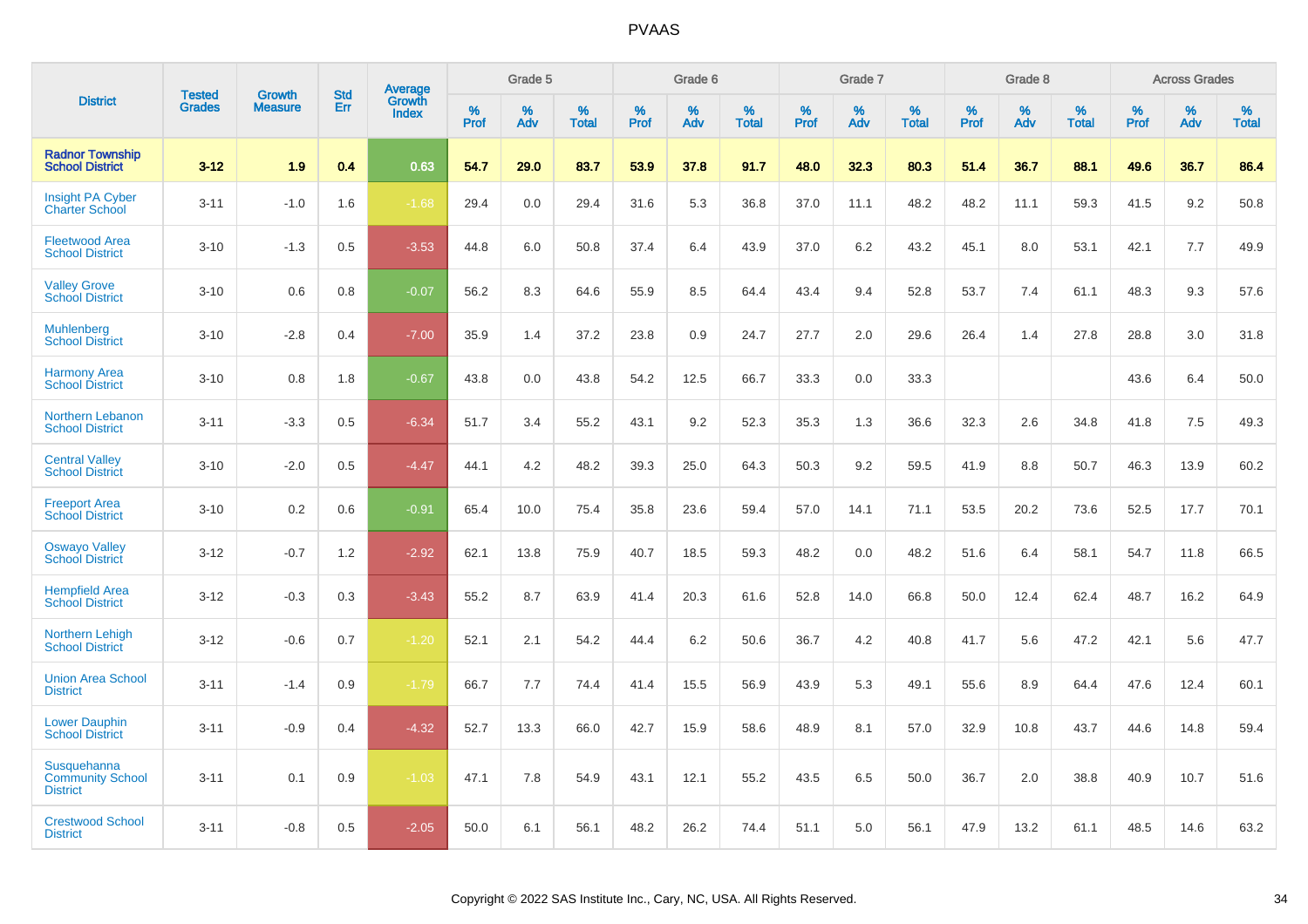PVAAS

| District | Tested Grades | Growth Measure | Std Err | Average Growth Index | Grade 5 | | | Grade 6 | | | Grade 7 | | | Grade 8 | | | Across Grades | | |
|---|---|---|---|---|---|---|---|---|---|---|---|---|---|---|---|---|---|---|---|
| | | | | | % Prof | % Adv | % Total | % Prof | % Adv | % Total | % Prof | % Adv | % Total | % Prof | % Adv | % Total | % Prof | % Adv | % Total |
| **Radnor Township School District** | **3-12** | **1.9** | **0.4** | **0.63** | **54.7** | **29.0** | **83.7** | **53.9** | **37.8** | **91.7** | **48.0** | **32.3** | **80.3** | **51.4** | **36.7** | **88.1** | **49.6** | **36.7** | **86.4** |
| Insight PA Cyber Charter School | 3-11 | -1.0 | 1.6 | -1.68 | 29.4 | 0.0 | 29.4 | 31.6 | 5.3 | 36.8 | 37.0 | 11.1 | 48.2 | 48.2 | 11.1 | 59.3 | 41.5 | 9.2 | 50.8 |
| Fleetwood Area School District | 3-10 | -1.3 | 0.5 | -3.53 | 44.8 | 6.0 | 50.8 | 37.4 | 6.4 | 43.9 | 37.0 | 6.2 | 43.2 | 45.1 | 8.0 | 53.1 | 42.1 | 7.7 | 49.9 |
| Valley Grove School District | 3-10 | 0.6 | 0.8 | -0.07 | 56.2 | 8.3 | 64.6 | 55.9 | 8.5 | 64.4 | 43.4 | 9.4 | 52.8 | 53.7 | 7.4 | 61.1 | 48.3 | 9.3 | 57.6 |
| Muhlenberg School District | 3-10 | -2.8 | 0.4 | -7.00 | 35.9 | 1.4 | 37.2 | 23.8 | 0.9 | 24.7 | 27.7 | 2.0 | 29.6 | 26.4 | 1.4 | 27.8 | 28.8 | 3.0 | 31.8 |
| Harmony Area School District | 3-10 | 0.8 | 1.8 | -0.67 | 43.8 | 0.0 | 43.8 | 54.2 | 12.5 | 66.7 | 33.3 | 0.0 | 33.3 | | | | 43.6 | 6.4 | 50.0 |
| Northern Lebanon School District | 3-11 | -3.3 | 0.5 | -6.34 | 51.7 | 3.4 | 55.2 | 43.1 | 9.2 | 52.3 | 35.3 | 1.3 | 36.6 | 32.3 | 2.6 | 34.8 | 41.8 | 7.5 | 49.3 |
| Central Valley School District | 3-10 | -2.0 | 0.5 | -4.47 | 44.1 | 4.2 | 48.2 | 39.3 | 25.0 | 64.3 | 50.3 | 9.2 | 59.5 | 41.9 | 8.8 | 50.7 | 46.3 | 13.9 | 60.2 |
| Freeport Area School District | 3-10 | 0.2 | 0.6 | -0.91 | 65.4 | 10.0 | 75.4 | 35.8 | 23.6 | 59.4 | 57.0 | 14.1 | 71.1 | 53.5 | 20.2 | 73.6 | 52.5 | 17.7 | 70.1 |
| Oswayo Valley School District | 3-12 | -0.7 | 1.2 | -2.92 | 62.1 | 13.8 | 75.9 | 40.7 | 18.5 | 59.3 | 48.2 | 0.0 | 48.2 | 51.6 | 6.4 | 58.1 | 54.7 | 11.8 | 66.5 |
| Hempfield Area School District | 3-12 | -0.3 | 0.3 | -3.43 | 55.2 | 8.7 | 63.9 | 41.4 | 20.3 | 61.6 | 52.8 | 14.0 | 66.8 | 50.0 | 12.4 | 62.4 | 48.7 | 16.2 | 64.9 |
| Northern Lehigh School District | 3-12 | -0.6 | 0.7 | -1.20 | 52.1 | 2.1 | 54.2 | 44.4 | 6.2 | 50.6 | 36.7 | 4.2 | 40.8 | 41.7 | 5.6 | 47.2 | 42.1 | 5.6 | 47.7 |
| Union Area School District | 3-11 | -1.4 | 0.9 | -1.79 | 66.7 | 7.7 | 74.4 | 41.4 | 15.5 | 56.9 | 43.9 | 5.3 | 49.1 | 55.6 | 8.9 | 64.4 | 47.6 | 12.4 | 60.1 |
| Lower Dauphin School District | 3-11 | -0.9 | 0.4 | -4.32 | 52.7 | 13.3 | 66.0 | 42.7 | 15.9 | 58.6 | 48.9 | 8.1 | 57.0 | 32.9 | 10.8 | 43.7 | 44.6 | 14.8 | 59.4 |
| Susquehanna Community School District | 3-11 | 0.1 | 0.9 | -1.03 | 47.1 | 7.8 | 54.9 | 43.1 | 12.1 | 55.2 | 43.5 | 6.5 | 50.0 | 36.7 | 2.0 | 38.8 | 40.9 | 10.7 | 51.6 |
| Crestwood School District | 3-11 | -0.8 | 0.5 | -2.05 | 50.0 | 6.1 | 56.1 | 48.2 | 26.2 | 74.4 | 51.1 | 5.0 | 56.1 | 47.9 | 13.2 | 61.1 | 48.5 | 14.6 | 63.2 |

Copyright © 2022 SAS Institute Inc., Cary, NC, USA. All Rights Reserved.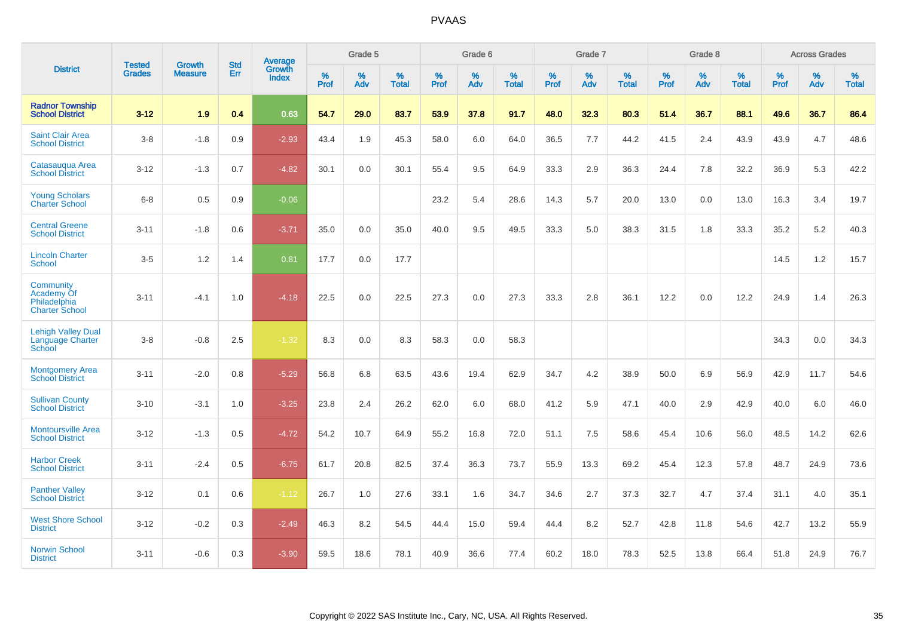| District | Tested Grades | Growth Measure | Std Err | Average Growth Index | Grade 5 | | | Grade 6 | | | Grade 7 | | | Grade 8 | | | Across Grades | | |
|---|---|---|---|---|---|---|---|---|---|---|---|---|---|---|---|---|---|---|---|
| | | | | | % Prof | % Adv | % Total | % Prof | % Adv | % Total | % Prof | % Adv | % Total | % Prof | % Adv | % Total | % Prof | % Adv | % Total |
| **Radnor Township School District** | **3-12** | **1.9** | **0.4** | **0.63** | **54.7** | **29.0** | **83.7** | **53.9** | **37.8** | **91.7** | **48.0** | **32.3** | **80.3** | **51.4** | **36.7** | **88.1** | **49.6** | **36.7** | **86.4** |
| Saint Clair Area School District | 3-8 | -1.8 | 0.9 | -2.93 | 43.4 | 1.9 | 45.3 | 58.0 | 6.0 | 64.0 | 36.5 | 7.7 | 44.2 | 41.5 | 2.4 | 43.9 | 43.9 | 4.7 | 48.6 |
| Catasauqua Area School District | 3-12 | -1.3 | 0.7 | -4.82 | 30.1 | 0.0 | 30.1 | 55.4 | 9.5 | 64.9 | 33.3 | 2.9 | 36.3 | 24.4 | 7.8 | 32.2 | 36.9 | 5.3 | 42.2 |
| Young Scholars Charter School | 6-8 | 0.5 | 0.9 | -0.06 | | | | 23.2 | 5.4 | 28.6 | 14.3 | 5.7 | 20.0 | 13.0 | 0.0 | 13.0 | 16.3 | 3.4 | 19.7 |
| Central Greene School District | 3-11 | -1.8 | 0.6 | -3.71 | 35.0 | 0.0 | 35.0 | 40.0 | 9.5 | 49.5 | 33.3 | 5.0 | 38.3 | 31.5 | 1.8 | 33.3 | 35.2 | 5.2 | 40.3 |
| Lincoln Charter School | 3-5 | 1.2 | 1.4 | 0.81 | 17.7 | 0.0 | 17.7 | | | | | | | | | | 14.5 | 1.2 | 15.7 |
| Community Academy Of Philadelphia Charter School | 3-11 | -4.1 | 1.0 | -4.18 | 22.5 | 0.0 | 22.5 | 27.3 | 0.0 | 27.3 | 33.3 | 2.8 | 36.1 | 12.2 | 0.0 | 12.2 | 24.9 | 1.4 | 26.3 |
| Lehigh Valley Dual Language Charter School | 3-8 | -0.8 | 2.5 | -1.32 | 8.3 | 0.0 | 8.3 | 58.3 | 0.0 | 58.3 | | | | | | | 34.3 | 0.0 | 34.3 |
| Montgomery Area School District | 3-11 | -2.0 | 0.8 | -5.29 | 56.8 | 6.8 | 63.5 | 43.6 | 19.4 | 62.9 | 34.7 | 4.2 | 38.9 | 50.0 | 6.9 | 56.9 | 42.9 | 11.7 | 54.6 |
| Sullivan County School District | 3-10 | -3.1 | 1.0 | -3.25 | 23.8 | 2.4 | 26.2 | 62.0 | 6.0 | 68.0 | 41.2 | 5.9 | 47.1 | 40.0 | 2.9 | 42.9 | 40.0 | 6.0 | 46.0 |
| Montoursville Area School District | 3-12 | -1.3 | 0.5 | -4.72 | 54.2 | 10.7 | 64.9 | 55.2 | 16.8 | 72.0 | 51.1 | 7.5 | 58.6 | 45.4 | 10.6 | 56.0 | 48.5 | 14.2 | 62.6 |
| Harbor Creek School District | 3-11 | -2.4 | 0.5 | -6.75 | 61.7 | 20.8 | 82.5 | 37.4 | 36.3 | 73.7 | 55.9 | 13.3 | 69.2 | 45.4 | 12.3 | 57.8 | 48.7 | 24.9 | 73.6 |
| Panther Valley School District | 3-12 | 0.1 | 0.6 | -1.12 | 26.7 | 1.0 | 27.6 | 33.1 | 1.6 | 34.7 | 34.6 | 2.7 | 37.3 | 32.7 | 4.7 | 37.4 | 31.1 | 4.0 | 35.1 |
| West Shore School District | 3-12 | -0.2 | 0.3 | -2.49 | 46.3 | 8.2 | 54.5 | 44.4 | 15.0 | 59.4 | 44.4 | 8.2 | 52.7 | 42.8 | 11.8 | 54.6 | 42.7 | 13.2 | 55.9 |
| Norwin School District | 3-11 | -0.6 | 0.3 | -3.90 | 59.5 | 18.6 | 78.1 | 40.9 | 36.6 | 77.4 | 60.2 | 18.0 | 78.3 | 52.5 | 13.8 | 66.4 | 51.8 | 24.9 | 76.7 |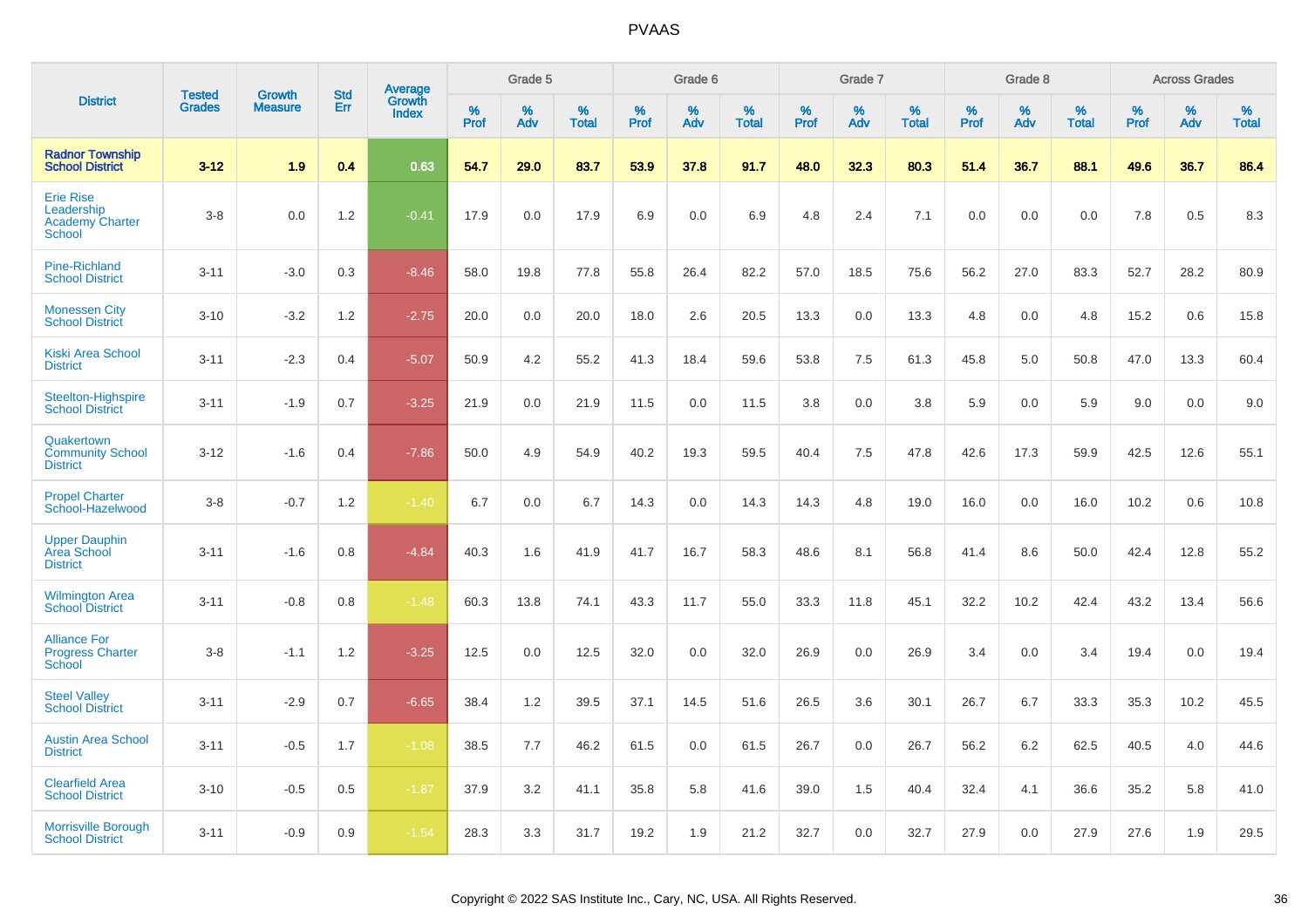# PVAAS

| District | Tested Grades | Growth Measure | Std Err | Average Growth Index | Grade 5 | | | Grade 6 | | | Grade 7 | | | Grade 8 | | | Across Grades | | |
|---|---|---|---|---|---|---|---|---|---|---|---|---|---|---|---|---|---|---|---|
| | | | | | % Prof | % Adv | % Total | % Prof | % Adv | % Total | % Prof | % Adv | % Total | % Prof | % Adv | % Total | % Prof | % Adv | % Total |
| **Radnor Township School District** | **3-12** | **1.9** | **0.4** | **0.63** | **54.7** | **29.0** | **83.7** | **53.9** | **37.8** | **91.7** | **48.0** | **32.3** | **80.3** | **51.4** | **36.7** | **88.1** | **49.6** | **36.7** | **86.4** |
| Erie Rise Leadership Academy Charter School | 3-8 | 0.0 | 1.2 | -0.41 | 17.9 | 0.0 | 17.9 | 6.9 | 0.0 | 6.9 | 4.8 | 2.4 | 7.1 | 0.0 | 0.0 | 0.0 | 7.8 | 0.5 | 8.3 |
| Pine-Richland School District | 3-11 | -3.0 | 0.3 | -8.46 | 58.0 | 19.8 | 77.8 | 55.8 | 26.4 | 82.2 | 57.0 | 18.5 | 75.6 | 56.2 | 27.0 | 83.3 | 52.7 | 28.2 | 80.9 |
| Monessen City School District | 3-10 | -3.2 | 1.2 | -2.75 | 20.0 | 0.0 | 20.0 | 18.0 | 2.6 | 20.5 | 13.3 | 0.0 | 13.3 | 4.8 | 0.0 | 4.8 | 15.2 | 0.6 | 15.8 |
| Kiski Area School District | 3-11 | -2.3 | 0.4 | -5.07 | 50.9 | 4.2 | 55.2 | 41.3 | 18.4 | 59.6 | 53.8 | 7.5 | 61.3 | 45.8 | 5.0 | 50.8 | 47.0 | 13.3 | 60.4 |
| Steelton-Highspire School District | 3-11 | -1.9 | 0.7 | -3.25 | 21.9 | 0.0 | 21.9 | 11.5 | 0.0 | 11.5 | 3.8 | 0.0 | 3.8 | 5.9 | 0.0 | 5.9 | 9.0 | 0.0 | 9.0 |
| Quakertown Community School District | 3-12 | -1.6 | 0.4 | -7.86 | 50.0 | 4.9 | 54.9 | 40.2 | 19.3 | 59.5 | 40.4 | 7.5 | 47.8 | 42.6 | 17.3 | 59.9 | 42.5 | 12.6 | 55.1 |
| Propel Charter School-Hazelwood | 3-8 | -0.7 | 1.2 | -1.40 | 6.7 | 0.0 | 6.7 | 14.3 | 0.0 | 14.3 | 14.3 | 4.8 | 19.0 | 16.0 | 0.0 | 16.0 | 10.2 | 0.6 | 10.8 |
| Upper Dauphin Area School District | 3-11 | -1.6 | 0.8 | -4.84 | 40.3 | 1.6 | 41.9 | 41.7 | 16.7 | 58.3 | 48.6 | 8.1 | 56.8 | 41.4 | 8.6 | 50.0 | 42.4 | 12.8 | 55.2 |
| Wilmington Area School District | 3-11 | -0.8 | 0.8 | -1.48 | 60.3 | 13.8 | 74.1 | 43.3 | 11.7 | 55.0 | 33.3 | 11.8 | 45.1 | 32.2 | 10.2 | 42.4 | 43.2 | 13.4 | 56.6 |
| Alliance For Progress Charter School | 3-8 | -1.1 | 1.2 | -3.25 | 12.5 | 0.0 | 12.5 | 32.0 | 0.0 | 32.0 | 26.9 | 0.0 | 26.9 | 3.4 | 0.0 | 3.4 | 19.4 | 0.0 | 19.4 |
| Steel Valley School District | 3-11 | -2.9 | 0.7 | -6.65 | 38.4 | 1.2 | 39.5 | 37.1 | 14.5 | 51.6 | 26.5 | 3.6 | 30.1 | 26.7 | 6.7 | 33.3 | 35.3 | 10.2 | 45.5 |
| Austin Area School District | 3-11 | -0.5 | 1.7 | -1.08 | 38.5 | 7.7 | 46.2 | 61.5 | 0.0 | 61.5 | 26.7 | 0.0 | 26.7 | 56.2 | 6.2 | 62.5 | 40.5 | 4.0 | 44.6 |
| Clearfield Area School District | 3-10 | -0.5 | 0.5 | -1.87 | 37.9 | 3.2 | 41.1 | 35.8 | 5.8 | 41.6 | 39.0 | 1.5 | 40.4 | 32.4 | 4.1 | 36.6 | 35.2 | 5.8 | 41.0 |
| Morrisville Borough School District | 3-11 | -0.9 | 0.9 | -1.54 | 28.3 | 3.3 | 31.7 | 19.2 | 1.9 | 21.2 | 32.7 | 0.0 | 32.7 | 27.9 | 0.0 | 27.9 | 27.6 | 1.9 | 29.5 |

Copyright © 2022 SAS Institute Inc., Cary, NC, USA. All Rights Reserved.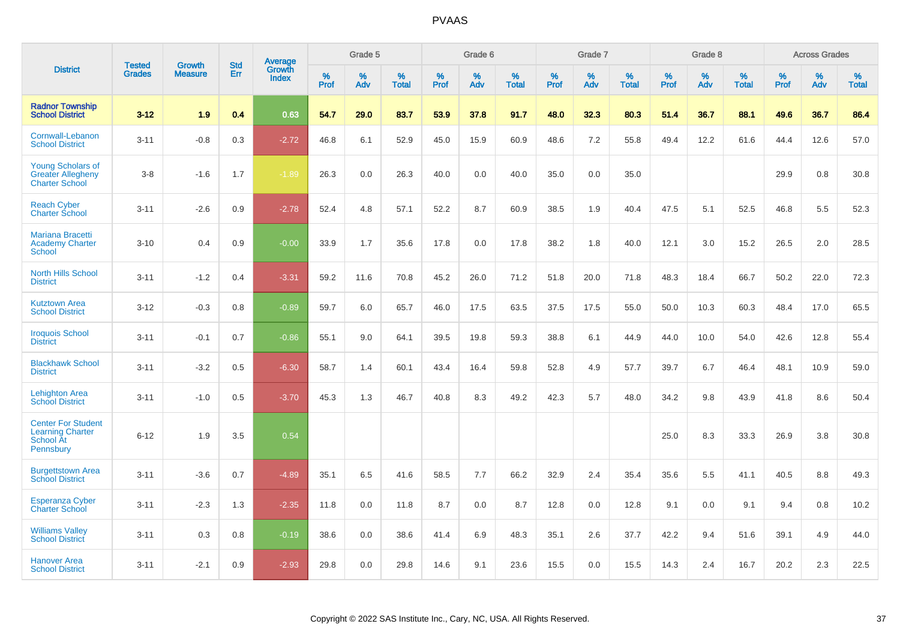# PVAAS

| District | Tested Grades | Growth Measure | Std Err | Average Growth Index | Grade 5 | | | Grade 6 | | | Grade 7 | | | Grade 8 | | | Across Grades | | |
|---|---|---|---|---|---|---|---|---|---|---|---|---|---|---|---|---|---|---|---|
| | | | | | % Prof | % Adv | % Total | % Prof | % Adv | % Total | % Prof | % Adv | % Total | % Prof | % Adv | % Total | % Prof | % Adv | % Total |
| **Radnor Township School District** | **3-12** | **1.9** | **0.4** | **0.63** | **54.7** | **29.0** | **83.7** | **53.9** | **37.8** | **91.7** | **48.0** | **32.3** | **80.3** | **51.4** | **36.7** | **88.1** | **49.6** | **36.7** | **86.4** |
| Cornwall-Lebanon School District | 3-11 | -0.8 | 0.3 | -2.72 | 46.8 | 6.1 | 52.9 | 45.0 | 15.9 | 60.9 | 48.6 | 7.2 | 55.8 | 49.4 | 12.2 | 61.6 | 44.4 | 12.6 | 57.0 |
| Young Scholars of Greater Allegheny Charter School | 3-8 | -1.6 | 1.7 | -1.89 | 26.3 | 0.0 | 26.3 | 40.0 | 0.0 | 40.0 | 35.0 | 0.0 | 35.0 | | | | 29.9 | 0.8 | 30.8 |
| Reach Cyber Charter School | 3-11 | -2.6 | 0.9 | -2.78 | 52.4 | 4.8 | 57.1 | 52.2 | 8.7 | 60.9 | 38.5 | 1.9 | 40.4 | 47.5 | 5.1 | 52.5 | 46.8 | 5.5 | 52.3 |
| Mariana Bracetti Academy Charter School | 3-10 | 0.4 | 0.9 | -0.00 | 33.9 | 1.7 | 35.6 | 17.8 | 0.0 | 17.8 | 38.2 | 1.8 | 40.0 | 12.1 | 3.0 | 15.2 | 26.5 | 2.0 | 28.5 |
| North Hills School District | 3-11 | -1.2 | 0.4 | -3.31 | 59.2 | 11.6 | 70.8 | 45.2 | 26.0 | 71.2 | 51.8 | 20.0 | 71.8 | 48.3 | 18.4 | 66.7 | 50.2 | 22.0 | 72.3 |
| Kutztown Area School District | 3-12 | -0.3 | 0.8 | -0.89 | 59.7 | 6.0 | 65.7 | 46.0 | 17.5 | 63.5 | 37.5 | 17.5 | 55.0 | 50.0 | 10.3 | 60.3 | 48.4 | 17.0 | 65.5 |
| Iroquois School District | 3-11 | -0.1 | 0.7 | -0.86 | 55.1 | 9.0 | 64.1 | 39.5 | 19.8 | 59.3 | 38.8 | 6.1 | 44.9 | 44.0 | 10.0 | 54.0 | 42.6 | 12.8 | 55.4 |
| Blackhawk School District | 3-11 | -3.2 | 0.5 | -6.30 | 58.7 | 1.4 | 60.1 | 43.4 | 16.4 | 59.8 | 52.8 | 4.9 | 57.7 | 39.7 | 6.7 | 46.4 | 48.1 | 10.9 | 59.0 |
| Lehighton Area School District | 3-11 | -1.0 | 0.5 | -3.70 | 45.3 | 1.3 | 46.7 | 40.8 | 8.3 | 49.2 | 42.3 | 5.7 | 48.0 | 34.2 | 9.8 | 43.9 | 41.8 | 8.6 | 50.4 |
| Center For Student Learning Charter School At Pennsbury | 6-12 | 1.9 | 3.5 | 0.54 | | | | | | | | | | 25.0 | 8.3 | 33.3 | 26.9 | 3.8 | 30.8 |
| Burgettstown Area School District | 3-11 | -3.6 | 0.7 | -4.89 | 35.1 | 6.5 | 41.6 | 58.5 | 7.7 | 66.2 | 32.9 | 2.4 | 35.4 | 35.6 | 5.5 | 41.1 | 40.5 | 8.8 | 49.3 |
| Esperanza Cyber Charter School | 3-11 | -2.3 | 1.3 | -2.35 | 11.8 | 0.0 | 11.8 | 8.7 | 0.0 | 8.7 | 12.8 | 0.0 | 12.8 | 9.1 | 0.0 | 9.1 | 9.4 | 0.8 | 10.2 |
| Williams Valley School District | 3-11 | 0.3 | 0.8 | -0.19 | 38.6 | 0.0 | 38.6 | 41.4 | 6.9 | 48.3 | 35.1 | 2.6 | 37.7 | 42.2 | 9.4 | 51.6 | 39.1 | 4.9 | 44.0 |
| Hanover Area School District | 3-11 | -2.1 | 0.9 | -2.93 | 29.8 | 0.0 | 29.8 | 14.6 | 9.1 | 23.6 | 15.5 | 0.0 | 15.5 | 14.3 | 2.4 | 16.7 | 20.2 | 2.3 | 22.5 |

Copyright © 2022 SAS Institute Inc., Cary, NC, USA. All Rights Reserved.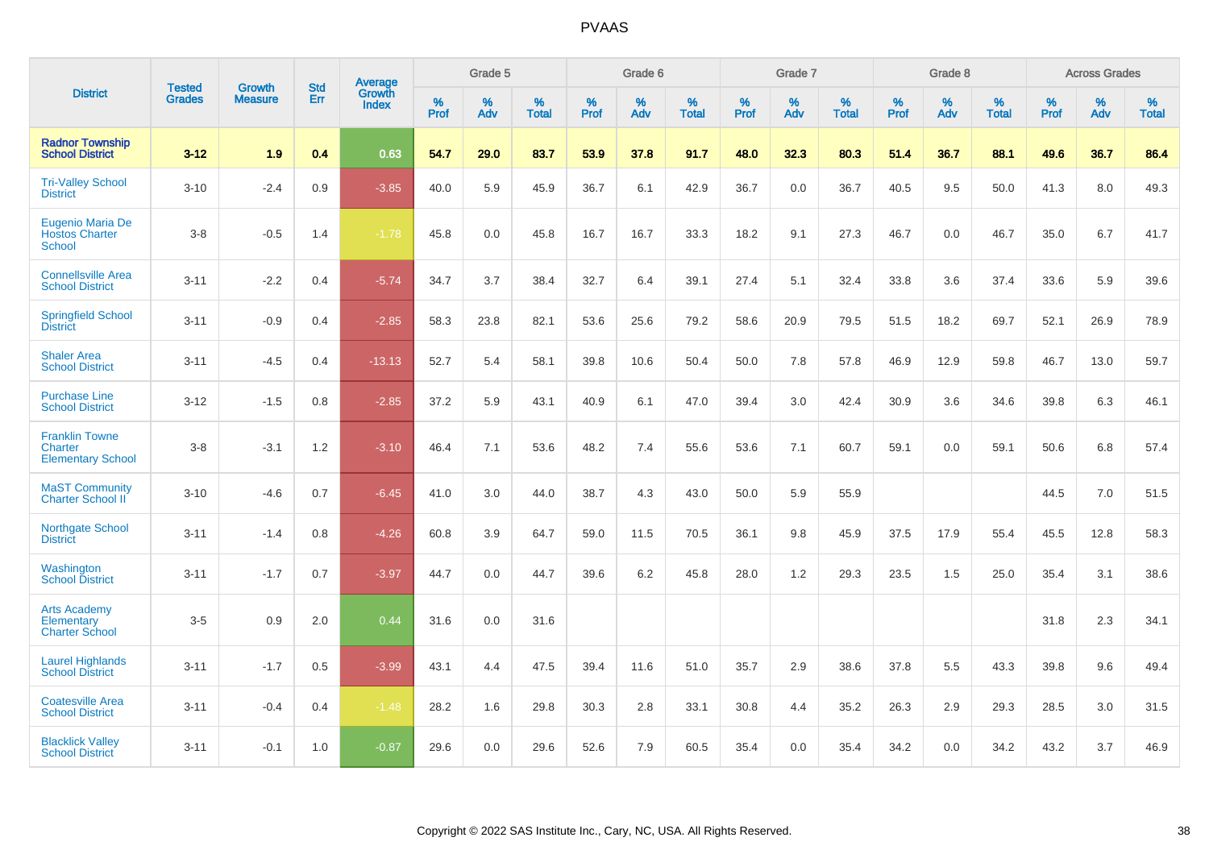# PVAAS

| District | Tested Grades | Growth Measure | Std Err | Average Growth Index | Grade 5 | | | Grade 6 | | | Grade 7 | | | Grade 8 | | | Across Grades | | |
|---|---|---|---|---|---|---|---|---|---|---|---|---|---|---|---|---|---|---|---|
| | | | | | % Prof | % Adv | % Total | % Prof | % Adv | % Total | % Prof | % Adv | % Total | % Prof | % Adv | % Total | % Prof | % Adv | % Total |
| **Radnor Township School District** | **3-12** | **1.9** | **0.4** | **0.63** | **54.7** | **29.0** | **83.7** | **53.9** | **37.8** | **91.7** | **48.0** | **32.3** | **80.3** | **51.4** | **36.7** | **88.1** | **49.6** | **36.7** | **86.4** |
| Tri-Valley School District | 3-10 | -2.4 | 0.9 | -3.85 | 40.0 | 5.9 | 45.9 | 36.7 | 6.1 | 42.9 | 36.7 | 0.0 | 36.7 | 40.5 | 9.5 | 50.0 | 41.3 | 8.0 | 49.3 |
| Eugenio Maria De Hostos Charter School | 3-8 | -0.5 | 1.4 | -1.78 | 45.8 | 0.0 | 45.8 | 16.7 | 16.7 | 33.3 | 18.2 | 9.1 | 27.3 | 46.7 | 0.0 | 46.7 | 35.0 | 6.7 | 41.7 |
| Connellsville Area School District | 3-11 | -2.2 | 0.4 | -5.74 | 34.7 | 3.7 | 38.4 | 32.7 | 6.4 | 39.1 | 27.4 | 5.1 | 32.4 | 33.8 | 3.6 | 37.4 | 33.6 | 5.9 | 39.6 |
| Springfield School District | 3-11 | -0.9 | 0.4 | -2.85 | 58.3 | 23.8 | 82.1 | 53.6 | 25.6 | 79.2 | 58.6 | 20.9 | 79.5 | 51.5 | 18.2 | 69.7 | 52.1 | 26.9 | 78.9 |
| Shaler Area School District | 3-11 | -4.5 | 0.4 | -13.13 | 52.7 | 5.4 | 58.1 | 39.8 | 10.6 | 50.4 | 50.0 | 7.8 | 57.8 | 46.9 | 12.9 | 59.8 | 46.7 | 13.0 | 59.7 |
| Purchase Line School District | 3-12 | -1.5 | 0.8 | -2.85 | 37.2 | 5.9 | 43.1 | 40.9 | 6.1 | 47.0 | 39.4 | 3.0 | 42.4 | 30.9 | 3.6 | 34.6 | 39.8 | 6.3 | 46.1 |
| Franklin Towne Charter Elementary School | 3-8 | -3.1 | 1.2 | -3.10 | 46.4 | 7.1 | 53.6 | 48.2 | 7.4 | 55.6 | 53.6 | 7.1 | 60.7 | 59.1 | 0.0 | 59.1 | 50.6 | 6.8 | 57.4 |
| MaST Community Charter School II | 3-10 | -4.6 | 0.7 | -6.45 | 41.0 | 3.0 | 44.0 | 38.7 | 4.3 | 43.0 | 50.0 | 5.9 | 55.9 | | | | 44.5 | 7.0 | 51.5 |
| Northgate School District | 3-11 | -1.4 | 0.8 | -4.26 | 60.8 | 3.9 | 64.7 | 59.0 | 11.5 | 70.5 | 36.1 | 9.8 | 45.9 | 37.5 | 17.9 | 55.4 | 45.5 | 12.8 | 58.3 |
| Washington School District | 3-11 | -1.7 | 0.7 | -3.97 | 44.7 | 0.0 | 44.7 | 39.6 | 6.2 | 45.8 | 28.0 | 1.2 | 29.3 | 23.5 | 1.5 | 25.0 | 35.4 | 3.1 | 38.6 |
| Arts Academy Elementary Charter School | 3-5 | 0.9 | 2.0 | 0.44 | 31.6 | 0.0 | 31.6 | | | | | | | | | | 31.8 | 2.3 | 34.1 |
| Laurel Highlands School District | 3-11 | -1.7 | 0.5 | -3.99 | 43.1 | 4.4 | 47.5 | 39.4 | 11.6 | 51.0 | 35.7 | 2.9 | 38.6 | 37.8 | 5.5 | 43.3 | 39.8 | 9.6 | 49.4 |
| Coatesville Area School District | 3-11 | -0.4 | 0.4 | -1.48 | 28.2 | 1.6 | 29.8 | 30.3 | 2.8 | 33.1 | 30.8 | 4.4 | 35.2 | 26.3 | 2.9 | 29.3 | 28.5 | 3.0 | 31.5 |
| Blacklick Valley School District | 3-11 | -0.1 | 1.0 | -0.87 | 29.6 | 0.0 | 29.6 | 52.6 | 7.9 | 60.5 | 35.4 | 0.0 | 35.4 | 34.2 | 0.0 | 34.2 | 43.2 | 3.7 | 46.9 |

Copyright © 2022 SAS Institute Inc., Cary, NC, USA. All Rights Reserved.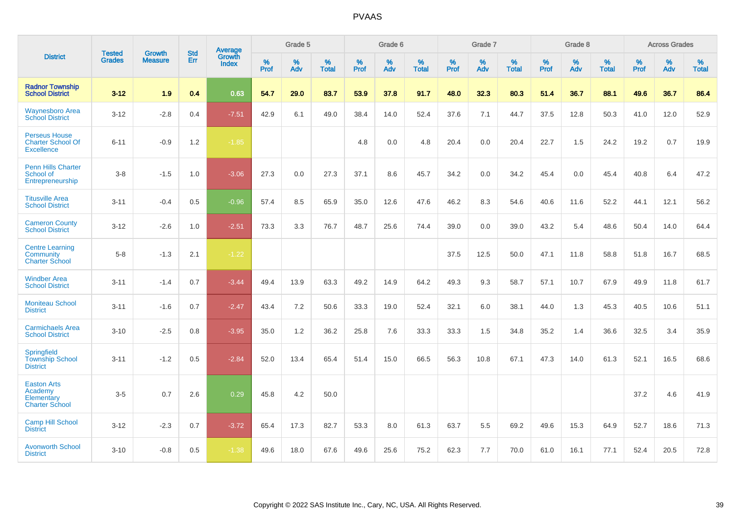| District | Tested Grades | Growth Measure | Std Err | Average Growth Index | Grade 5 | | | Grade 6 | | | Grade 7 | | | Grade 8 | | | Across Grades | | |
|---|---|---|---|---|---|---|---|---|---|---|---|---|---|---|---|---|---|---|---|
| | | | | | % Prof | % Adv | % Total | % Prof | % Adv | % Total | % Prof | % Adv | % Total | % Prof | % Adv | % Total | % Prof | % Adv | % Total |
| **Radnor Township School District** | **3-12** | **1.9** | **0.4** | **0.63** | **54.7** | **29.0** | **83.7** | **53.9** | **37.8** | **91.7** | **48.0** | **32.3** | **80.3** | **51.4** | **36.7** | **88.1** | **49.6** | **36.7** | **86.4** |
| Waynesboro Area School District | 3-12 | -2.8 | 0.4 | -7.51 | 42.9 | 6.1 | 49.0 | 38.4 | 14.0 | 52.4 | 37.6 | 7.1 | 44.7 | 37.5 | 12.8 | 50.3 | 41.0 | 12.0 | 52.9 |
| Perseus House Charter School Of Excellence | 6-11 | -0.9 | 1.2 | -1.85 | | | | 4.8 | 0.0 | 4.8 | 20.4 | 0.0 | 20.4 | 22.7 | 1.5 | 24.2 | 19.2 | 0.7 | 19.9 |
| Penn Hills Charter School of Entrepreneurship | 3-8 | -1.5 | 1.0 | -3.06 | 27.3 | 0.0 | 27.3 | 37.1 | 8.6 | 45.7 | 34.2 | 0.0 | 34.2 | 45.4 | 0.0 | 45.4 | 40.8 | 6.4 | 47.2 |
| Titusville Area School District | 3-11 | -0.4 | 0.5 | -0.96 | 57.4 | 8.5 | 65.9 | 35.0 | 12.6 | 47.6 | 46.2 | 8.3 | 54.6 | 40.6 | 11.6 | 52.2 | 44.1 | 12.1 | 56.2 |
| Cameron County School District | 3-12 | -2.6 | 1.0 | -2.51 | 73.3 | 3.3 | 76.7 | 48.7 | 25.6 | 74.4 | 39.0 | 0.0 | 39.0 | 43.2 | 5.4 | 48.6 | 50.4 | 14.0 | 64.4 |
| Centre Learning Community Charter School | 5-8 | -1.3 | 2.1 | -1.22 | | | | | | | 37.5 | 12.5 | 50.0 | 47.1 | 11.8 | 58.8 | 51.8 | 16.7 | 68.5 |
| Windber Area School District | 3-11 | -1.4 | 0.7 | -3.44 | 49.4 | 13.9 | 63.3 | 49.2 | 14.9 | 64.2 | 49.3 | 9.3 | 58.7 | 57.1 | 10.7 | 67.9 | 49.9 | 11.8 | 61.7 |
| Moniteau School District | 3-11 | -1.6 | 0.7 | -2.47 | 43.4 | 7.2 | 50.6 | 33.3 | 19.0 | 52.4 | 32.1 | 6.0 | 38.1 | 44.0 | 1.3 | 45.3 | 40.5 | 10.6 | 51.1 |
| Carmichaels Area School District | 3-10 | -2.5 | 0.8 | -3.95 | 35.0 | 1.2 | 36.2 | 25.8 | 7.6 | 33.3 | 33.3 | 1.5 | 34.8 | 35.2 | 1.4 | 36.6 | 32.5 | 3.4 | 35.9 |
| Springfield Township School District | 3-11 | -1.2 | 0.5 | -2.84 | 52.0 | 13.4 | 65.4 | 51.4 | 15.0 | 66.5 | 56.3 | 10.8 | 67.1 | 47.3 | 14.0 | 61.3 | 52.1 | 16.5 | 68.6 |
| Easton Arts Academy Elementary Charter School | 3-5 | 0.7 | 2.6 | 0.29 | 45.8 | 4.2 | 50.0 | | | | | | | | | | 37.2 | 4.6 | 41.9 |
| Camp Hill School District | 3-12 | -2.3 | 0.7 | -3.72 | 65.4 | 17.3 | 82.7 | 53.3 | 8.0 | 61.3 | 63.7 | 5.5 | 69.2 | 49.6 | 15.3 | 64.9 | 52.7 | 18.6 | 71.3 |
| Avonworth School District | 3-10 | -0.8 | 0.5 | -1.38 | 49.6 | 18.0 | 67.6 | 49.6 | 25.6 | 75.2 | 62.3 | 7.7 | 70.0 | 61.0 | 16.1 | 77.1 | 52.4 | 20.5 | 72.8 |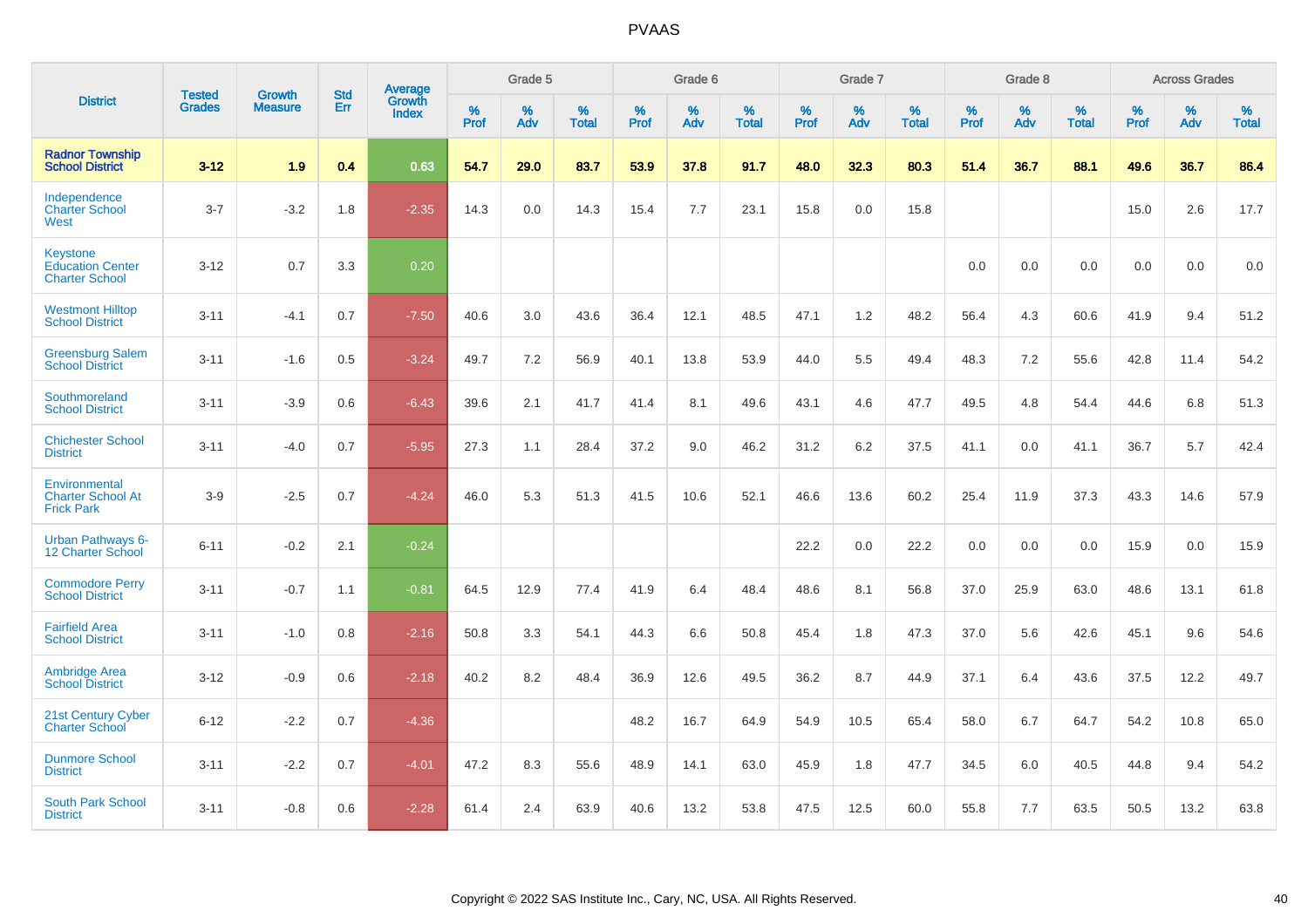# PVAAS

| District | Tested Grades | Growth Measure | Std Err | Average Growth Index | Grade 5 | | | Grade 6 | | | Grade 7 | | | Grade 8 | | | Across Grades | | |
|---|---|---|---|---|---|---|---|---|---|---|---|---|---|---|---|---|---|---|---|
| | | | | | % Prof | % Adv | % Total | % Prof | % Adv | % Total | % Prof | % Adv | % Total | % Prof | % Adv | % Total | % Prof | % Adv | % Total |
| **Radnor Township School District** | **3-12** | **1.9** | **0.4** | **0.63** | **54.7** | **29.0** | **83.7** | **53.9** | **37.8** | **91.7** | **48.0** | **32.3** | **80.3** | **51.4** | **36.7** | **88.1** | **49.6** | **36.7** | **86.4** |
| Independence Charter School West | 3-7 | -3.2 | 1.8 | -2.35 | 14.3 | 0.0 | 14.3 | 15.4 | 7.7 | 23.1 | 15.8 | 0.0 | 15.8 | | | | 15.0 | 2.6 | 17.7 |
| Keystone Education Center Charter School | 3-12 | 0.7 | 3.3 | 0.20 | | | | | | | | | | 0.0 | 0.0 | 0.0 | 0.0 | 0.0 | 0.0 |
| Westmont Hilltop School District | 3-11 | -4.1 | 0.7 | -7.50 | 40.6 | 3.0 | 43.6 | 36.4 | 12.1 | 48.5 | 47.1 | 1.2 | 48.2 | 56.4 | 4.3 | 60.6 | 41.9 | 9.4 | 51.2 |
| Greensburg Salem School District | 3-11 | -1.6 | 0.5 | -3.24 | 49.7 | 7.2 | 56.9 | 40.1 | 13.8 | 53.9 | 44.0 | 5.5 | 49.4 | 48.3 | 7.2 | 55.6 | 42.8 | 11.4 | 54.2 |
| Southmoreland School District | 3-11 | -3.9 | 0.6 | -6.43 | 39.6 | 2.1 | 41.7 | 41.4 | 8.1 | 49.6 | 43.1 | 4.6 | 47.7 | 49.5 | 4.8 | 54.4 | 44.6 | 6.8 | 51.3 |
| Chichester School District | 3-11 | -4.0 | 0.7 | -5.95 | 27.3 | 1.1 | 28.4 | 37.2 | 9.0 | 46.2 | 31.2 | 6.2 | 37.5 | 41.1 | 0.0 | 41.1 | 36.7 | 5.7 | 42.4 |
| Environmental Charter School At Frick Park | 3-9 | -2.5 | 0.7 | -4.24 | 46.0 | 5.3 | 51.3 | 41.5 | 10.6 | 52.1 | 46.6 | 13.6 | 60.2 | 25.4 | 11.9 | 37.3 | 43.3 | 14.6 | 57.9 |
| Urban Pathways 6-12 Charter School | 6-11 | -0.2 | 2.1 | -0.24 | | | | | | | 22.2 | 0.0 | 22.2 | 0.0 | 0.0 | 0.0 | 15.9 | 0.0 | 15.9 |
| Commodore Perry School District | 3-11 | -0.7 | 1.1 | -0.81 | 64.5 | 12.9 | 77.4 | 41.9 | 6.4 | 48.4 | 48.6 | 8.1 | 56.8 | 37.0 | 25.9 | 63.0 | 48.6 | 13.1 | 61.8 |
| Fairfield Area School District | 3-11 | -1.0 | 0.8 | -2.16 | 50.8 | 3.3 | 54.1 | 44.3 | 6.6 | 50.8 | 45.4 | 1.8 | 47.3 | 37.0 | 5.6 | 42.6 | 45.1 | 9.6 | 54.6 |
| Ambridge Area School District | 3-12 | -0.9 | 0.6 | -2.18 | 40.2 | 8.2 | 48.4 | 36.9 | 12.6 | 49.5 | 36.2 | 8.7 | 44.9 | 37.1 | 6.4 | 43.6 | 37.5 | 12.2 | 49.7 |
| 21st Century Cyber Charter School | 6-12 | -2.2 | 0.7 | -4.36 | | | | 48.2 | 16.7 | 64.9 | 54.9 | 10.5 | 65.4 | 58.0 | 6.7 | 64.7 | 54.2 | 10.8 | 65.0 |
| Dunmore School District | 3-11 | -2.2 | 0.7 | -4.01 | 47.2 | 8.3 | 55.6 | 48.9 | 14.1 | 63.0 | 45.9 | 1.8 | 47.7 | 34.5 | 6.0 | 40.5 | 44.8 | 9.4 | 54.2 |
| South Park School District | 3-11 | -0.8 | 0.6 | -2.28 | 61.4 | 2.4 | 63.9 | 40.6 | 13.2 | 53.8 | 47.5 | 12.5 | 60.0 | 55.8 | 7.7 | 63.5 | 50.5 | 13.2 | 63.8 |

Copyright © 2022 SAS Institute Inc., Cary, NC, USA. All Rights Reserved.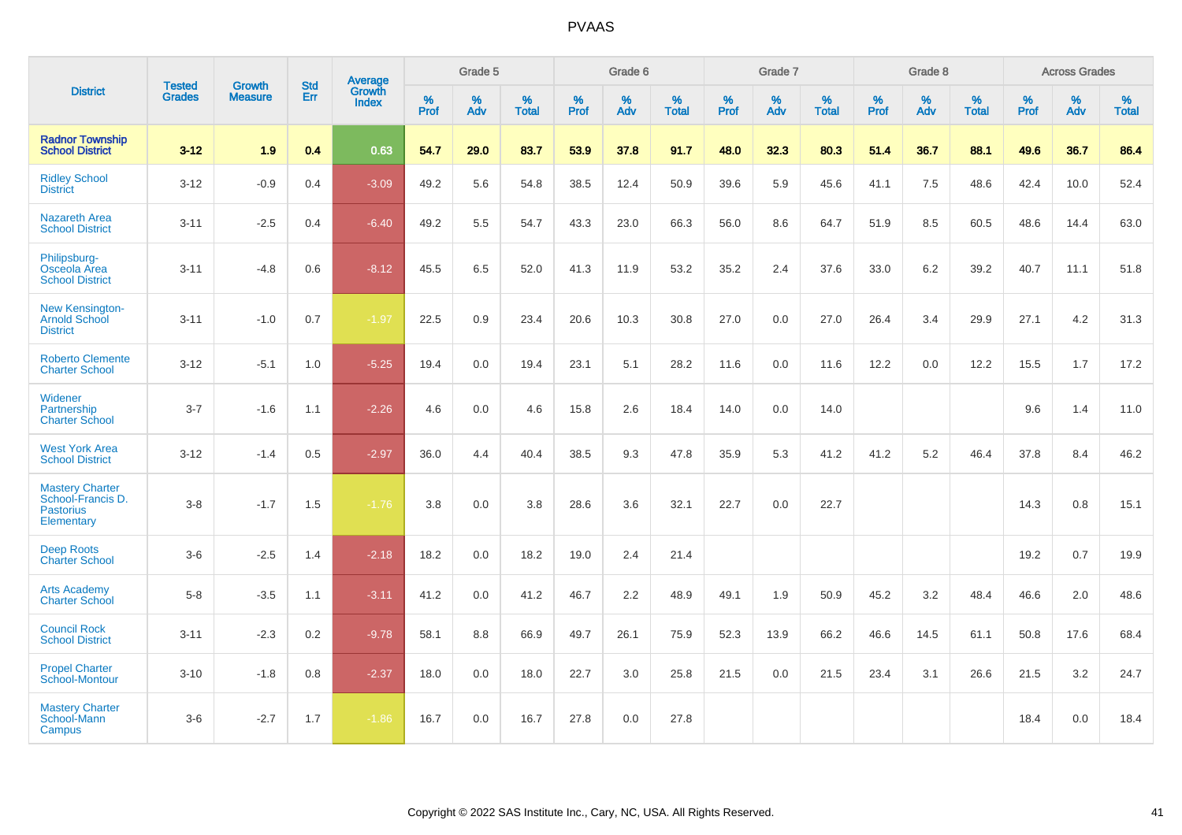# PVAAS

| District | Tested Grades | Growth Measure | Std Err | Average Growth Index | Grade 5 | | | Grade 6 | | | Grade 7 | | | Grade 8 | | | Across Grades | | |
|---|---|---|---|---|---|---|---|---|---|---|---|---|---|---|---|---|---|---|---|
| | | | | | % Prof | % Adv | % Total | % Prof | % Adv | % Total | % Prof | % Adv | % Total | % Prof | % Adv | % Total | % Prof | % Adv | % Total |
| **Radnor Township School District** | **3-12** | **1.9** | **0.4** | **0.63** | **54.7** | **29.0** | **83.7** | **53.9** | **37.8** | **91.7** | **48.0** | **32.3** | **80.3** | **51.4** | **36.7** | **88.1** | **49.6** | **36.7** | **86.4** |
| Ridley School District | 3-12 | -0.9 | 0.4 | -3.09 | 49.2 | 5.6 | 54.8 | 38.5 | 12.4 | 50.9 | 39.6 | 5.9 | 45.6 | 41.1 | 7.5 | 48.6 | 42.4 | 10.0 | 52.4 |
| Nazareth Area School District | 3-11 | -2.5 | 0.4 | -6.40 | 49.2 | 5.5 | 54.7 | 43.3 | 23.0 | 66.3 | 56.0 | 8.6 | 64.7 | 51.9 | 8.5 | 60.5 | 48.6 | 14.4 | 63.0 |
| Philipsburg-Osceola Area School District | 3-11 | -4.8 | 0.6 | -8.12 | 45.5 | 6.5 | 52.0 | 41.3 | 11.9 | 53.2 | 35.2 | 2.4 | 37.6 | 33.0 | 6.2 | 39.2 | 40.7 | 11.1 | 51.8 |
| New Kensington-Arnold School District | 3-11 | -1.0 | 0.7 | -1.97 | 22.5 | 0.9 | 23.4 | 20.6 | 10.3 | 30.8 | 27.0 | 0.0 | 27.0 | 26.4 | 3.4 | 29.9 | 27.1 | 4.2 | 31.3 |
| Roberto Clemente Charter School | 3-12 | -5.1 | 1.0 | -5.25 | 19.4 | 0.0 | 19.4 | 23.1 | 5.1 | 28.2 | 11.6 | 0.0 | 11.6 | 12.2 | 0.0 | 12.2 | 15.5 | 1.7 | 17.2 |
| Widener Partnership Charter School | 3-7 | -1.6 | 1.1 | -2.26 | 4.6 | 0.0 | 4.6 | 15.8 | 2.6 | 18.4 | 14.0 | 0.0 | 14.0 | | | | 9.6 | 1.4 | 11.0 |
| West York Area School District | 3-12 | -1.4 | 0.5 | -2.97 | 36.0 | 4.4 | 40.4 | 38.5 | 9.3 | 47.8 | 35.9 | 5.3 | 41.2 | 41.2 | 5.2 | 46.4 | 37.8 | 8.4 | 46.2 |
| Mastery Charter School-Francis D. Pastorius Elementary | 3-8 | -1.7 | 1.5 | -1.76 | 3.8 | 0.0 | 3.8 | 28.6 | 3.6 | 32.1 | 22.7 | 0.0 | 22.7 | | | | 14.3 | 0.8 | 15.1 |
| Deep Roots Charter School | 3-6 | -2.5 | 1.4 | -2.18 | 18.2 | 0.0 | 18.2 | 19.0 | 2.4 | 21.4 | | | | | | | 19.2 | 0.7 | 19.9 |
| Arts Academy Charter School | 5-8 | -3.5 | 1.1 | -3.11 | 41.2 | 0.0 | 41.2 | 46.7 | 2.2 | 48.9 | 49.1 | 1.9 | 50.9 | 45.2 | 3.2 | 48.4 | 46.6 | 2.0 | 48.6 |
| Council Rock School District | 3-11 | -2.3 | 0.2 | -9.78 | 58.1 | 8.8 | 66.9 | 49.7 | 26.1 | 75.9 | 52.3 | 13.9 | 66.2 | 46.6 | 14.5 | 61.1 | 50.8 | 17.6 | 68.4 |
| Propel Charter School-Montour | 3-10 | -1.8 | 0.8 | -2.37 | 18.0 | 0.0 | 18.0 | 22.7 | 3.0 | 25.8 | 21.5 | 0.0 | 21.5 | 23.4 | 3.1 | 26.6 | 21.5 | 3.2 | 24.7 |
| Mastery Charter School-Mann Campus | 3-6 | -2.7 | 1.7 | -1.86 | 16.7 | 0.0 | 16.7 | 27.8 | 0.0 | 27.8 | | | | | | | 18.4 | 0.0 | 18.4 |

Copyright © 2022 SAS Institute Inc., Cary, NC, USA. All Rights Reserved.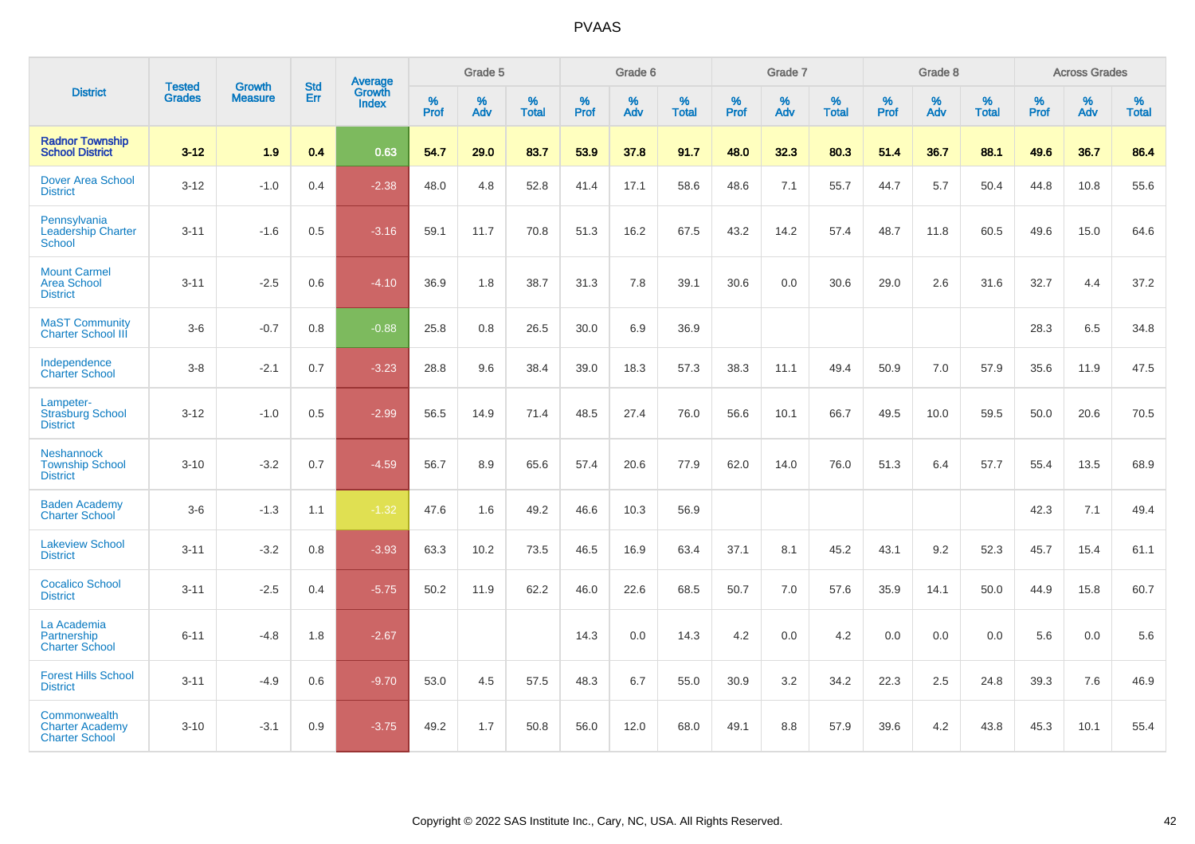# PVAAS

| District | Tested Grades | Growth Measure | Std Err | Average Growth Index | Grade 5 | | | Grade 6 | | | Grade 7 | | | Grade 8 | | | Across Grades | | |
|---|---|---|---|---|---|---|---|---|---|---|---|---|---|---|---|---|---|---|---|
| | | | | | % Prof | % Adv | % Total | % Prof | % Adv | % Total | % Prof | % Adv | % Total | % Prof | % Adv | % Total | % Prof | % Adv | % Total |
| **Radnor Township School District** | **3-12** | **1.9** | **0.4** | **0.63** | **54.7** | **29.0** | **83.7** | **53.9** | **37.8** | **91.7** | **48.0** | **32.3** | **80.3** | **51.4** | **36.7** | **88.1** | **49.6** | **36.7** | **86.4** |
| Dover Area School District | 3-12 | -1.0 | 0.4 | -2.38 | 48.0 | 4.8 | 52.8 | 41.4 | 17.1 | 58.6 | 48.6 | 7.1 | 55.7 | 44.7 | 5.7 | 50.4 | 44.8 | 10.8 | 55.6 |
| Pennsylvania Leadership Charter School | 3-11 | -1.6 | 0.5 | -3.16 | 59.1 | 11.7 | 70.8 | 51.3 | 16.2 | 67.5 | 43.2 | 14.2 | 57.4 | 48.7 | 11.8 | 60.5 | 49.6 | 15.0 | 64.6 |
| Mount Carmel Area School District | 3-11 | -2.5 | 0.6 | -4.10 | 36.9 | 1.8 | 38.7 | 31.3 | 7.8 | 39.1 | 30.6 | 0.0 | 30.6 | 29.0 | 2.6 | 31.6 | 32.7 | 4.4 | 37.2 |
| MaST Community Charter School III | 3-6 | -0.7 | 0.8 | -0.88 | 25.8 | 0.8 | 26.5 | 30.0 | 6.9 | 36.9 | | | | | | | 28.3 | 6.5 | 34.8 |
| Independence Charter School | 3-8 | -2.1 | 0.7 | -3.23 | 28.8 | 9.6 | 38.4 | 39.0 | 18.3 | 57.3 | 38.3 | 11.1 | 49.4 | 50.9 | 7.0 | 57.9 | 35.6 | 11.9 | 47.5 |
| Lampeter-Strasburg School District | 3-12 | -1.0 | 0.5 | -2.99 | 56.5 | 14.9 | 71.4 | 48.5 | 27.4 | 76.0 | 56.6 | 10.1 | 66.7 | 49.5 | 10.0 | 59.5 | 50.0 | 20.6 | 70.5 |
| Neshannock Township School District | 3-10 | -3.2 | 0.7 | -4.59 | 56.7 | 8.9 | 65.6 | 57.4 | 20.6 | 77.9 | 62.0 | 14.0 | 76.0 | 51.3 | 6.4 | 57.7 | 55.4 | 13.5 | 68.9 |
| Baden Academy Charter School | 3-6 | -1.3 | 1.1 | -1.32 | 47.6 | 1.6 | 49.2 | 46.6 | 10.3 | 56.9 | | | | | | | 42.3 | 7.1 | 49.4 |
| Lakeview School District | 3-11 | -3.2 | 0.8 | -3.93 | 63.3 | 10.2 | 73.5 | 46.5 | 16.9 | 63.4 | 37.1 | 8.1 | 45.2 | 43.1 | 9.2 | 52.3 | 45.7 | 15.4 | 61.1 |
| Cocalico School District | 3-11 | -2.5 | 0.4 | -5.75 | 50.2 | 11.9 | 62.2 | 46.0 | 22.6 | 68.5 | 50.7 | 7.0 | 57.6 | 35.9 | 14.1 | 50.0 | 44.9 | 15.8 | 60.7 |
| La Academia Partnership Charter School | 6-11 | -4.8 | 1.8 | -2.67 | | | | 14.3 | 0.0 | 14.3 | 4.2 | 0.0 | 4.2 | 0.0 | 0.0 | 0.0 | 5.6 | 0.0 | 5.6 |
| Forest Hills School District | 3-11 | -4.9 | 0.6 | -9.70 | 53.0 | 4.5 | 57.5 | 48.3 | 6.7 | 55.0 | 30.9 | 3.2 | 34.2 | 22.3 | 2.5 | 24.8 | 39.3 | 7.6 | 46.9 |
| Commonwealth Charter Academy Charter School | 3-10 | -3.1 | 0.9 | -3.75 | 49.2 | 1.7 | 50.8 | 56.0 | 12.0 | 68.0 | 49.1 | 8.8 | 57.9 | 39.6 | 4.2 | 43.8 | 45.3 | 10.1 | 55.4 |

Copyright © 2022 SAS Institute Inc., Cary, NC, USA. All Rights Reserved.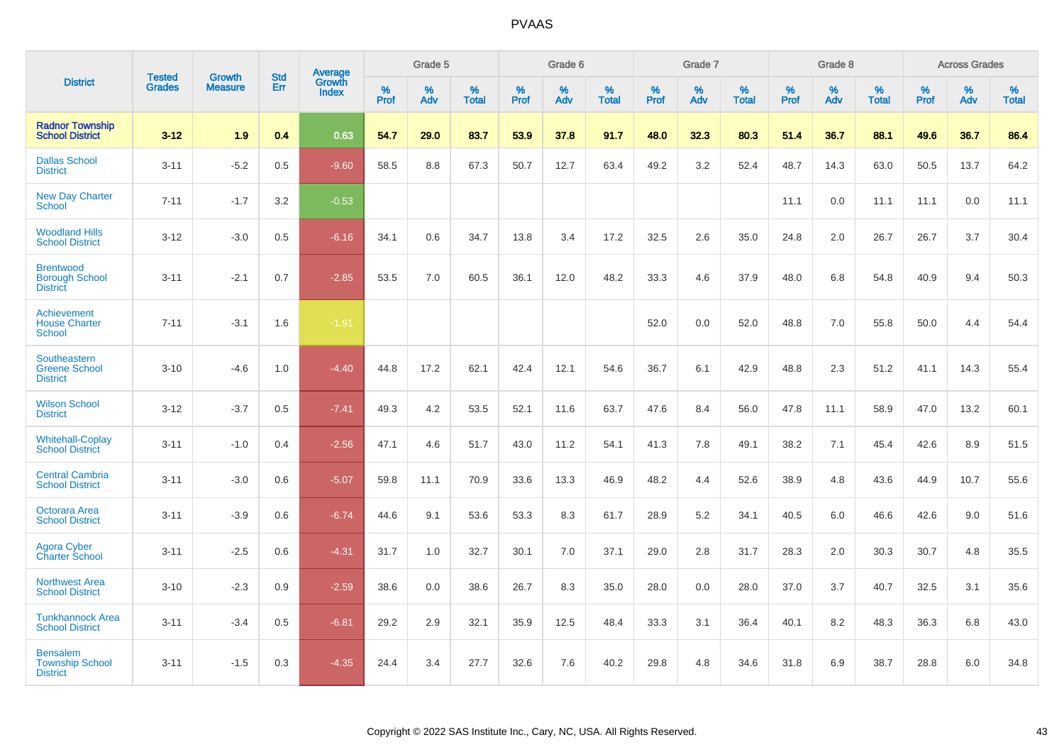# PVAAS

| District | Tested Grades | Growth Measure | Std Err | Average Growth Index | Grade 5 | | | Grade 6 | | | Grade 7 | | | Grade 8 | | | Across Grades | | |
|---|---|---|---|---|---|---|---|---|---|---|---|---|---|---|---|---|---|---|---|
| | | | | | % Prof | % Adv | % Total | % Prof | % Adv | % Total | % Prof | % Adv | % Total | % Prof | % Adv | % Total | % Prof | % Adv | % Total |
| **Radnor Township School District** | **3-12** | **1.9** | **0.4** | **0.63** | **54.7** | **29.0** | **83.7** | **53.9** | **37.8** | **91.7** | **48.0** | **32.3** | **80.3** | **51.4** | **36.7** | **88.1** | **49.6** | **36.7** | **86.4** |
| Dallas School District | 3-11 | -5.2 | 0.5 | -9.60 | 58.5 | 8.8 | 67.3 | 50.7 | 12.7 | 63.4 | 49.2 | 3.2 | 52.4 | 48.7 | 14.3 | 63.0 | 50.5 | 13.7 | 64.2 |
| New Day Charter School | 7-11 | -1.7 | 3.2 | -0.53 | | | | | | | | | | 11.1 | 0.0 | 11.1 | 11.1 | 0.0 | 11.1 |
| Woodland Hills School District | 3-12 | -3.0 | 0.5 | -6.16 | 34.1 | 0.6 | 34.7 | 13.8 | 3.4 | 17.2 | 32.5 | 2.6 | 35.0 | 24.8 | 2.0 | 26.7 | 26.7 | 3.7 | 30.4 |
| Brentwood Borough School District | 3-11 | -2.1 | 0.7 | -2.85 | 53.5 | 7.0 | 60.5 | 36.1 | 12.0 | 48.2 | 33.3 | 4.6 | 37.9 | 48.0 | 6.8 | 54.8 | 40.9 | 9.4 | 50.3 |
| Achievement House Charter School | 7-11 | -3.1 | 1.6 | -1.91 | | | | | | | 52.0 | 0.0 | 52.0 | 48.8 | 7.0 | 55.8 | 50.0 | 4.4 | 54.4 |
| Southeastern Greene School District | 3-10 | -4.6 | 1.0 | -4.40 | 44.8 | 17.2 | 62.1 | 42.4 | 12.1 | 54.6 | 36.7 | 6.1 | 42.9 | 48.8 | 2.3 | 51.2 | 41.1 | 14.3 | 55.4 |
| Wilson School District | 3-12 | -3.7 | 0.5 | -7.41 | 49.3 | 4.2 | 53.5 | 52.1 | 11.6 | 63.7 | 47.6 | 8.4 | 56.0 | 47.8 | 11.1 | 58.9 | 47.0 | 13.2 | 60.1 |
| Whitehall-Coplay School District | 3-11 | -1.0 | 0.4 | -2.56 | 47.1 | 4.6 | 51.7 | 43.0 | 11.2 | 54.1 | 41.3 | 7.8 | 49.1 | 38.2 | 7.1 | 45.4 | 42.6 | 8.9 | 51.5 |
| Central Cambria School District | 3-11 | -3.0 | 0.6 | -5.07 | 59.8 | 11.1 | 70.9 | 33.6 | 13.3 | 46.9 | 48.2 | 4.4 | 52.6 | 38.9 | 4.8 | 43.6 | 44.9 | 10.7 | 55.6 |
| Octorara Area School District | 3-11 | -3.9 | 0.6 | -6.74 | 44.6 | 9.1 | 53.6 | 53.3 | 8.3 | 61.7 | 28.9 | 5.2 | 34.1 | 40.5 | 6.0 | 46.6 | 42.6 | 9.0 | 51.6 |
| Agora Cyber Charter School | 3-11 | -2.5 | 0.6 | -4.31 | 31.7 | 1.0 | 32.7 | 30.1 | 7.0 | 37.1 | 29.0 | 2.8 | 31.7 | 28.3 | 2.0 | 30.3 | 30.7 | 4.8 | 35.5 |
| Northwest Area School District | 3-10 | -2.3 | 0.9 | -2.59 | 38.6 | 0.0 | 38.6 | 26.7 | 8.3 | 35.0 | 28.0 | 0.0 | 28.0 | 37.0 | 3.7 | 40.7 | 32.5 | 3.1 | 35.6 |
| Tunkhannock Area School District | 3-11 | -3.4 | 0.5 | -6.81 | 29.2 | 2.9 | 32.1 | 35.9 | 12.5 | 48.4 | 33.3 | 3.1 | 36.4 | 40.1 | 8.2 | 48.3 | 36.3 | 6.8 | 43.0 |
| Bensalem Township School District | 3-11 | -1.5 | 0.3 | -4.35 | 24.4 | 3.4 | 27.7 | 32.6 | 7.6 | 40.2 | 29.8 | 4.8 | 34.6 | 31.8 | 6.9 | 38.7 | 28.8 | 6.0 | 34.8 |

Copyright © 2022 SAS Institute Inc., Cary, NC, USA. All Rights Reserved.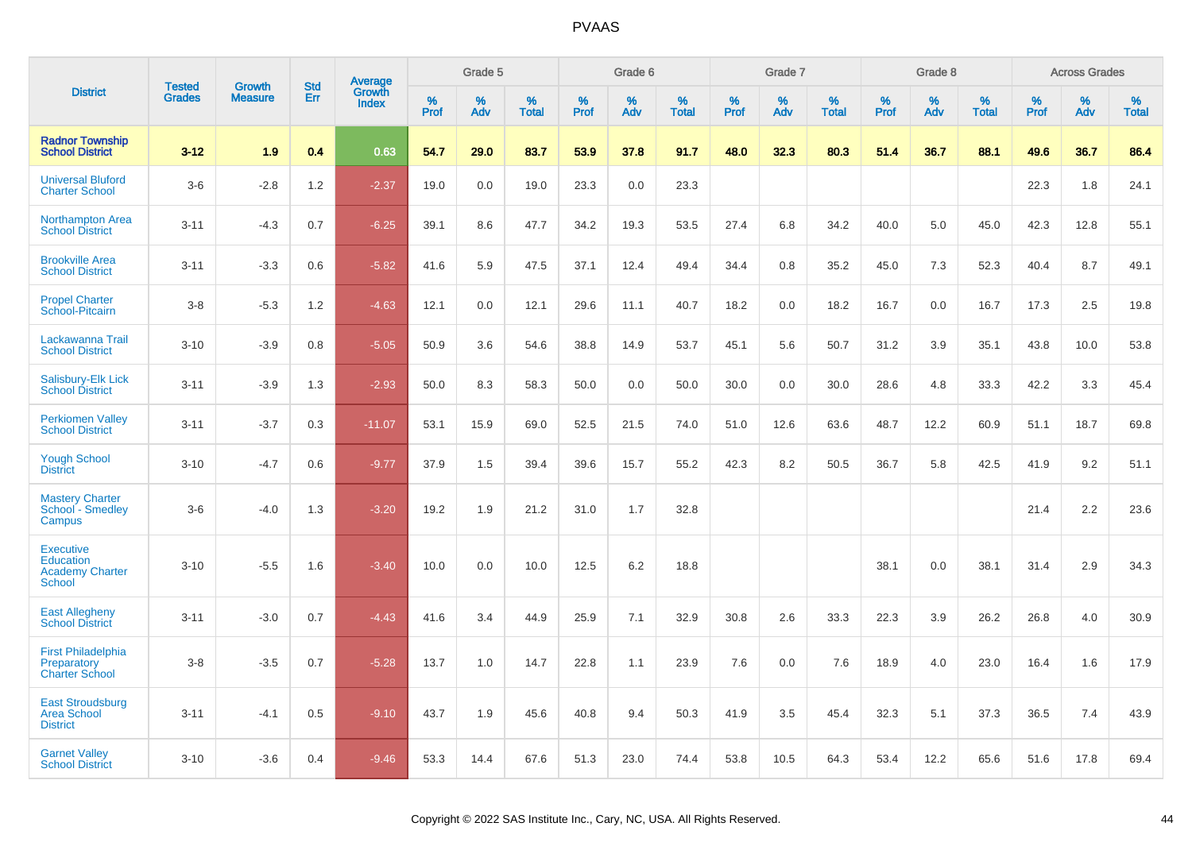# PVAAS

| District | Tested Grades | Growth Measure | Std Err | Average Growth Index | Grade 5 | | | Grade 6 | | | Grade 7 | | | Grade 8 | | | Across Grades | | |
|---|---|---|---|---|---|---|---|---|---|---|---|---|---|---|---|---|---|---|---|
| | | | | | % Prof | % Adv | % Total | % Prof | % Adv | % Total | % Prof | % Adv | % Total | % Prof | % Adv | % Total | % Prof | % Adv | % Total |
| **Radnor Township School District** | **3-12** | **1.9** | **0.4** | **0.63** | **54.7** | **29.0** | **83.7** | **53.9** | **37.8** | **91.7** | **48.0** | **32.3** | **80.3** | **51.4** | **36.7** | **88.1** | **49.6** | **36.7** | **86.4** |
| Universal Bluford Charter School | 3-6 | -2.8 | 1.2 | -2.37 | 19.0 | 0.0 | 19.0 | 23.3 | 0.0 | 23.3 | | | | | | | 22.3 | 1.8 | 24.1 |
| Northampton Area School District | 3-11 | -4.3 | 0.7 | -6.25 | 39.1 | 8.6 | 47.7 | 34.2 | 19.3 | 53.5 | 27.4 | 6.8 | 34.2 | 40.0 | 5.0 | 45.0 | 42.3 | 12.8 | 55.1 |
| Brookville Area School District | 3-11 | -3.3 | 0.6 | -5.82 | 41.6 | 5.9 | 47.5 | 37.1 | 12.4 | 49.4 | 34.4 | 0.8 | 35.2 | 45.0 | 7.3 | 52.3 | 40.4 | 8.7 | 49.1 |
| Propel Charter School-Pitcairn | 3-8 | -5.3 | 1.2 | -4.63 | 12.1 | 0.0 | 12.1 | 29.6 | 11.1 | 40.7 | 18.2 | 0.0 | 18.2 | 16.7 | 0.0 | 16.7 | 17.3 | 2.5 | 19.8 |
| Lackawanna Trail School District | 3-10 | -3.9 | 0.8 | -5.05 | 50.9 | 3.6 | 54.6 | 38.8 | 14.9 | 53.7 | 45.1 | 5.6 | 50.7 | 31.2 | 3.9 | 35.1 | 43.8 | 10.0 | 53.8 |
| Salisbury-Elk Lick School District | 3-11 | -3.9 | 1.3 | -2.93 | 50.0 | 8.3 | 58.3 | 50.0 | 0.0 | 50.0 | 30.0 | 0.0 | 30.0 | 28.6 | 4.8 | 33.3 | 42.2 | 3.3 | 45.4 |
| Perkiomen Valley School District | 3-11 | -3.7 | 0.3 | -11.07 | 53.1 | 15.9 | 69.0 | 52.5 | 21.5 | 74.0 | 51.0 | 12.6 | 63.6 | 48.7 | 12.2 | 60.9 | 51.1 | 18.7 | 69.8 |
| Yough School District | 3-10 | -4.7 | 0.6 | -9.77 | 37.9 | 1.5 | 39.4 | 39.6 | 15.7 | 55.2 | 42.3 | 8.2 | 50.5 | 36.7 | 5.8 | 42.5 | 41.9 | 9.2 | 51.1 |
| Mastery Charter School - Smedley Campus | 3-6 | -4.0 | 1.3 | -3.20 | 19.2 | 1.9 | 21.2 | 31.0 | 1.7 | 32.8 | | | | | | | 21.4 | 2.2 | 23.6 |
| Executive Education Academy Charter School | 3-10 | -5.5 | 1.6 | -3.40 | 10.0 | 0.0 | 10.0 | 12.5 | 6.2 | 18.8 | | | | 38.1 | 0.0 | 38.1 | 31.4 | 2.9 | 34.3 |
| East Allegheny School District | 3-11 | -3.0 | 0.7 | -4.43 | 41.6 | 3.4 | 44.9 | 25.9 | 7.1 | 32.9 | 30.8 | 2.6 | 33.3 | 22.3 | 3.9 | 26.2 | 26.8 | 4.0 | 30.9 |
| First Philadelphia Preparatory Charter School | 3-8 | -3.5 | 0.7 | -5.28 | 13.7 | 1.0 | 14.7 | 22.8 | 1.1 | 23.9 | 7.6 | 0.0 | 7.6 | 18.9 | 4.0 | 23.0 | 16.4 | 1.6 | 17.9 |
| East Stroudsburg Area School District | 3-11 | -4.1 | 0.5 | -9.10 | 43.7 | 1.9 | 45.6 | 40.8 | 9.4 | 50.3 | 41.9 | 3.5 | 45.4 | 32.3 | 5.1 | 37.3 | 36.5 | 7.4 | 43.9 |
| Garnet Valley School District | 3-10 | -3.6 | 0.4 | -9.46 | 53.3 | 14.4 | 67.6 | 51.3 | 23.0 | 74.4 | 53.8 | 10.5 | 64.3 | 53.4 | 12.2 | 65.6 | 51.6 | 17.8 | 69.4 |

Copyright © 2022 SAS Institute Inc., Cary, NC, USA. All Rights Reserved.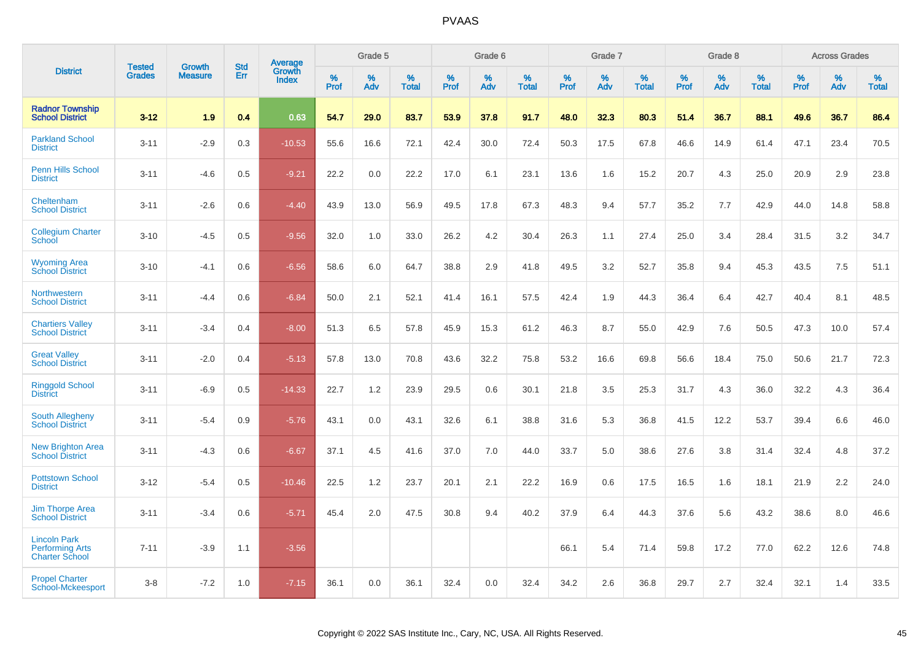# PVAAS

| District | Tested Grades | Growth Measure | Std Err | Average Growth Index | Grade 5 | | | Grade 6 | | | Grade 7 | | | Grade 8 | | | Across Grades | | |
|---|---|---|---|---|---|---|---|---|---|---|---|---|---|---|---|---|---|---|---|
| | | | | | % Prof | % Adv | % Total | % Prof | % Adv | % Total | % Prof | % Adv | % Total | % Prof | % Adv | % Total | % Prof | % Adv | % Total |
| **Radnor Township School District** | **3-12** | **1.9** | **0.4** | **0.63** | **54.7** | **29.0** | **83.7** | **53.9** | **37.8** | **91.7** | **48.0** | **32.3** | **80.3** | **51.4** | **36.7** | **88.1** | **49.6** | **36.7** | **86.4** |
| Parkland School District | 3-11 | -2.9 | 0.3 | -10.53 | 55.6 | 16.6 | 72.1 | 42.4 | 30.0 | 72.4 | 50.3 | 17.5 | 67.8 | 46.6 | 14.9 | 61.4 | 47.1 | 23.4 | 70.5 |
| Penn Hills School District | 3-11 | -4.6 | 0.5 | -9.21 | 22.2 | 0.0 | 22.2 | 17.0 | 6.1 | 23.1 | 13.6 | 1.6 | 15.2 | 20.7 | 4.3 | 25.0 | 20.9 | 2.9 | 23.8 |
| Cheltenham School District | 3-11 | -2.6 | 0.6 | -4.40 | 43.9 | 13.0 | 56.9 | 49.5 | 17.8 | 67.3 | 48.3 | 9.4 | 57.7 | 35.2 | 7.7 | 42.9 | 44.0 | 14.8 | 58.8 |
| Collegium Charter School | 3-10 | -4.5 | 0.5 | -9.56 | 32.0 | 1.0 | 33.0 | 26.2 | 4.2 | 30.4 | 26.3 | 1.1 | 27.4 | 25.0 | 3.4 | 28.4 | 31.5 | 3.2 | 34.7 |
| Wyoming Area School District | 3-10 | -4.1 | 0.6 | -6.56 | 58.6 | 6.0 | 64.7 | 38.8 | 2.9 | 41.8 | 49.5 | 3.2 | 52.7 | 35.8 | 9.4 | 45.3 | 43.5 | 7.5 | 51.1 |
| Northwestern School District | 3-11 | -4.4 | 0.6 | -6.84 | 50.0 | 2.1 | 52.1 | 41.4 | 16.1 | 57.5 | 42.4 | 1.9 | 44.3 | 36.4 | 6.4 | 42.7 | 40.4 | 8.1 | 48.5 |
| Chartiers Valley School District | 3-11 | -3.4 | 0.4 | -8.00 | 51.3 | 6.5 | 57.8 | 45.9 | 15.3 | 61.2 | 46.3 | 8.7 | 55.0 | 42.9 | 7.6 | 50.5 | 47.3 | 10.0 | 57.4 |
| Great Valley School District | 3-11 | -2.0 | 0.4 | -5.13 | 57.8 | 13.0 | 70.8 | 43.6 | 32.2 | 75.8 | 53.2 | 16.6 | 69.8 | 56.6 | 18.4 | 75.0 | 50.6 | 21.7 | 72.3 |
| Ringgold School District | 3-11 | -6.9 | 0.5 | -14.33 | 22.7 | 1.2 | 23.9 | 29.5 | 0.6 | 30.1 | 21.8 | 3.5 | 25.3 | 31.7 | 4.3 | 36.0 | 32.2 | 4.3 | 36.4 |
| South Allegheny School District | 3-11 | -5.4 | 0.9 | -5.76 | 43.1 | 0.0 | 43.1 | 32.6 | 6.1 | 38.8 | 31.6 | 5.3 | 36.8 | 41.5 | 12.2 | 53.7 | 39.4 | 6.6 | 46.0 |
| New Brighton Area School District | 3-11 | -4.3 | 0.6 | -6.67 | 37.1 | 4.5 | 41.6 | 37.0 | 7.0 | 44.0 | 33.7 | 5.0 | 38.6 | 27.6 | 3.8 | 31.4 | 32.4 | 4.8 | 37.2 |
| Pottstown School District | 3-12 | -5.4 | 0.5 | -10.46 | 22.5 | 1.2 | 23.7 | 20.1 | 2.1 | 22.2 | 16.9 | 0.6 | 17.5 | 16.5 | 1.6 | 18.1 | 21.9 | 2.2 | 24.0 |
| Jim Thorpe Area School District | 3-11 | -3.4 | 0.6 | -5.71 | 45.4 | 2.0 | 47.5 | 30.8 | 9.4 | 40.2 | 37.9 | 6.4 | 44.3 | 37.6 | 5.6 | 43.2 | 38.6 | 8.0 | 46.6 |
| Lincoln Park Performing Arts Charter School | 7-11 | -3.9 | 1.1 | -3.56 | | | | | | | 66.1 | 5.4 | 71.4 | 59.8 | 17.2 | 77.0 | 62.2 | 12.6 | 74.8 |
| Propel Charter School-Mckeesport | 3-8 | -7.2 | 1.0 | -7.15 | 36.1 | 0.0 | 36.1 | 32.4 | 0.0 | 32.4 | 34.2 | 2.6 | 36.8 | 29.7 | 2.7 | 32.4 | 32.1 | 1.4 | 33.5 |

Copyright © 2022 SAS Institute Inc., Cary, NC, USA. All Rights Reserved.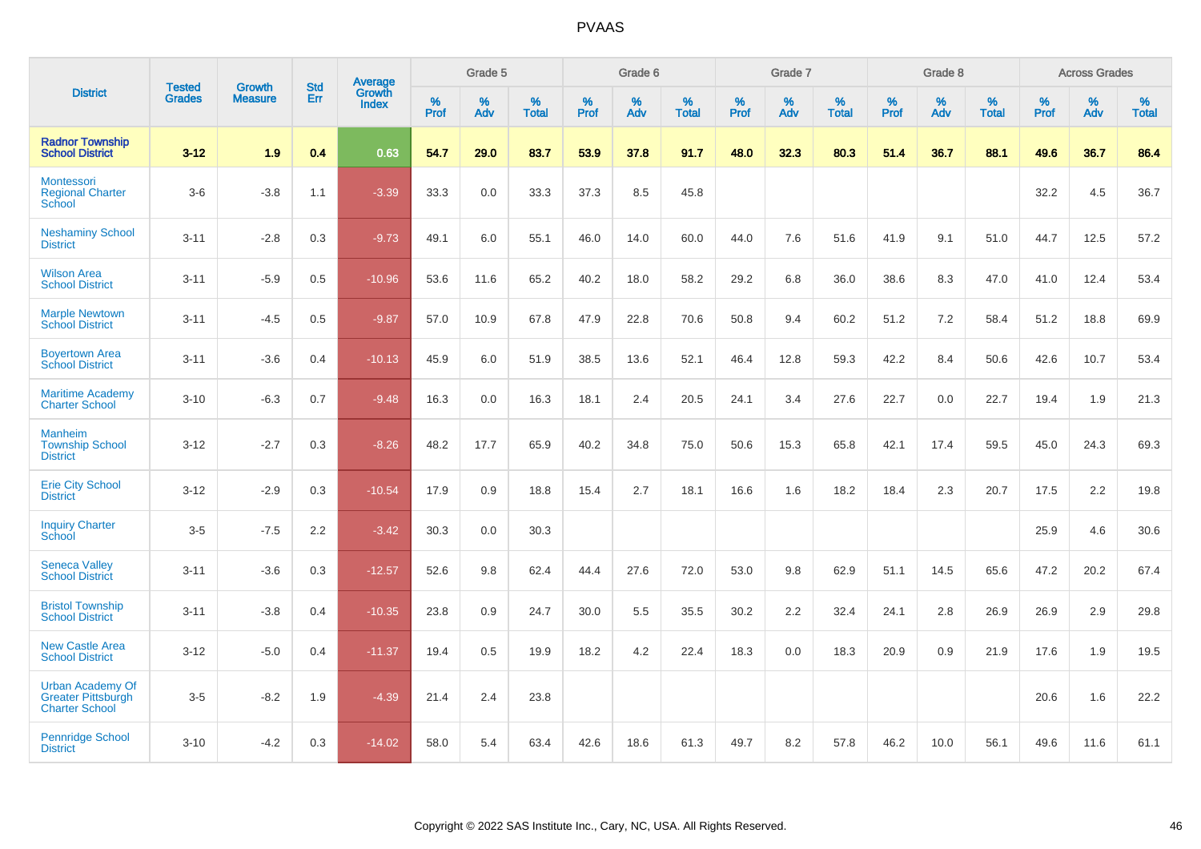# PVAAS

| District | Tested Grades | Growth Measure | Std Err | Average Growth Index | Grade 5 | | | Grade 6 | | | Grade 7 | | | Grade 8 | | | Across Grades | | |
|---|---|---|---|---|---|---|---|---|---|---|---|---|---|---|---|---|---|---|---|
| | | | | | % Prof | % Adv | % Total | % Prof | % Adv | % Total | % Prof | % Adv | % Total | % Prof | % Adv | % Total | % Prof | % Adv | % Total |
| **Radnor Township School District** | **3-12** | **1.9** | **0.4** | **0.63** | **54.7** | **29.0** | **83.7** | **53.9** | **37.8** | **91.7** | **48.0** | **32.3** | **80.3** | **51.4** | **36.7** | **88.1** | **49.6** | **36.7** | **86.4** |
| Montessori Regional Charter School | 3-6 | -3.8 | 1.1 | -3.39 | 33.3 | 0.0 | 33.3 | 37.3 | 8.5 | 45.8 | | | | | | | 32.2 | 4.5 | 36.7 |
| Neshaminy School District | 3-11 | -2.8 | 0.3 | -9.73 | 49.1 | 6.0 | 55.1 | 46.0 | 14.0 | 60.0 | 44.0 | 7.6 | 51.6 | 41.9 | 9.1 | 51.0 | 44.7 | 12.5 | 57.2 |
| Wilson Area School District | 3-11 | -5.9 | 0.5 | -10.96 | 53.6 | 11.6 | 65.2 | 40.2 | 18.0 | 58.2 | 29.2 | 6.8 | 36.0 | 38.6 | 8.3 | 47.0 | 41.0 | 12.4 | 53.4 |
| Marple Newtown School District | 3-11 | -4.5 | 0.5 | -9.87 | 57.0 | 10.9 | 67.8 | 47.9 | 22.8 | 70.6 | 50.8 | 9.4 | 60.2 | 51.2 | 7.2 | 58.4 | 51.2 | 18.8 | 69.9 |
| Boyertown Area School District | 3-11 | -3.6 | 0.4 | -10.13 | 45.9 | 6.0 | 51.9 | 38.5 | 13.6 | 52.1 | 46.4 | 12.8 | 59.3 | 42.2 | 8.4 | 50.6 | 42.6 | 10.7 | 53.4 |
| Maritime Academy Charter School | 3-10 | -6.3 | 0.7 | -9.48 | 16.3 | 0.0 | 16.3 | 18.1 | 2.4 | 20.5 | 24.1 | 3.4 | 27.6 | 22.7 | 0.0 | 22.7 | 19.4 | 1.9 | 21.3 |
| Manheim Township School District | 3-12 | -2.7 | 0.3 | -8.26 | 48.2 | 17.7 | 65.9 | 40.2 | 34.8 | 75.0 | 50.6 | 15.3 | 65.8 | 42.1 | 17.4 | 59.5 | 45.0 | 24.3 | 69.3 |
| Erie City School District | 3-12 | -2.9 | 0.3 | -10.54 | 17.9 | 0.9 | 18.8 | 15.4 | 2.7 | 18.1 | 16.6 | 1.6 | 18.2 | 18.4 | 2.3 | 20.7 | 17.5 | 2.2 | 19.8 |
| Inquiry Charter School | 3-5 | -7.5 | 2.2 | -3.42 | 30.3 | 0.0 | 30.3 | | | | | | | | | | 25.9 | 4.6 | 30.6 |
| Seneca Valley School District | 3-11 | -3.6 | 0.3 | -12.57 | 52.6 | 9.8 | 62.4 | 44.4 | 27.6 | 72.0 | 53.0 | 9.8 | 62.9 | 51.1 | 14.5 | 65.6 | 47.2 | 20.2 | 67.4 |
| Bristol Township School District | 3-11 | -3.8 | 0.4 | -10.35 | 23.8 | 0.9 | 24.7 | 30.0 | 5.5 | 35.5 | 30.2 | 2.2 | 32.4 | 24.1 | 2.8 | 26.9 | 26.9 | 2.9 | 29.8 |
| New Castle Area School District | 3-12 | -5.0 | 0.4 | -11.37 | 19.4 | 0.5 | 19.9 | 18.2 | 4.2 | 22.4 | 18.3 | 0.0 | 18.3 | 20.9 | 0.9 | 21.9 | 17.6 | 1.9 | 19.5 |
| Urban Academy Of Greater Pittsburgh Charter School | 3-5 | -8.2 | 1.9 | -4.39 | 21.4 | 2.4 | 23.8 | | | | | | | | | | 20.6 | 1.6 | 22.2 |
| Pennridge School District | 3-10 | -4.2 | 0.3 | -14.02 | 58.0 | 5.4 | 63.4 | 42.6 | 18.6 | 61.3 | 49.7 | 8.2 | 57.8 | 46.2 | 10.0 | 56.1 | 49.6 | 11.6 | 61.1 |

Copyright © 2022 SAS Institute Inc., Cary, NC, USA. All Rights Reserved.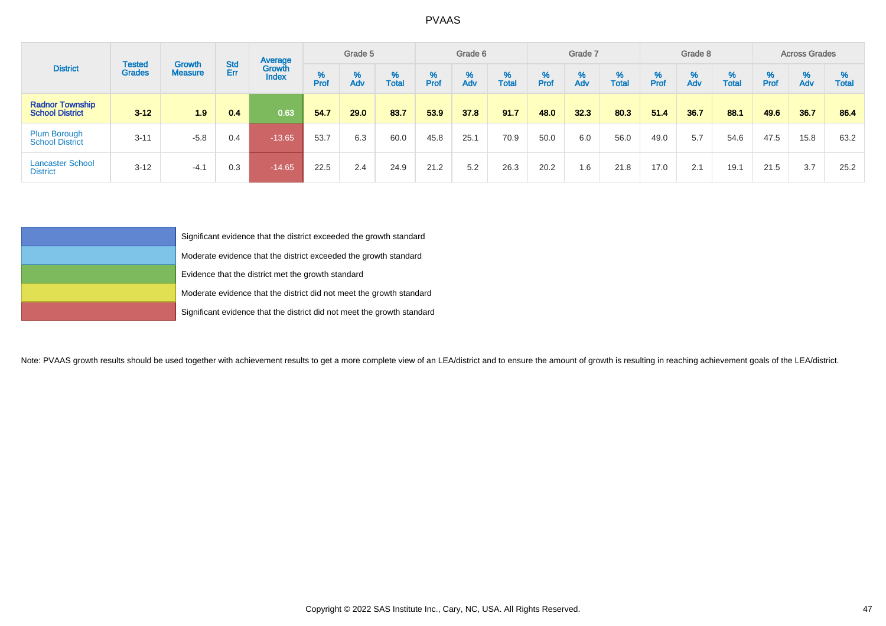# PVAAS

| District | Tested Grades | Growth Measure | Std Err | Average Growth Index | Grade 5 | | | Grade 6 | | | Grade 7 | | | Grade 8 | | | Across Grades | | |
|---|---|---|---|---|---|---|---|---|---|---|---|---|---|---|---|---|---|---|---|
| | | | | | % Prof | % Adv | % Total | % Prof | % Adv | % Total | % Prof | % Adv | % Total | % Prof | % Adv | % Total | % Prof | % Adv | % Total |
| **Radnor Township School District** | **3-12** | **1.9** | **0.4** | **0.63** | **54.7** | **29.0** | **83.7** | **53.9** | **37.8** | **91.7** | **48.0** | **32.3** | **80.3** | **51.4** | **36.7** | **88.1** | **49.6** | **36.7** | **86.4** |
| Plum Borough School District | 3-11 | -5.8 | 0.4 | -13.65 | 53.7 | 6.3 | 60.0 | 45.8 | 25.1 | 70.9 | 50.0 | 6.0 | 56.0 | 49.0 | 5.7 | 54.6 | 47.5 | 15.8 | 63.2 |
| Lancaster School District | 3-12 | -4.1 | 0.3 | -14.65 | 22.5 | 2.4 | 24.9 | 21.2 | 5.2 | 26.3 | 20.2 | 1.6 | 21.8 | 17.0 | 2.1 | 19.1 | 21.5 | 3.7 | 25.2 |

| | |
|---|---|
| (Dark blue) | Significant evidence that the district exceeded the growth standard |
| (Light blue) | Moderate evidence that the district exceeded the growth standard |
| (Green) | Evidence that the district met the growth standard |
| (Yellow) | Moderate evidence that the district did not meet the growth standard |
| (Red) | Significant evidence that the district did not meet the growth standard |

Note: PVAAS growth results should be used together with achievement results to get a more complete view of an LEA/district and to ensure the amount of growth is resulting in reaching achievement goals of the LEA/district.

Copyright © 2022 SAS Institute Inc., Cary, NC, USA. All Rights Reserved.